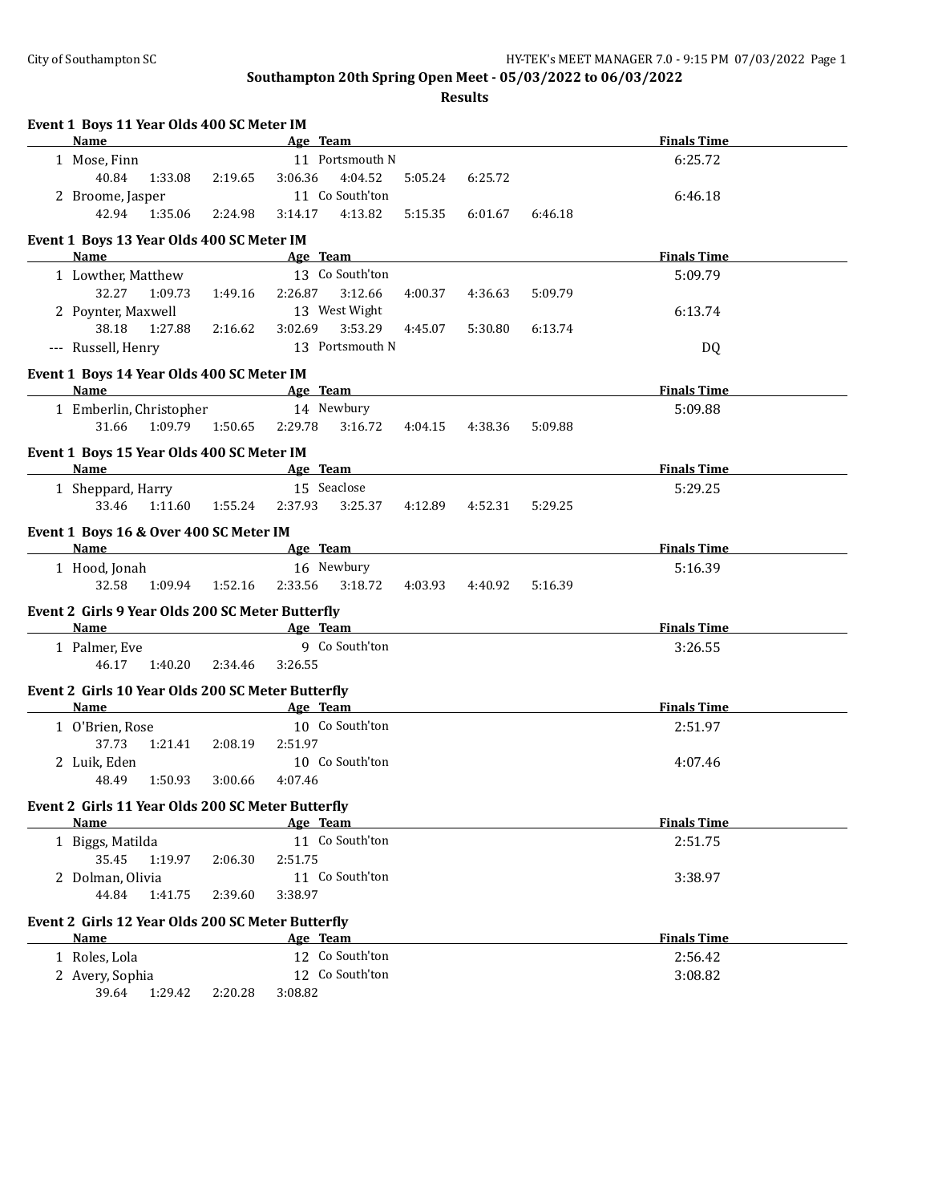Southampton 20th Spring Open Meet - 05/03/2022 to 06/03/2022

**Results**

### Event 1 Boys 11 Year Olds 400 SC Meter IM

| | Name | Age | Team | Finals Time |
|---|---|---|---|---|
| 1 | Mose, Finn | 11 | Portsmouth N | 6:25.72 |
| | 40.84 1:33.08 2:19.65 3:06.36 4:04.52 5:05.24 6:25.72 | | | |
| 2 | Broome, Jasper | 11 | Co South'ton | 6:46.18 |
| | 42.94 1:35.06 2:24.98 3:14.17 4:13.82 5:15.35 6:01.67 6:46.18 | | | |

### Event 1 Boys 13 Year Olds 400 SC Meter IM

| | Name | Age | Team | Finals Time |
|---|---|---|---|---|
| 1 | Lowther, Matthew | 13 | Co South'ton | 5:09.79 |
| | 32.27 1:09.73 1:49.16 2:26.87 3:12.66 4:00.37 4:36.63 5:09.79 | | | |
| 2 | Poynter, Maxwell | 13 | West Wight | 6:13.74 |
| | 38.18 1:27.88 2:16.62 3:02.69 3:53.29 4:45.07 5:30.80 6:13.74 | | | |
| --- | Russell, Henry | 13 | Portsmouth N | DQ |

### Event 1 Boys 14 Year Olds 400 SC Meter IM

| | Name | Age | Team | Finals Time |
|---|---|---|---|---|
| 1 | Emberlin, Christopher | 14 | Newbury | 5:09.88 |
| | 31.66 1:09.79 1:50.65 2:29.78 3:16.72 4:04.15 4:38.36 5:09.88 | | | |

### Event 1 Boys 15 Year Olds 400 SC Meter IM

| | Name | Age | Team | Finals Time |
|---|---|---|---|---|
| 1 | Sheppard, Harry | 15 | Seaclose | 5:29.25 |
| | 33.46 1:11.60 1:55.24 2:37.93 3:25.37 4:12.89 4:52.31 5:29.25 | | | |

### Event 1 Boys 16 & Over 400 SC Meter IM

| | Name | Age | Team | Finals Time |
|---|---|---|---|---|
| 1 | Hood, Jonah | 16 | Newbury | 5:16.39 |
| | 32.58 1:09.94 1:52.16 2:33.56 3:18.72 4:03.93 4:40.92 5:16.39 | | | |

### Event 2 Girls 9 Year Olds 200 SC Meter Butterfly

| | Name | Age | Team | Finals Time |
|---|---|---|---|---|
| 1 | Palmer, Eve | 9 | Co South'ton | 3:26.55 |
| | 46.17 1:40.20 2:34.46 3:26.55 | | | |

### Event 2 Girls 10 Year Olds 200 SC Meter Butterfly

| | Name | Age | Team | Finals Time |
|---|---|---|---|---|
| 1 | O'Brien, Rose | 10 | Co South'ton | 2:51.97 |
| | 37.73 1:21.41 2:08.19 2:51.97 | | | |
| 2 | Luik, Eden | 10 | Co South'ton | 4:07.46 |
| | 48.49 1:50.93 3:00.66 4:07.46 | | | |

### Event 2 Girls 11 Year Olds 200 SC Meter Butterfly

| | Name | Age | Team | Finals Time |
|---|---|---|---|---|
| 1 | Biggs, Matilda | 11 | Co South'ton | 2:51.75 |
| | 35.45 1:19.97 2:06.30 2:51.75 | | | |
| 2 | Dolman, Olivia | 11 | Co South'ton | 3:38.97 |
| | 44.84 1:41.75 2:39.60 3:38.97 | | | |

### Event 2 Girls 12 Year Olds 200 SC Meter Butterfly

| | Name | Age | Team | Finals Time |
|---|---|---|---|---|
| 1 | Roles, Lola | 12 | Co South'ton | 2:56.42 |
| 2 | Avery, Sophia | 12 | Co South'ton | 3:08.82 |
| | 39.64 1:29.42 2:20.28 3:08.82 | | | |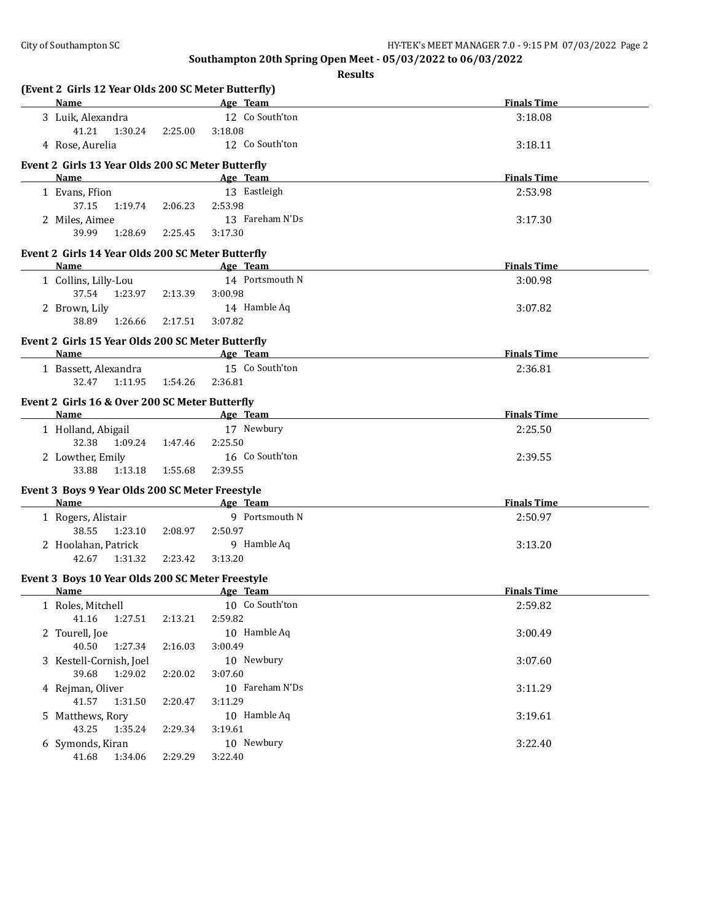**Southampton 20th Spring Open Meet - 05/03/2022 to 06/03/2022**

**Results**

### (Event 2 Girls 12 Year Olds 200 SC Meter Butterfly)

| | Name | Age | Team | Finals Time |
|---|---|---|---|---|
| 3 | Luik, Alexandra | 12 | Co South'ton | 3:18.08 |
| | 41.21 1:30.24 2:25.00 3:18.08 | | | |
| 4 | Rose, Aurelia | 12 | Co South'ton | 3:18.11 |

### Event 2 Girls 13 Year Olds 200 SC Meter Butterfly

| | Name | Age | Team | Finals Time |
|---|---|---|---|---|
| 1 | Evans, Ffion | 13 | Eastleigh | 2:53.98 |
| | 37.15 1:19.74 2:06.23 2:53.98 | | | |
| 2 | Miles, Aimee | 13 | Fareham N'Ds | 3:17.30 |
| | 39.99 1:28.69 2:25.45 3:17.30 | | | |

### Event 2 Girls 14 Year Olds 200 SC Meter Butterfly

| | Name | Age | Team | Finals Time |
|---|---|---|---|---|
| 1 | Collins, Lilly-Lou | 14 | Portsmouth N | 3:00.98 |
| | 37.54 1:23.97 2:13.39 3:00.98 | | | |
| 2 | Brown, Lily | 14 | Hamble Aq | 3:07.82 |
| | 38.89 1:26.66 2:17.51 3:07.82 | | | |

### Event 2 Girls 15 Year Olds 200 SC Meter Butterfly

| | Name | Age | Team | Finals Time |
|---|---|---|---|---|
| 1 | Bassett, Alexandra | 15 | Co South'ton | 2:36.81 |
| | 32.47 1:11.95 1:54.26 2:36.81 | | | |

### Event 2 Girls 16 & Over 200 SC Meter Butterfly

| | Name | Age | Team | Finals Time |
|---|---|---|---|---|
| 1 | Holland, Abigail | 17 | Newbury | 2:25.50 |
| | 32.38 1:09.24 1:47.46 2:25.50 | | | |
| 2 | Lowther, Emily | 16 | Co South'ton | 2:39.55 |
| | 33.88 1:13.18 1:55.68 2:39.55 | | | |

### Event 3 Boys 9 Year Olds 200 SC Meter Freestyle

| | Name | Age | Team | Finals Time |
|---|---|---|---|---|
| 1 | Rogers, Alistair | 9 | Portsmouth N | 2:50.97 |
| | 38.55 1:23.10 2:08.97 2:50.97 | | | |
| 2 | Hoolahan, Patrick | 9 | Hamble Aq | 3:13.20 |
| | 42.67 1:31.32 2:23.42 3:13.20 | | | |

### Event 3 Boys 10 Year Olds 200 SC Meter Freestyle

| | Name | Age | Team | Finals Time |
|---|---|---|---|---|
| 1 | Roles, Mitchell | 10 | Co South'ton | 2:59.82 |
| | 41.16 1:27.51 2:13.21 2:59.82 | | | |
| 2 | Tourell, Joe | 10 | Hamble Aq | 3:00.49 |
| | 40.50 1:27.34 2:16.03 3:00.49 | | | |
| 3 | Kestell-Cornish, Joel | 10 | Newbury | 3:07.60 |
| | 39.68 1:29.02 2:20.02 3:07.60 | | | |
| 4 | Rejman, Oliver | 10 | Fareham N'Ds | 3:11.29 |
| | 41.57 1:31.50 2:20.47 3:11.29 | | | |
| 5 | Matthews, Rory | 10 | Hamble Aq | 3:19.61 |
| | 43.25 1:35.24 2:29.34 3:19.61 | | | |
| 6 | Symonds, Kiran | 10 | Newbury | 3:22.40 |
| | 41.68 1:34.06 2:29.29 3:22.40 | | | |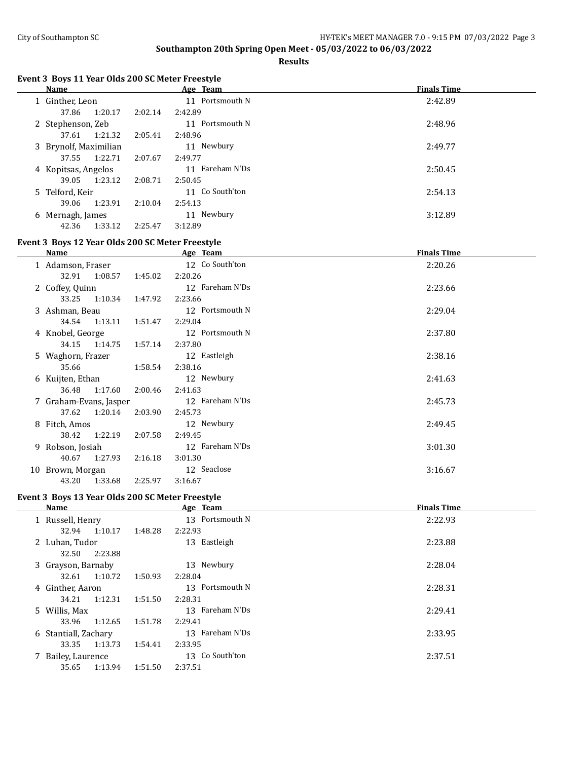## Southampton 20th Spring Open Meet - 05/03/2022 to 06/03/2022

### Results

#### Event 3 Boys 11 Year Olds 200 SC Meter Freestyle

| | Name | Age | Team | Finals Time |
|---|---|---|---|---|
| 1 | Ginther, Leon | 11 | Portsmouth N | 2:42.89 |
| | 37.86 1:20.17 2:02.14 2:42.89 | | | |
| 2 | Stephenson, Zeb | 11 | Portsmouth N | 2:48.96 |
| | 37.61 1:21.32 2:05.41 2:48.96 | | | |
| 3 | Brynolf, Maximilian | 11 | Newbury | 2:49.77 |
| | 37.55 1:22.71 2:07.67 2:49.77 | | | |
| 4 | Kopitsas, Angelos | 11 | Fareham N'Ds | 2:50.45 |
| | 39.05 1:23.12 2:08.71 2:50.45 | | | |
| 5 | Telford, Keir | 11 | Co South'ton | 2:54.13 |
| | 39.06 1:23.91 2:10.04 2:54.13 | | | |
| 6 | Mernagh, James | 11 | Newbury | 3:12.89 |
| | 42.36 1:33.12 2:25.47 3:12.89 | | | |

#### Event 3 Boys 12 Year Olds 200 SC Meter Freestyle

| | Name | Age | Team | Finals Time |
|---|---|---|---|---|
| 1 | Adamson, Fraser | 12 | Co South'ton | 2:20.26 |
| | 32.91 1:08.57 1:45.02 2:20.26 | | | |
| 2 | Coffey, Quinn | 12 | Fareham N'Ds | 2:23.66 |
| | 33.25 1:10.34 1:47.92 2:23.66 | | | |
| 3 | Ashman, Beau | 12 | Portsmouth N | 2:29.04 |
| | 34.54 1:13.11 1:51.47 2:29.04 | | | |
| 4 | Knobel, George | 12 | Portsmouth N | 2:37.80 |
| | 34.15 1:14.75 1:57.14 2:37.80 | | | |
| 5 | Waghorn, Frazer | 12 | Eastleigh | 2:38.16 |
| | 35.66 1:58.54 2:38.16 | | | |
| 6 | Kuijten, Ethan | 12 | Newbury | 2:41.63 |
| | 36.48 1:17.60 2:00.46 2:41.63 | | | |
| 7 | Graham-Evans, Jasper | 12 | Fareham N'Ds | 2:45.73 |
| | 37.62 1:20.14 2:03.90 2:45.73 | | | |
| 8 | Fitch, Amos | 12 | Newbury | 2:49.45 |
| | 38.42 1:22.19 2:07.58 2:49.45 | | | |
| 9 | Robson, Josiah | 12 | Fareham N'Ds | 3:01.30 |
| | 40.67 1:27.93 2:16.18 3:01.30 | | | |
| 10 | Brown, Morgan | 12 | Seaclose | 3:16.67 |
| | 43.20 1:33.68 2:25.97 3:16.67 | | | |

#### Event 3 Boys 13 Year Olds 200 SC Meter Freestyle

| | Name | Age | Team | Finals Time |
|---|---|---|---|---|
| 1 | Russell, Henry | 13 | Portsmouth N | 2:22.93 |
| | 32.94 1:10.17 1:48.28 2:22.93 | | | |
| 2 | Luhan, Tudor | 13 | Eastleigh | 2:23.88 |
| | 32.50 2:23.88 | | | |
| 3 | Grayson, Barnaby | 13 | Newbury | 2:28.04 |
| | 32.61 1:10.72 1:50.93 2:28.04 | | | |
| 4 | Ginther, Aaron | 13 | Portsmouth N | 2:28.31 |
| | 34.21 1:12.31 1:51.50 2:28.31 | | | |
| 5 | Willis, Max | 13 | Fareham N'Ds | 2:29.41 |
| | 33.96 1:12.65 1:51.78 2:29.41 | | | |
| 6 | Stantiall, Zachary | 13 | Fareham N'Ds | 2:33.95 |
| | 33.35 1:13.73 1:54.41 2:33.95 | | | |
| 7 | Bailey, Laurence | 13 | Co South'ton | 2:37.51 |
| | 35.65 1:13.94 1:51.50 2:37.51 | | | |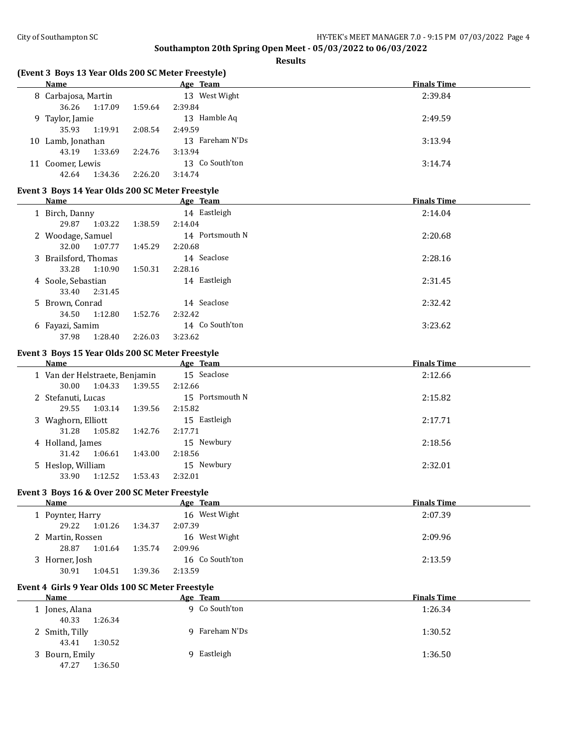## Southampton 20th Spring Open Meet - 05/03/2022 to 06/03/2022

**Results**

### (Event 3 Boys 13 Year Olds 200 SC Meter Freestyle)

| | Name | Age | Team | Finals Time |
|---|---|---|---|---|
| 8 | Carbajosa, Martin | 13 | West Wight | 2:39.84 |
| | 36.26 1:17.09 1:59.64 2:39.84 | | | |
| 9 | Taylor, Jamie | 13 | Hamble Aq | 2:49.59 |
| | 35.93 1:19.91 2:08.54 2:49.59 | | | |
| 10 | Lamb, Jonathan | 13 | Fareham N'Ds | 3:13.94 |
| | 43.19 1:33.69 2:24.76 3:13.94 | | | |
| 11 | Coomer, Lewis | 13 | Co South'ton | 3:14.74 |
| | 42.64 1:34.36 2:26.20 3:14.74 | | | |

### Event 3 Boys 14 Year Olds 200 SC Meter Freestyle

| | Name | Age | Team | Finals Time |
|---|---|---|---|---|
| 1 | Birch, Danny | 14 | Eastleigh | 2:14.04 |
| | 29.87 1:03.22 1:38.59 2:14.04 | | | |
| 2 | Woodage, Samuel | 14 | Portsmouth N | 2:20.68 |
| | 32.00 1:07.77 1:45.29 2:20.68 | | | |
| 3 | Brailsford, Thomas | 14 | Seaclose | 2:28.16 |
| | 33.28 1:10.90 1:50.31 2:28.16 | | | |
| 4 | Soole, Sebastian | 14 | Eastleigh | 2:31.45 |
| | 33.40 2:31.45 | | | |
| 5 | Brown, Conrad | 14 | Seaclose | 2:32.42 |
| | 34.50 1:12.80 1:52.76 2:32.42 | | | |
| 6 | Fayazi, Samim | 14 | Co South'ton | 3:23.62 |
| | 37.98 1:28.40 2:26.03 3:23.62 | | | |

### Event 3 Boys 15 Year Olds 200 SC Meter Freestyle

| | Name | Age | Team | Finals Time |
|---|---|---|---|---|
| 1 | Van der Helstraete, Benjamin | 15 | Seaclose | 2:12.66 |
| | 30.00 1:04.33 1:39.55 2:12.66 | | | |
| 2 | Stefanuti, Lucas | 15 | Portsmouth N | 2:15.82 |
| | 29.55 1:03.14 1:39.56 2:15.82 | | | |
| 3 | Waghorn, Elliott | 15 | Eastleigh | 2:17.71 |
| | 31.28 1:05.82 1:42.76 2:17.71 | | | |
| 4 | Holland, James | 15 | Newbury | 2:18.56 |
| | 31.42 1:06.61 1:43.00 2:18.56 | | | |
| 5 | Heslop, William | 15 | Newbury | 2:32.01 |
| | 33.90 1:12.52 1:53.43 2:32.01 | | | |

### Event 3 Boys 16 & Over 200 SC Meter Freestyle

| | Name | Age | Team | Finals Time |
|---|---|---|---|---|
| 1 | Poynter, Harry | 16 | West Wight | 2:07.39 |
| | 29.22 1:01.26 1:34.37 2:07.39 | | | |
| 2 | Martin, Rossen | 16 | West Wight | 2:09.96 |
| | 28.87 1:01.64 1:35.74 2:09.96 | | | |
| 3 | Horner, Josh | 16 | Co South'ton | 2:13.59 |
| | 30.91 1:04.51 1:39.36 2:13.59 | | | |

### Event 4 Girls 9 Year Olds 100 SC Meter Freestyle

| | Name | Age | Team | Finals Time |
|---|---|---|---|---|
| 1 | Jones, Alana | 9 | Co South'ton | 1:26.34 |
| | 40.33 1:26.34 | | | |
| 2 | Smith, Tilly | 9 | Fareham N'Ds | 1:30.52 |
| | 43.41 1:30.52 | | | |
| 3 | Bourn, Emily | 9 | Eastleigh | 1:36.50 |
| | 47.27 1:36.50 | | | |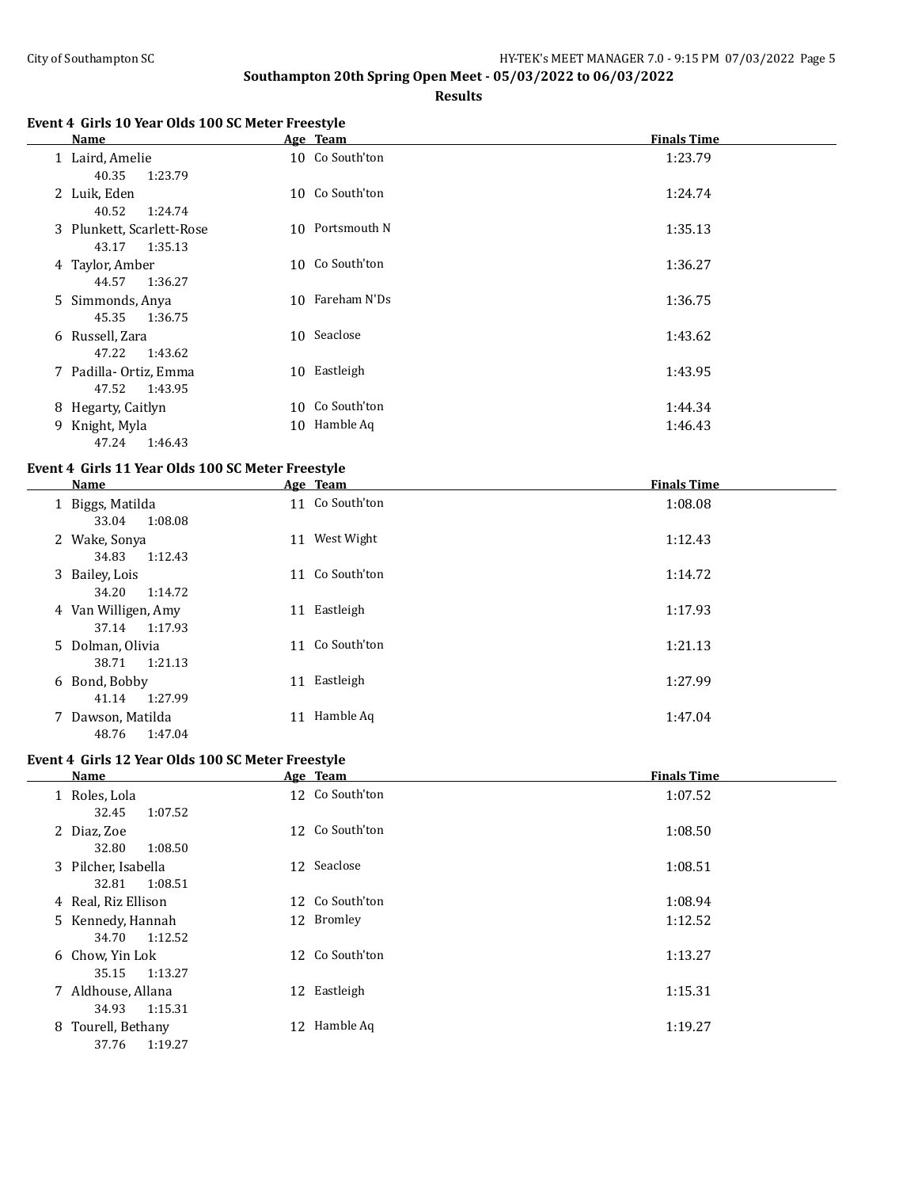**Southampton 20th Spring Open Meet - 05/03/2022 to 06/03/2022**

**Results**

### Event 4 Girls 10 Year Olds 100 SC Meter Freestyle

| | Name | Age | Team | Finals Time |
|---|---|---|---|---|
| 1 | Laird, Amelie | 10 | Co South'ton | 1:23.79 |
| | 40.35 1:23.79 | | | |
| 2 | Luik, Eden | 10 | Co South'ton | 1:24.74 |
| | 40.52 1:24.74 | | | |
| 3 | Plunkett, Scarlett-Rose | 10 | Portsmouth N | 1:35.13 |
| | 43.17 1:35.13 | | | |
| 4 | Taylor, Amber | 10 | Co South'ton | 1:36.27 |
| | 44.57 1:36.27 | | | |
| 5 | Simmonds, Anya | 10 | Fareham N'Ds | 1:36.75 |
| | 45.35 1:36.75 | | | |
| 6 | Russell, Zara | 10 | Seaclose | 1:43.62 |
| | 47.22 1:43.62 | | | |
| 7 | Padilla- Ortiz, Emma | 10 | Eastleigh | 1:43.95 |
| | 47.52 1:43.95 | | | |
| 8 | Hegarty, Caitlyn | 10 | Co South'ton | 1:44.34 |
| 9 | Knight, Myla | 10 | Hamble Aq | 1:46.43 |
| | 47.24 1:46.43 | | | |

### Event 4 Girls 11 Year Olds 100 SC Meter Freestyle

| | Name | Age | Team | Finals Time |
|---|---|---|---|---|
| 1 | Biggs, Matilda | 11 | Co South'ton | 1:08.08 |
| | 33.04 1:08.08 | | | |
| 2 | Wake, Sonya | 11 | West Wight | 1:12.43 |
| | 34.83 1:12.43 | | | |
| 3 | Bailey, Lois | 11 | Co South'ton | 1:14.72 |
| | 34.20 1:14.72 | | | |
| 4 | Van Willigen, Amy | 11 | Eastleigh | 1:17.93 |
| | 37.14 1:17.93 | | | |
| 5 | Dolman, Olivia | 11 | Co South'ton | 1:21.13 |
| | 38.71 1:21.13 | | | |
| 6 | Bond, Bobby | 11 | Eastleigh | 1:27.99 |
| | 41.14 1:27.99 | | | |
| 7 | Dawson, Matilda | 11 | Hamble Aq | 1:47.04 |
| | 48.76 1:47.04 | | | |

### Event 4 Girls 12 Year Olds 100 SC Meter Freestyle

| | Name | Age | Team | Finals Time |
|---|---|---|---|---|
| 1 | Roles, Lola | 12 | Co South'ton | 1:07.52 |
| | 32.45 1:07.52 | | | |
| 2 | Diaz, Zoe | 12 | Co South'ton | 1:08.50 |
| | 32.80 1:08.50 | | | |
| 3 | Pilcher, Isabella | 12 | Seaclose | 1:08.51 |
| | 32.81 1:08.51 | | | |
| 4 | Real, Riz Ellison | 12 | Co South'ton | 1:08.94 |
| 5 | Kennedy, Hannah | 12 | Bromley | 1:12.52 |
| | 34.70 1:12.52 | | | |
| 6 | Chow, Yin Lok | 12 | Co South'ton | 1:13.27 |
| | 35.15 1:13.27 | | | |
| 7 | Aldhouse, Allana | 12 | Eastleigh | 1:15.31 |
| | 34.93 1:15.31 | | | |
| 8 | Tourell, Bethany | 12 | Hamble Aq | 1:19.27 |
| | 37.76 1:19.27 | | | |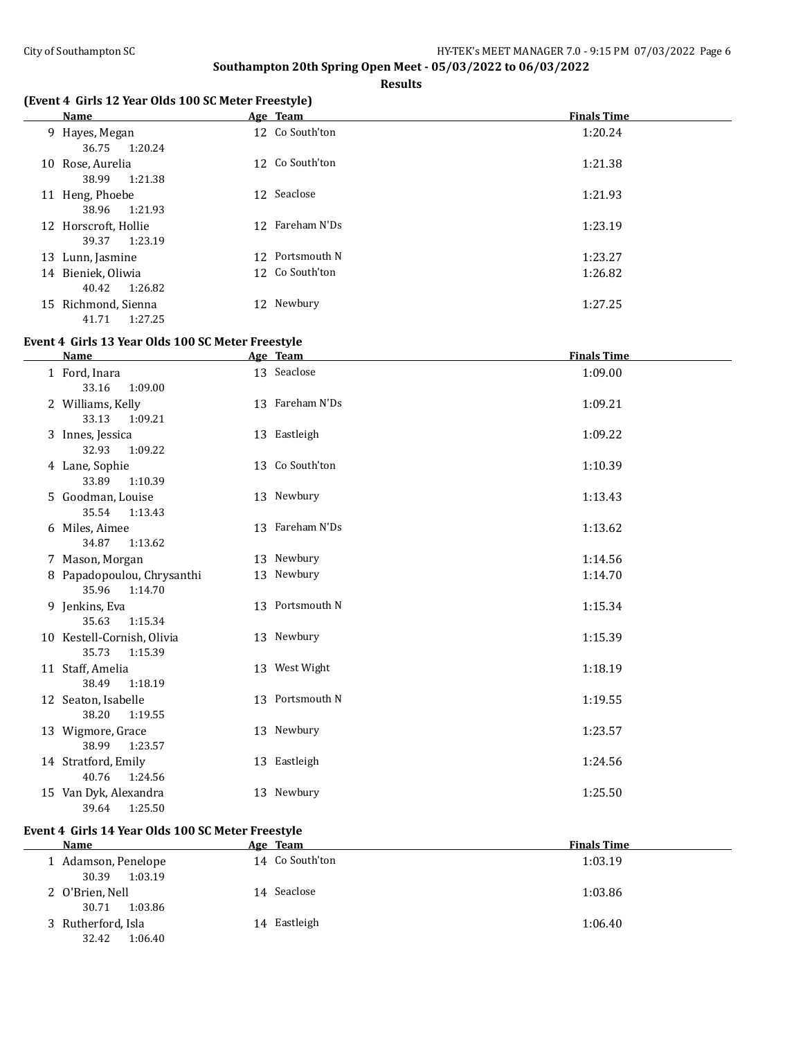## Southampton 20th Spring Open Meet - 05/03/2022 to 06/03/2022

### Results

### (Event 4 Girls 12 Year Olds 100 SC Meter Freestyle)

| | Name | Age | Team | Finals Time |
|---|---|---|---|---|
| 9 | Hayes, Megan | 12 | Co South'ton | 1:20.24 |
| | 36.75 1:20.24 | | | |
| 10 | Rose, Aurelia | 12 | Co South'ton | 1:21.38 |
| | 38.99 1:21.38 | | | |
| 11 | Heng, Phoebe | 12 | Seaclose | 1:21.93 |
| | 38.96 1:21.93 | | | |
| 12 | Horscroft, Hollie | 12 | Fareham N'Ds | 1:23.19 |
| | 39.37 1:23.19 | | | |
| 13 | Lunn, Jasmine | 12 | Portsmouth N | 1:23.27 |
| 14 | Bieniek, Oliwia | 12 | Co South'ton | 1:26.82 |
| | 40.42 1:26.82 | | | |
| 15 | Richmond, Sienna | 12 | Newbury | 1:27.25 |
| | 41.71 1:27.25 | | | |

### Event 4 Girls 13 Year Olds 100 SC Meter Freestyle

| | Name | Age | Team | Finals Time |
|---|---|---|---|---|
| 1 | Ford, Inara | 13 | Seaclose | 1:09.00 |
| | 33.16 1:09.00 | | | |
| 2 | Williams, Kelly | 13 | Fareham N'Ds | 1:09.21 |
| | 33.13 1:09.21 | | | |
| 3 | Innes, Jessica | 13 | Eastleigh | 1:09.22 |
| | 32.93 1:09.22 | | | |
| 4 | Lane, Sophie | 13 | Co South'ton | 1:10.39 |
| | 33.89 1:10.39 | | | |
| 5 | Goodman, Louise | 13 | Newbury | 1:13.43 |
| | 35.54 1:13.43 | | | |
| 6 | Miles, Aimee | 13 | Fareham N'Ds | 1:13.62 |
| | 34.87 1:13.62 | | | |
| 7 | Mason, Morgan | 13 | Newbury | 1:14.56 |
| 8 | Papadopoulou, Chrysanthi | 13 | Newbury | 1:14.70 |
| | 35.96 1:14.70 | | | |
| 9 | Jenkins, Eva | 13 | Portsmouth N | 1:15.34 |
| | 35.63 1:15.34 | | | |
| 10 | Kestell-Cornish, Olivia | 13 | Newbury | 1:15.39 |
| | 35.73 1:15.39 | | | |
| 11 | Staff, Amelia | 13 | West Wight | 1:18.19 |
| | 38.49 1:18.19 | | | |
| 12 | Seaton, Isabelle | 13 | Portsmouth N | 1:19.55 |
| | 38.20 1:19.55 | | | |
| 13 | Wigmore, Grace | 13 | Newbury | 1:23.57 |
| | 38.99 1:23.57 | | | |
| 14 | Stratford, Emily | 13 | Eastleigh | 1:24.56 |
| | 40.76 1:24.56 | | | |
| 15 | Van Dyk, Alexandra | 13 | Newbury | 1:25.50 |
| | 39.64 1:25.50 | | | |

### Event 4 Girls 14 Year Olds 100 SC Meter Freestyle

| | Name | Age | Team | Finals Time |
|---|---|---|---|---|
| 1 | Adamson, Penelope | 14 | Co South'ton | 1:03.19 |
| | 30.39 1:03.19 | | | |
| 2 | O'Brien, Nell | 14 | Seaclose | 1:03.86 |
| | 30.71 1:03.86 | | | |
| 3 | Rutherford, Isla | 14 | Eastleigh | 1:06.40 |
| | 32.42 1:06.40 | | | |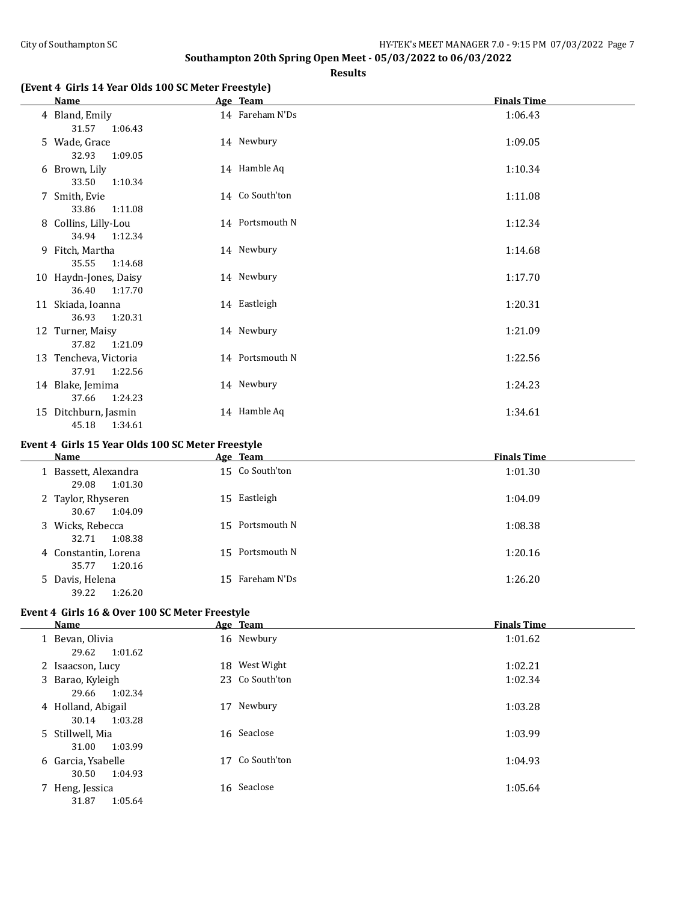**Southampton 20th Spring Open Meet - 05/03/2022 to 06/03/2022**

**Results**

### (Event 4 Girls 14 Year Olds 100 SC Meter Freestyle)

| | Name | Age | Team | Finals Time |
|---|---|---|---|---|
| 4 | Bland, Emily | 14 | Fareham N'Ds | 1:06.43 |
| | 31.57 1:06.43 | | | |
| 5 | Wade, Grace | 14 | Newbury | 1:09.05 |
| | 32.93 1:09.05 | | | |
| 6 | Brown, Lily | 14 | Hamble Aq | 1:10.34 |
| | 33.50 1:10.34 | | | |
| 7 | Smith, Evie | 14 | Co South'ton | 1:11.08 |
| | 33.86 1:11.08 | | | |
| 8 | Collins, Lilly-Lou | 14 | Portsmouth N | 1:12.34 |
| | 34.94 1:12.34 | | | |
| 9 | Fitch, Martha | 14 | Newbury | 1:14.68 |
| | 35.55 1:14.68 | | | |
| 10 | Haydn-Jones, Daisy | 14 | Newbury | 1:17.70 |
| | 36.40 1:17.70 | | | |
| 11 | Skiada, Ioanna | 14 | Eastleigh | 1:20.31 |
| | 36.93 1:20.31 | | | |
| 12 | Turner, Maisy | 14 | Newbury | 1:21.09 |
| | 37.82 1:21.09 | | | |
| 13 | Tencheva, Victoria | 14 | Portsmouth N | 1:22.56 |
| | 37.91 1:22.56 | | | |
| 14 | Blake, Jemima | 14 | Newbury | 1:24.23 |
| | 37.66 1:24.23 | | | |
| 15 | Ditchburn, Jasmin | 14 | Hamble Aq | 1:34.61 |
| | 45.18 1:34.61 | | | |

### Event 4 Girls 15 Year Olds 100 SC Meter Freestyle

| | Name | Age | Team | Finals Time |
|---|---|---|---|---|
| 1 | Bassett, Alexandra | 15 | Co South'ton | 1:01.30 |
| | 29.08 1:01.30 | | | |
| 2 | Taylor, Rhyseren | 15 | Eastleigh | 1:04.09 |
| | 30.67 1:04.09 | | | |
| 3 | Wicks, Rebecca | 15 | Portsmouth N | 1:08.38 |
| | 32.71 1:08.38 | | | |
| 4 | Constantin, Lorena | 15 | Portsmouth N | 1:20.16 |
| | 35.77 1:20.16 | | | |
| 5 | Davis, Helena | 15 | Fareham N'Ds | 1:26.20 |
| | 39.22 1:26.20 | | | |

### Event 4 Girls 16 & Over 100 SC Meter Freestyle

| | Name | Age | Team | Finals Time |
|---|---|---|---|---|
| 1 | Bevan, Olivia | 16 | Newbury | 1:01.62 |
| | 29.62 1:01.62 | | | |
| 2 | Isaacson, Lucy | 18 | West Wight | 1:02.21 |
| 3 | Barao, Kyleigh | 23 | Co South'ton | 1:02.34 |
| | 29.66 1:02.34 | | | |
| 4 | Holland, Abigail | 17 | Newbury | 1:03.28 |
| | 30.14 1:03.28 | | | |
| 5 | Stillwell, Mia | 16 | Seaclose | 1:03.99 |
| | 31.00 1:03.99 | | | |
| 6 | Garcia, Ysabelle | 17 | Co South'ton | 1:04.93 |
| | 30.50 1:04.93 | | | |
| 7 | Heng, Jessica | 16 | Seaclose | 1:05.64 |
| | 31.87 1:05.64 | | | |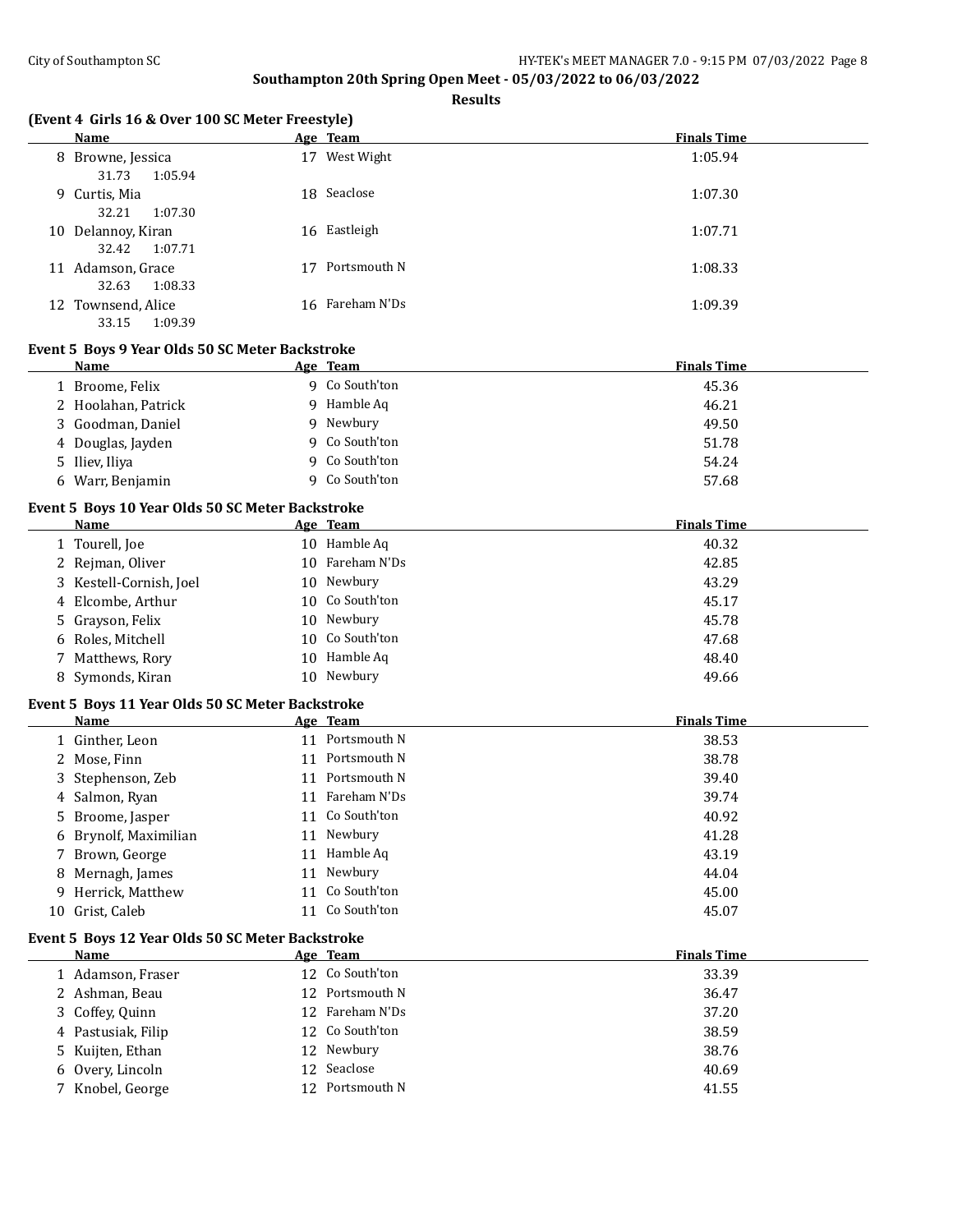## Southampton 20th Spring Open Meet - 05/03/2022 to 06/03/2022

### Results

### (Event 4 Girls 16 & Over 100 SC Meter Freestyle)

| | Name | Age | Team | Finals Time |
|---|---|---|---|---|
| 8 | Browne, Jessica | 17 | West Wight | 1:05.94 |
| | 31.73 1:05.94 | | | |
| 9 | Curtis, Mia | 18 | Seaclose | 1:07.30 |
| | 32.21 1:07.30 | | | |
| 10 | Delannoy, Kiran | 16 | Eastleigh | 1:07.71 |
| | 32.42 1:07.71 | | | |
| 11 | Adamson, Grace | 17 | Portsmouth N | 1:08.33 |
| | 32.63 1:08.33 | | | |
| 12 | Townsend, Alice | 16 | Fareham N'Ds | 1:09.39 |
| | 33.15 1:09.39 | | | |

### Event 5 Boys 9 Year Olds 50 SC Meter Backstroke

| | Name | Age | Team | Finals Time |
|---|---|---|---|---|
| 1 | Broome, Felix | 9 | Co South'ton | 45.36 |
| 2 | Hoolahan, Patrick | 9 | Hamble Aq | 46.21 |
| 3 | Goodman, Daniel | 9 | Newbury | 49.50 |
| 4 | Douglas, Jayden | 9 | Co South'ton | 51.78 |
| 5 | Iliev, Iliya | 9 | Co South'ton | 54.24 |
| 6 | Warr, Benjamin | 9 | Co South'ton | 57.68 |

### Event 5 Boys 10 Year Olds 50 SC Meter Backstroke

| | Name | Age | Team | Finals Time |
|---|---|---|---|---|
| 1 | Tourell, Joe | 10 | Hamble Aq | 40.32 |
| 2 | Rejman, Oliver | 10 | Fareham N'Ds | 42.85 |
| 3 | Kestell-Cornish, Joel | 10 | Newbury | 43.29 |
| 4 | Elcombe, Arthur | 10 | Co South'ton | 45.17 |
| 5 | Grayson, Felix | 10 | Newbury | 45.78 |
| 6 | Roles, Mitchell | 10 | Co South'ton | 47.68 |
| 7 | Matthews, Rory | 10 | Hamble Aq | 48.40 |
| 8 | Symonds, Kiran | 10 | Newbury | 49.66 |

### Event 5 Boys 11 Year Olds 50 SC Meter Backstroke

| | Name | Age | Team | Finals Time |
|---|---|---|---|---|
| 1 | Ginther, Leon | 11 | Portsmouth N | 38.53 |
| 2 | Mose, Finn | 11 | Portsmouth N | 38.78 |
| 3 | Stephenson, Zeb | 11 | Portsmouth N | 39.40 |
| 4 | Salmon, Ryan | 11 | Fareham N'Ds | 39.74 |
| 5 | Broome, Jasper | 11 | Co South'ton | 40.92 |
| 6 | Brynolf, Maximilian | 11 | Newbury | 41.28 |
| 7 | Brown, George | 11 | Hamble Aq | 43.19 |
| 8 | Mernagh, James | 11 | Newbury | 44.04 |
| 9 | Herrick, Matthew | 11 | Co South'ton | 45.00 |
| 10 | Grist, Caleb | 11 | Co South'ton | 45.07 |

### Event 5 Boys 12 Year Olds 50 SC Meter Backstroke

| | Name | Age | Team | Finals Time |
|---|---|---|---|---|
| 1 | Adamson, Fraser | 12 | Co South'ton | 33.39 |
| 2 | Ashman, Beau | 12 | Portsmouth N | 36.47 |
| 3 | Coffey, Quinn | 12 | Fareham N'Ds | 37.20 |
| 4 | Pastusiak, Filip | 12 | Co South'ton | 38.59 |
| 5 | Kuijten, Ethan | 12 | Newbury | 38.76 |
| 6 | Overy, Lincoln | 12 | Seaclose | 40.69 |
| 7 | Knobel, George | 12 | Portsmouth N | 41.55 |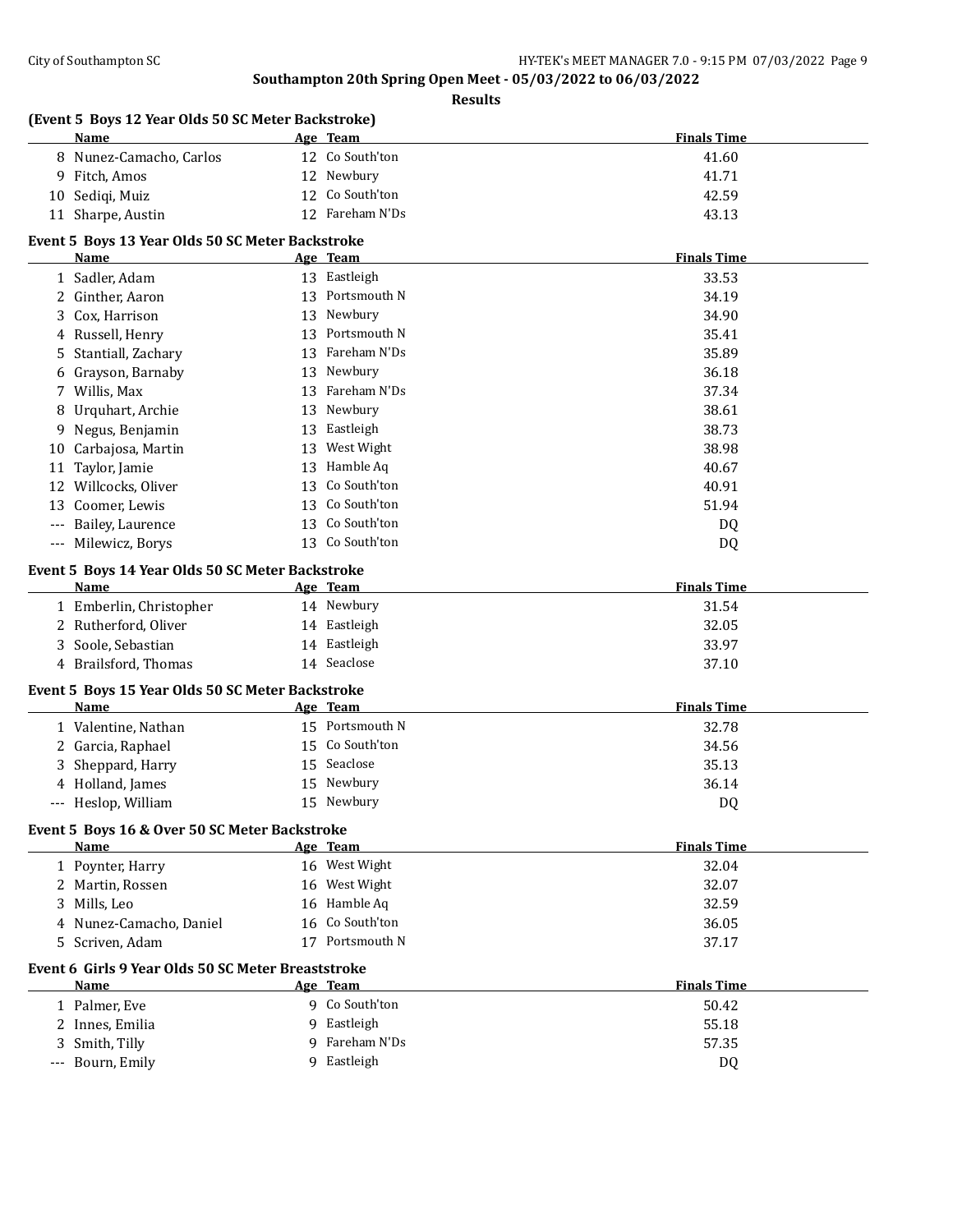## Southampton 20th Spring Open Meet - 05/03/2022 to 06/03/2022

**Results**

### (Event 5 Boys 12 Year Olds 50 SC Meter Backstroke)

| | Name | Age | Team | Finals Time |
|---|---|---|---|---|
| 8 | Nunez-Camacho, Carlos | 12 | Co South'ton | 41.60 |
| 9 | Fitch, Amos | 12 | Newbury | 41.71 |
| 10 | Sediqi, Muiz | 12 | Co South'ton | 42.59 |
| 11 | Sharpe, Austin | 12 | Fareham N'Ds | 43.13 |

### Event 5 Boys 13 Year Olds 50 SC Meter Backstroke

| | Name | Age | Team | Finals Time |
|---|---|---|---|---|
| 1 | Sadler, Adam | 13 | Eastleigh | 33.53 |
| 2 | Ginther, Aaron | 13 | Portsmouth N | 34.19 |
| 3 | Cox, Harrison | 13 | Newbury | 34.90 |
| 4 | Russell, Henry | 13 | Portsmouth N | 35.41 |
| 5 | Stantiall, Zachary | 13 | Fareham N'Ds | 35.89 |
| 6 | Grayson, Barnaby | 13 | Newbury | 36.18 |
| 7 | Willis, Max | 13 | Fareham N'Ds | 37.34 |
| 8 | Urquhart, Archie | 13 | Newbury | 38.61 |
| 9 | Negus, Benjamin | 13 | Eastleigh | 38.73 |
| 10 | Carbajosa, Martin | 13 | West Wight | 38.98 |
| 11 | Taylor, Jamie | 13 | Hamble Aq | 40.67 |
| 12 | Willcocks, Oliver | 13 | Co South'ton | 40.91 |
| 13 | Coomer, Lewis | 13 | Co South'ton | 51.94 |
| --- | Bailey, Laurence | 13 | Co South'ton | DQ |
| --- | Milewicz, Borys | 13 | Co South'ton | DQ |

### Event 5 Boys 14 Year Olds 50 SC Meter Backstroke

| | Name | Age | Team | Finals Time |
|---|---|---|---|---|
| 1 | Emberlin, Christopher | 14 | Newbury | 31.54 |
| 2 | Rutherford, Oliver | 14 | Eastleigh | 32.05 |
| 3 | Soole, Sebastian | 14 | Eastleigh | 33.97 |
| 4 | Brailsford, Thomas | 14 | Seaclose | 37.10 |

### Event 5 Boys 15 Year Olds 50 SC Meter Backstroke

| | Name | Age | Team | Finals Time |
|---|---|---|---|---|
| 1 | Valentine, Nathan | 15 | Portsmouth N | 32.78 |
| 2 | Garcia, Raphael | 15 | Co South'ton | 34.56 |
| 3 | Sheppard, Harry | 15 | Seaclose | 35.13 |
| 4 | Holland, James | 15 | Newbury | 36.14 |
| --- | Heslop, William | 15 | Newbury | DQ |

### Event 5 Boys 16 & Over 50 SC Meter Backstroke

| | Name | Age | Team | Finals Time |
|---|---|---|---|---|
| 1 | Poynter, Harry | 16 | West Wight | 32.04 |
| 2 | Martin, Rossen | 16 | West Wight | 32.07 |
| 3 | Mills, Leo | 16 | Hamble Aq | 32.59 |
| 4 | Nunez-Camacho, Daniel | 16 | Co South'ton | 36.05 |
| 5 | Scriven, Adam | 17 | Portsmouth N | 37.17 |

### Event 6 Girls 9 Year Olds 50 SC Meter Breaststroke

| | Name | Age | Team | Finals Time |
|---|---|---|---|---|
| 1 | Palmer, Eve | 9 | Co South'ton | 50.42 |
| 2 | Innes, Emilia | 9 | Eastleigh | 55.18 |
| 3 | Smith, Tilly | 9 | Fareham N'Ds | 57.35 |
| --- | Bourn, Emily | 9 | Eastleigh | DQ |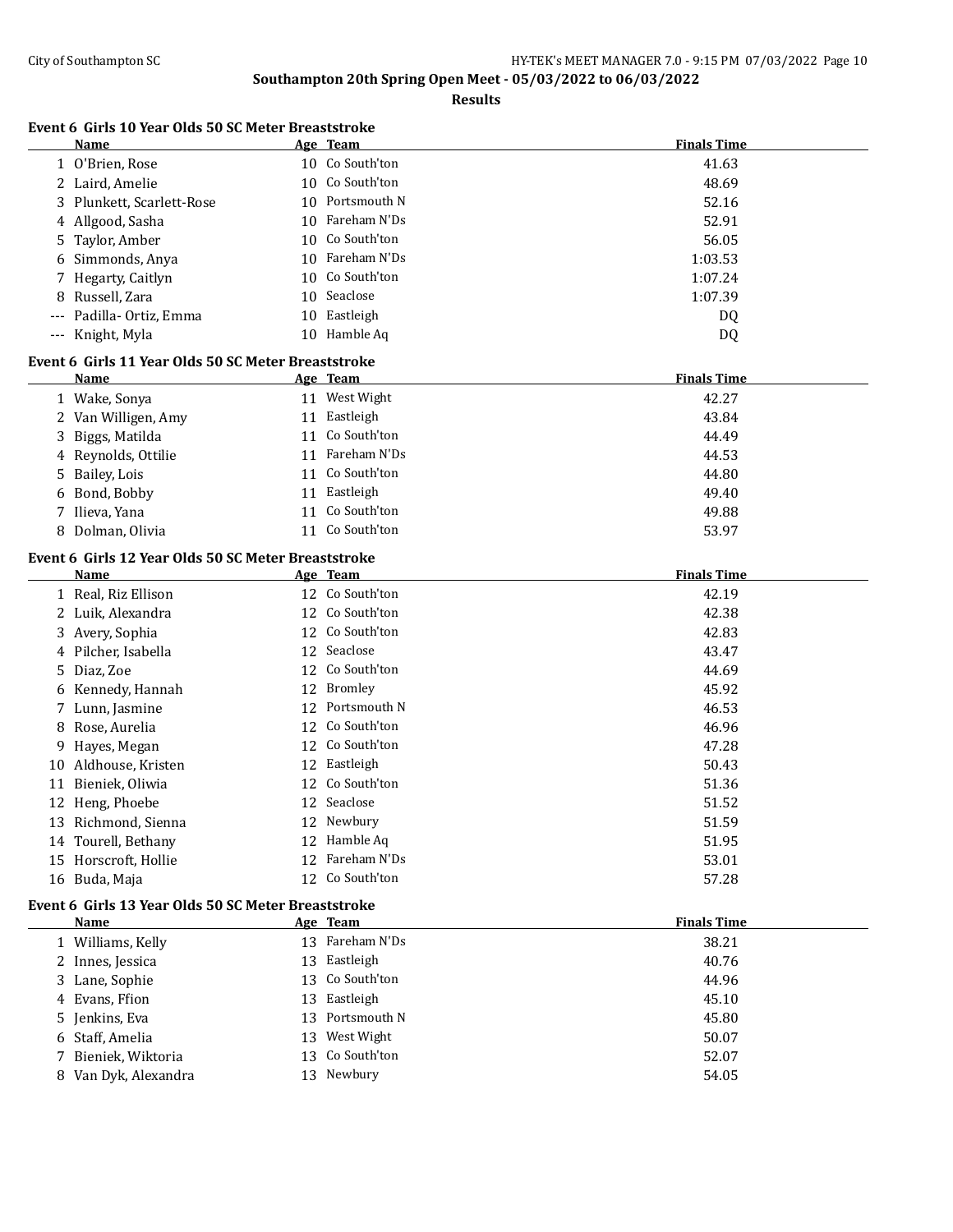**Southampton 20th Spring Open Meet - 05/03/2022 to 06/03/2022**

**Results**

### Event 6 Girls 10 Year Olds 50 SC Meter Breaststroke

| | Name | Age | Team | Finals Time |
|---|---|---|---|---|
| 1 | O'Brien, Rose | 10 | Co South'ton | 41.63 |
| 2 | Laird, Amelie | 10 | Co South'ton | 48.69 |
| 3 | Plunkett, Scarlett-Rose | 10 | Portsmouth N | 52.16 |
| 4 | Allgood, Sasha | 10 | Fareham N'Ds | 52.91 |
| 5 | Taylor, Amber | 10 | Co South'ton | 56.05 |
| 6 | Simmonds, Anya | 10 | Fareham N'Ds | 1:03.53 |
| 7 | Hegarty, Caitlyn | 10 | Co South'ton | 1:07.24 |
| 8 | Russell, Zara | 10 | Seaclose | 1:07.39 |
| --- | Padilla- Ortiz, Emma | 10 | Eastleigh | DQ |
| --- | Knight, Myla | 10 | Hamble Aq | DQ |

### Event 6 Girls 11 Year Olds 50 SC Meter Breaststroke

| | Name | Age | Team | Finals Time |
|---|---|---|---|---|
| 1 | Wake, Sonya | 11 | West Wight | 42.27 |
| 2 | Van Willigen, Amy | 11 | Eastleigh | 43.84 |
| 3 | Biggs, Matilda | 11 | Co South'ton | 44.49 |
| 4 | Reynolds, Ottilie | 11 | Fareham N'Ds | 44.53 |
| 5 | Bailey, Lois | 11 | Co South'ton | 44.80 |
| 6 | Bond, Bobby | 11 | Eastleigh | 49.40 |
| 7 | Ilieva, Yana | 11 | Co South'ton | 49.88 |
| 8 | Dolman, Olivia | 11 | Co South'ton | 53.97 |

### Event 6 Girls 12 Year Olds 50 SC Meter Breaststroke

| | Name | Age | Team | Finals Time |
|---|---|---|---|---|
| 1 | Real, Riz Ellison | 12 | Co South'ton | 42.19 |
| 2 | Luik, Alexandra | 12 | Co South'ton | 42.38 |
| 3 | Avery, Sophia | 12 | Co South'ton | 42.83 |
| 4 | Pilcher, Isabella | 12 | Seaclose | 43.47 |
| 5 | Diaz, Zoe | 12 | Co South'ton | 44.69 |
| 6 | Kennedy, Hannah | 12 | Bromley | 45.92 |
| 7 | Lunn, Jasmine | 12 | Portsmouth N | 46.53 |
| 8 | Rose, Aurelia | 12 | Co South'ton | 46.96 |
| 9 | Hayes, Megan | 12 | Co South'ton | 47.28 |
| 10 | Aldhouse, Kristen | 12 | Eastleigh | 50.43 |
| 11 | Bieniek, Oliwia | 12 | Co South'ton | 51.36 |
| 12 | Heng, Phoebe | 12 | Seaclose | 51.52 |
| 13 | Richmond, Sienna | 12 | Newbury | 51.59 |
| 14 | Tourell, Bethany | 12 | Hamble Aq | 51.95 |
| 15 | Horscroft, Hollie | 12 | Fareham N'Ds | 53.01 |
| 16 | Buda, Maja | 12 | Co South'ton | 57.28 |

### Event 6 Girls 13 Year Olds 50 SC Meter Breaststroke

| | Name | Age | Team | Finals Time |
|---|---|---|---|---|
| 1 | Williams, Kelly | 13 | Fareham N'Ds | 38.21 |
| 2 | Innes, Jessica | 13 | Eastleigh | 40.76 |
| 3 | Lane, Sophie | 13 | Co South'ton | 44.96 |
| 4 | Evans, Ffion | 13 | Eastleigh | 45.10 |
| 5 | Jenkins, Eva | 13 | Portsmouth N | 45.80 |
| 6 | Staff, Amelia | 13 | West Wight | 50.07 |
| 7 | Bieniek, Wiktoria | 13 | Co South'ton | 52.07 |
| 8 | Van Dyk, Alexandra | 13 | Newbury | 54.05 |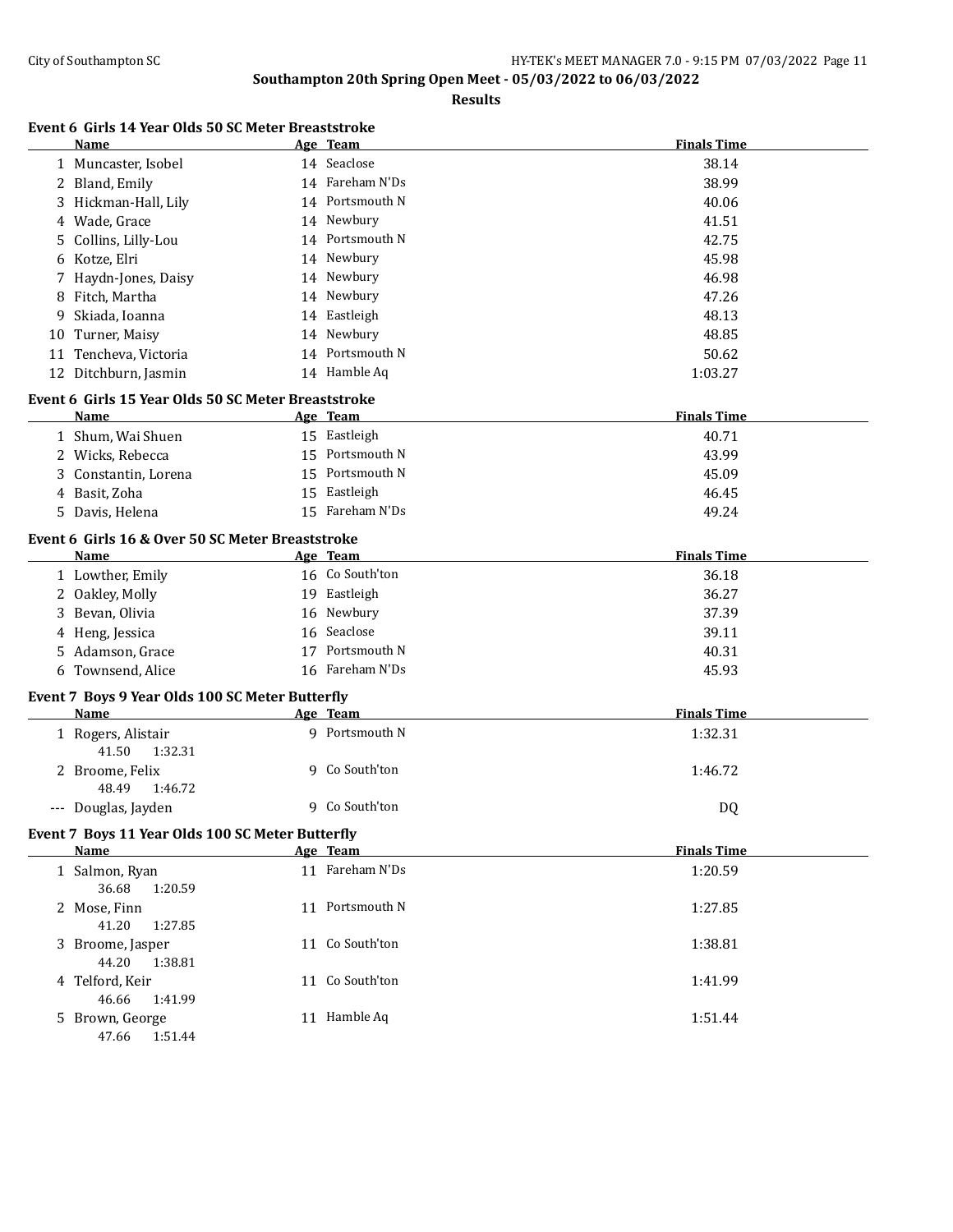**Southampton 20th Spring Open Meet - 05/03/2022 to 06/03/2022**

**Results**

### Event 6 Girls 14 Year Olds 50 SC Meter Breaststroke

| | Name | Age | Team | Finals Time |
|---|---|---|---|---|
| 1 | Muncaster, Isobel | 14 | Seaclose | 38.14 |
| 2 | Bland, Emily | 14 | Fareham N'Ds | 38.99 |
| 3 | Hickman-Hall, Lily | 14 | Portsmouth N | 40.06 |
| 4 | Wade, Grace | 14 | Newbury | 41.51 |
| 5 | Collins, Lilly-Lou | 14 | Portsmouth N | 42.75 |
| 6 | Kotze, Elri | 14 | Newbury | 45.98 |
| 7 | Haydn-Jones, Daisy | 14 | Newbury | 46.98 |
| 8 | Fitch, Martha | 14 | Newbury | 47.26 |
| 9 | Skiada, Ioanna | 14 | Eastleigh | 48.13 |
| 10 | Turner, Maisy | 14 | Newbury | 48.85 |
| 11 | Tencheva, Victoria | 14 | Portsmouth N | 50.62 |
| 12 | Ditchburn, Jasmin | 14 | Hamble Aq | 1:03.27 |

### Event 6 Girls 15 Year Olds 50 SC Meter Breaststroke

| | Name | Age | Team | Finals Time |
|---|---|---|---|---|
| 1 | Shum, Wai Shuen | 15 | Eastleigh | 40.71 |
| 2 | Wicks, Rebecca | 15 | Portsmouth N | 43.99 |
| 3 | Constantin, Lorena | 15 | Portsmouth N | 45.09 |
| 4 | Basit, Zoha | 15 | Eastleigh | 46.45 |
| 5 | Davis, Helena | 15 | Fareham N'Ds | 49.24 |

### Event 6 Girls 16 & Over 50 SC Meter Breaststroke

| | Name | Age | Team | Finals Time |
|---|---|---|---|---|
| 1 | Lowther, Emily | 16 | Co South'ton | 36.18 |
| 2 | Oakley, Molly | 19 | Eastleigh | 36.27 |
| 3 | Bevan, Olivia | 16 | Newbury | 37.39 |
| 4 | Heng, Jessica | 16 | Seaclose | 39.11 |
| 5 | Adamson, Grace | 17 | Portsmouth N | 40.31 |
| 6 | Townsend, Alice | 16 | Fareham N'Ds | 45.93 |

### Event 7 Boys 9 Year Olds 100 SC Meter Butterfly

| | Name | Age | Team | Finals Time |
|---|---|---|---|---|
| 1 | Rogers, Alistair | 9 | Portsmouth N | 1:32.31 |
| | 41.50 1:32.31 | | | |
| 2 | Broome, Felix | 9 | Co South'ton | 1:46.72 |
| | 48.49 1:46.72 | | | |
| --- | Douglas, Jayden | 9 | Co South'ton | DQ |

### Event 7 Boys 11 Year Olds 100 SC Meter Butterfly

| | Name | Age | Team | Finals Time |
|---|---|---|---|---|
| 1 | Salmon, Ryan | 11 | Fareham N'Ds | 1:20.59 |
| | 36.68 1:20.59 | | | |
| 2 | Mose, Finn | 11 | Portsmouth N | 1:27.85 |
| | 41.20 1:27.85 | | | |
| 3 | Broome, Jasper | 11 | Co South'ton | 1:38.81 |
| | 44.20 1:38.81 | | | |
| 4 | Telford, Keir | 11 | Co South'ton | 1:41.99 |
| | 46.66 1:41.99 | | | |
| 5 | Brown, George | 11 | Hamble Aq | 1:51.44 |
| | 47.66 1:51.44 | | | |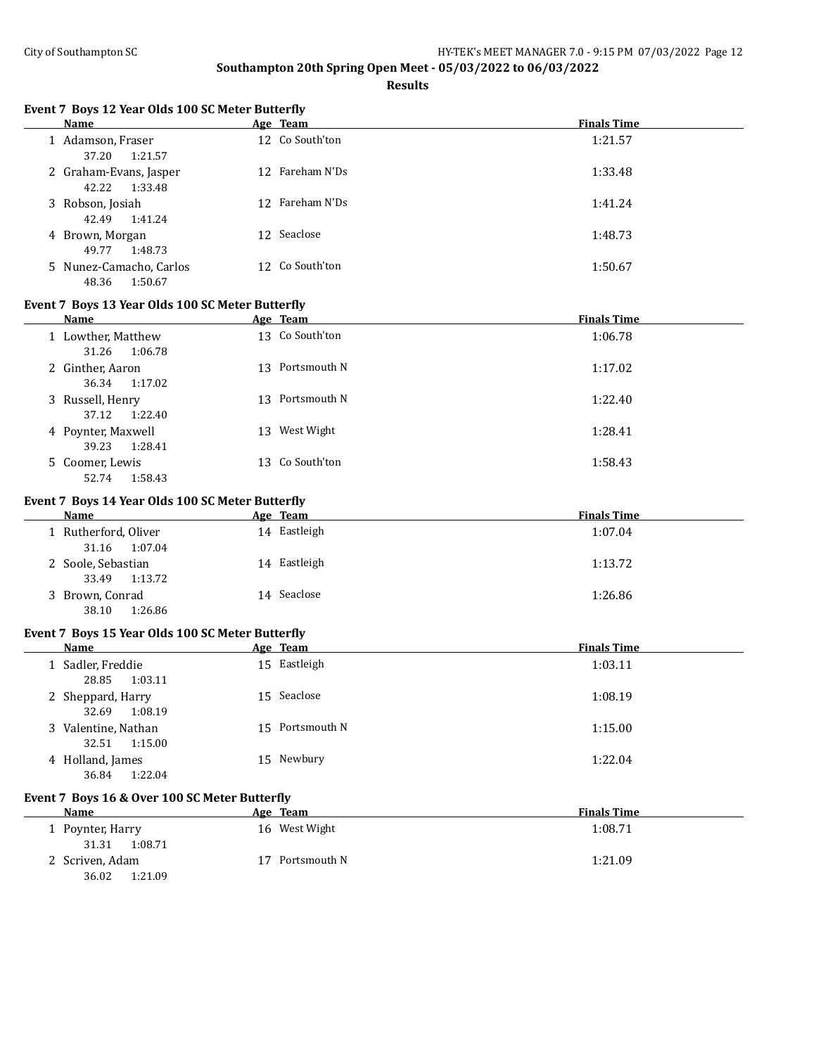**Southampton 20th Spring Open Meet - 05/03/2022 to 06/03/2022**

**Results**

### Event 7 Boys 12 Year Olds 100 SC Meter Butterfly

| | Name | Age | Team | Finals Time |
|---|---|---|---|---|
| 1 | Adamson, Fraser | 12 | Co South'ton | 1:21.57 |
| | 37.20 1:21.57 | | | |
| 2 | Graham-Evans, Jasper | 12 | Fareham N'Ds | 1:33.48 |
| | 42.22 1:33.48 | | | |
| 3 | Robson, Josiah | 12 | Fareham N'Ds | 1:41.24 |
| | 42.49 1:41.24 | | | |
| 4 | Brown, Morgan | 12 | Seaclose | 1:48.73 |
| | 49.77 1:48.73 | | | |
| 5 | Nunez-Camacho, Carlos | 12 | Co South'ton | 1:50.67 |
| | 48.36 1:50.67 | | | |

### Event 7 Boys 13 Year Olds 100 SC Meter Butterfly

| | Name | Age | Team | Finals Time |
|---|---|---|---|---|
| 1 | Lowther, Matthew | 13 | Co South'ton | 1:06.78 |
| | 31.26 1:06.78 | | | |
| 2 | Ginther, Aaron | 13 | Portsmouth N | 1:17.02 |
| | 36.34 1:17.02 | | | |
| 3 | Russell, Henry | 13 | Portsmouth N | 1:22.40 |
| | 37.12 1:22.40 | | | |
| 4 | Poynter, Maxwell | 13 | West Wight | 1:28.41 |
| | 39.23 1:28.41 | | | |
| 5 | Coomer, Lewis | 13 | Co South'ton | 1:58.43 |
| | 52.74 1:58.43 | | | |

### Event 7 Boys 14 Year Olds 100 SC Meter Butterfly

| | Name | Age | Team | Finals Time |
|---|---|---|---|---|
| 1 | Rutherford, Oliver | 14 | Eastleigh | 1:07.04 |
| | 31.16 1:07.04 | | | |
| 2 | Soole, Sebastian | 14 | Eastleigh | 1:13.72 |
| | 33.49 1:13.72 | | | |
| 3 | Brown, Conrad | 14 | Seaclose | 1:26.86 |
| | 38.10 1:26.86 | | | |

### Event 7 Boys 15 Year Olds 100 SC Meter Butterfly

| | Name | Age | Team | Finals Time |
|---|---|---|---|---|
| 1 | Sadler, Freddie | 15 | Eastleigh | 1:03.11 |
| | 28.85 1:03.11 | | | |
| 2 | Sheppard, Harry | 15 | Seaclose | 1:08.19 |
| | 32.69 1:08.19 | | | |
| 3 | Valentine, Nathan | 15 | Portsmouth N | 1:15.00 |
| | 32.51 1:15.00 | | | |
| 4 | Holland, James | 15 | Newbury | 1:22.04 |
| | 36.84 1:22.04 | | | |

### Event 7 Boys 16 & Over 100 SC Meter Butterfly

| | Name | Age | Team | Finals Time |
|---|---|---|---|---|
| 1 | Poynter, Harry | 16 | West Wight | 1:08.71 |
| | 31.31 1:08.71 | | | |
| 2 | Scriven, Adam | 17 | Portsmouth N | 1:21.09 |
| | 36.02 1:21.09 | | | |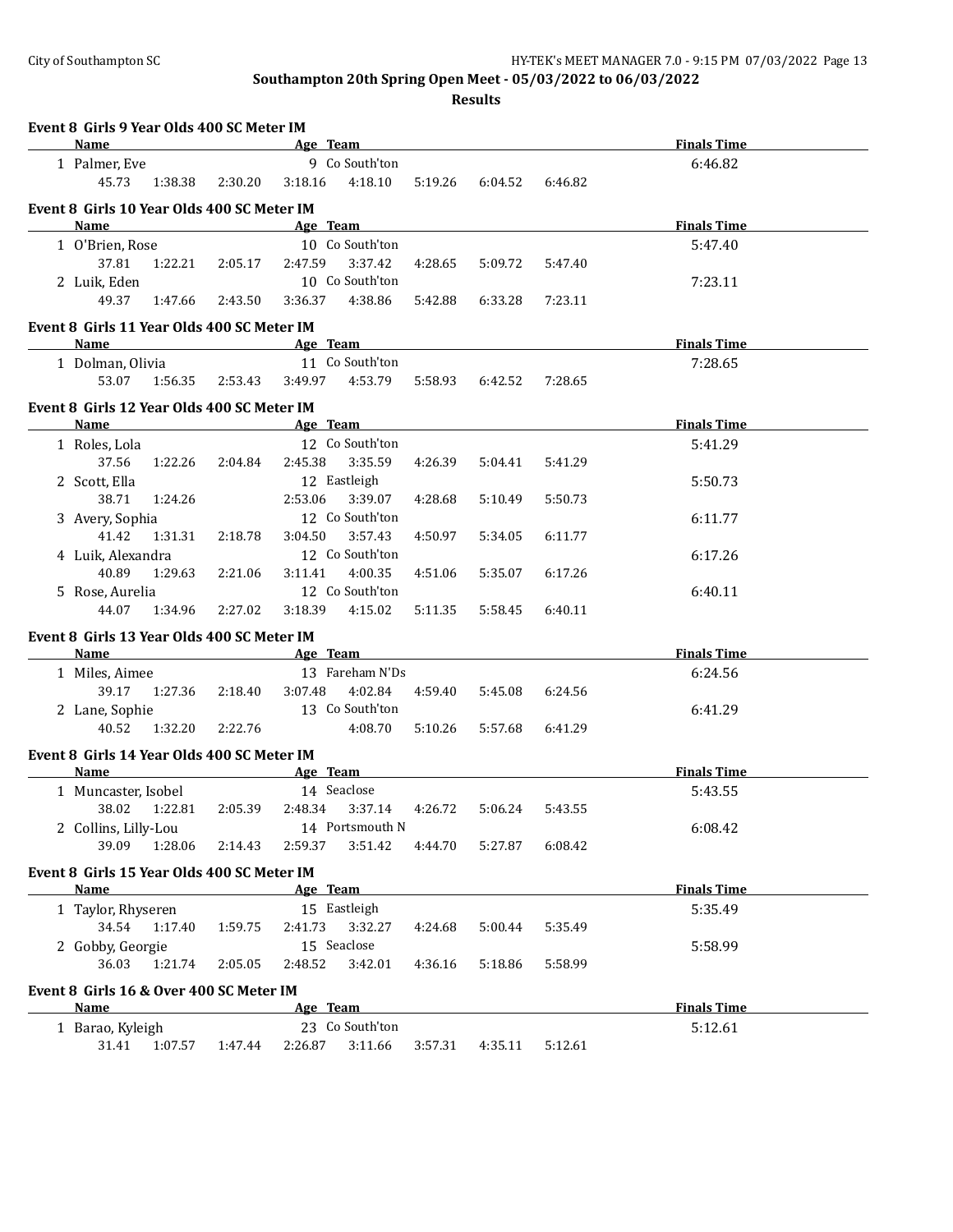**Southampton 20th Spring Open Meet - 05/03/2022 to 06/03/2022**

**Results**

### Event 8 Girls 9 Year Olds 400 SC Meter IM

| Name | Age | Team | Finals Time |
|---|---|---|---|
| 1 Palmer, Eve | 9 | Co South'ton | 6:46.82 |

45.73 1:38.38 2:30.20 3:18.16 4:18.10 5:19.26 6:04.52 6:46.82

### Event 8 Girls 10 Year Olds 400 SC Meter IM

| Name | Age | Team | Finals Time |
|---|---|---|---|
| 1 O'Brien, Rose | 10 | Co South'ton | 5:47.40 |
| 2 Luik, Eden | 10 | Co South'ton | 7:23.11 |

- O'Brien, Rose: 37.81 1:22.21 2:05.17 2:47.59 3:37.42 4:28.65 5:09.72 5:47.40
- Luik, Eden: 49.37 1:47.66 2:43.50 3:36.37 4:38.86 5:42.88 6:33.28 7:23.11

### Event 8 Girls 11 Year Olds 400 SC Meter IM

| Name | Age | Team | Finals Time |
|---|---|---|---|
| 1 Dolman, Olivia | 11 | Co South'ton | 7:28.65 |

53.07 1:56.35 2:53.43 3:49.97 4:53.79 5:58.93 6:42.52 7:28.65

### Event 8 Girls 12 Year Olds 400 SC Meter IM

| Name | Age | Team | Finals Time |
|---|---|---|---|
| 1 Roles, Lola | 12 | Co South'ton | 5:41.29 |
| 2 Scott, Ella | 12 | Eastleigh | 5:50.73 |
| 3 Avery, Sophia | 12 | Co South'ton | 6:11.77 |
| 4 Luik, Alexandra | 12 | Co South'ton | 6:17.26 |
| 5 Rose, Aurelia | 12 | Co South'ton | 6:40.11 |

- Roles, Lola: 37.56 1:22.26 2:04.84 2:45.38 3:35.59 4:26.39 5:04.41 5:41.29
- Scott, Ella: 38.71 1:24.26 2:53.06 3:39.07 4:28.68 5:10.49 5:50.73
- Avery, Sophia: 41.42 1:31.31 2:18.78 3:04.50 3:57.43 4:50.97 5:34.05 6:11.77
- Luik, Alexandra: 40.89 1:29.63 2:21.06 3:11.41 4:00.35 4:51.06 5:35.07 6:17.26
- Rose, Aurelia: 44.07 1:34.96 2:27.02 3:18.39 4:15.02 5:11.35 5:58.45 6:40.11

### Event 8 Girls 13 Year Olds 400 SC Meter IM

| Name | Age | Team | Finals Time |
|---|---|---|---|
| 1 Miles, Aimee | 13 | Fareham N'Ds | 6:24.56 |
| 2 Lane, Sophie | 13 | Co South'ton | 6:41.29 |

- Miles, Aimee: 39.17 1:27.36 2:18.40 3:07.48 4:02.84 4:59.40 5:45.08 6:24.56
- Lane, Sophie: 40.52 1:32.20 2:22.76 4:08.70 5:10.26 5:57.68 6:41.29

### Event 8 Girls 14 Year Olds 400 SC Meter IM

| Name | Age | Team | Finals Time |
|---|---|---|---|
| 1 Muncaster, Isobel | 14 | Seaclose | 5:43.55 |
| 2 Collins, Lilly-Lou | 14 | Portsmouth N | 6:08.42 |

- Muncaster, Isobel: 38.02 1:22.81 2:05.39 2:48.34 3:37.14 4:26.72 5:06.24 5:43.55
- Collins, Lilly-Lou: 39.09 1:28.06 2:14.43 2:59.37 3:51.42 4:44.70 5:27.87 6:08.42

### Event 8 Girls 15 Year Olds 400 SC Meter IM

| Name | Age | Team | Finals Time |
|---|---|---|---|
| 1 Taylor, Rhyseren | 15 | Eastleigh | 5:35.49 |
| 2 Gobby, Georgie | 15 | Seaclose | 5:58.99 |

- Taylor, Rhyseren: 34.54 1:17.40 1:59.75 2:41.73 3:32.27 4:24.68 5:00.44 5:35.49
- Gobby, Georgie: 36.03 1:21.74 2:05.05 2:48.52 3:42.01 4:36.16 5:18.86 5:58.99

### Event 8 Girls 16 & Over 400 SC Meter IM

| Name | Age | Team | Finals Time |
|---|---|---|---|
| 1 Barao, Kyleigh | 23 | Co South'ton | 5:12.61 |

31.41 1:07.57 1:47.44 2:26.87 3:11.66 3:57.31 4:35.11 5:12.61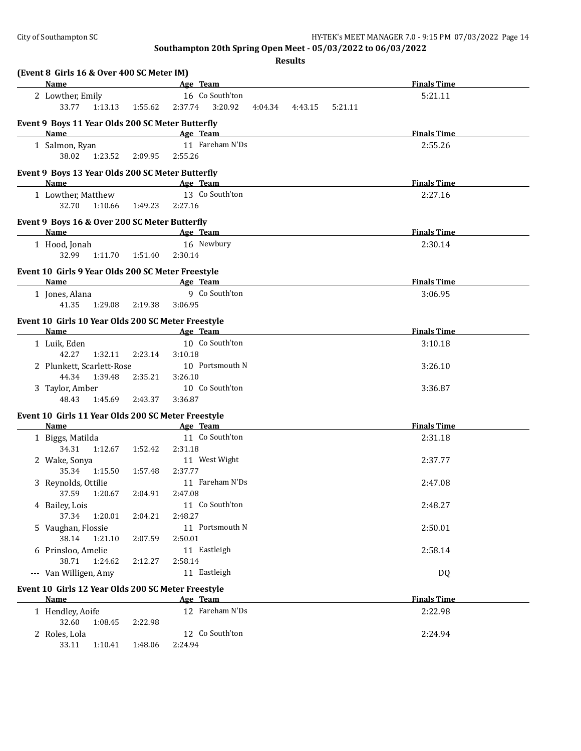**Southampton 20th Spring Open Meet - 05/03/2022 to 06/03/2022**

**Results**

### (Event 8 Girls 16 & Over 400 SC Meter IM)

| Name | Age | Team | Finals Time |
|---|---|---|---|
| 2 Lowther, Emily | 16 | Co South'ton | 5:21.11 |
| 33.77 1:13.13 1:55.62 2:37.74 3:20.92 4:04.34 4:43.15 5:21.11 | | | |

### Event 9 Boys 11 Year Olds 200 SC Meter Butterfly

| Name | Age | Team | Finals Time |
|---|---|---|---|
| 1 Salmon, Ryan | 11 | Fareham N'Ds | 2:55.26 |
| 38.02 1:23.52 2:09.95 2:55.26 | | | |

### Event 9 Boys 13 Year Olds 200 SC Meter Butterfly

| Name | Age | Team | Finals Time |
|---|---|---|---|
| 1 Lowther, Matthew | 13 | Co South'ton | 2:27.16 |
| 32.70 1:10.66 1:49.23 2:27.16 | | | |

### Event 9 Boys 16 & Over 200 SC Meter Butterfly

| Name | Age | Team | Finals Time |
|---|---|---|---|
| 1 Hood, Jonah | 16 | Newbury | 2:30.14 |
| 32.99 1:11.70 1:51.40 2:30.14 | | | |

### Event 10 Girls 9 Year Olds 200 SC Meter Freestyle

| Name | Age | Team | Finals Time |
|---|---|---|---|
| 1 Jones, Alana | 9 | Co South'ton | 3:06.95 |
| 41.35 1:29.08 2:19.38 3:06.95 | | | |

### Event 10 Girls 10 Year Olds 200 SC Meter Freestyle

| Name | Age | Team | Finals Time |
|---|---|---|---|
| 1 Luik, Eden | 10 | Co South'ton | 3:10.18 |
| 42.27 1:32.11 2:23.14 3:10.18 | | | |
| 2 Plunkett, Scarlett-Rose | 10 | Portsmouth N | 3:26.10 |
| 44.34 1:39.48 2:35.21 3:26.10 | | | |
| 3 Taylor, Amber | 10 | Co South'ton | 3:36.87 |
| 48.43 1:45.69 2:43.37 3:36.87 | | | |

### Event 10 Girls 11 Year Olds 200 SC Meter Freestyle

| Name | Age | Team | Finals Time |
|---|---|---|---|
| 1 Biggs, Matilda | 11 | Co South'ton | 2:31.18 |
| 34.31 1:12.67 1:52.42 2:31.18 | | | |
| 2 Wake, Sonya | 11 | West Wight | 2:37.77 |
| 35.34 1:15.50 1:57.48 2:37.77 | | | |
| 3 Reynolds, Ottilie | 11 | Fareham N'Ds | 2:47.08 |
| 37.59 1:20.67 2:04.91 2:47.08 | | | |
| 4 Bailey, Lois | 11 | Co South'ton | 2:48.27 |
| 37.34 1:20.01 2:04.21 2:48.27 | | | |
| 5 Vaughan, Flossie | 11 | Portsmouth N | 2:50.01 |
| 38.14 1:21.10 2:07.59 2:50.01 | | | |
| 6 Prinsloo, Amelie | 11 | Eastleigh | 2:58.14 |
| 38.71 1:24.62 2:12.27 2:58.14 | | | |
| --- Van Willigen, Amy | 11 | Eastleigh | DQ |

### Event 10 Girls 12 Year Olds 200 SC Meter Freestyle

| Name | Age | Team | Finals Time |
|---|---|---|---|
| 1 Hendley, Aoife | 12 | Fareham N'Ds | 2:22.98 |
| 32.60 1:08.45 2:22.98 | | | |
| 2 Roles, Lola | 12 | Co South'ton | 2:24.94 |
| 33.11 1:10.41 1:48.06 2:24.94 | | | |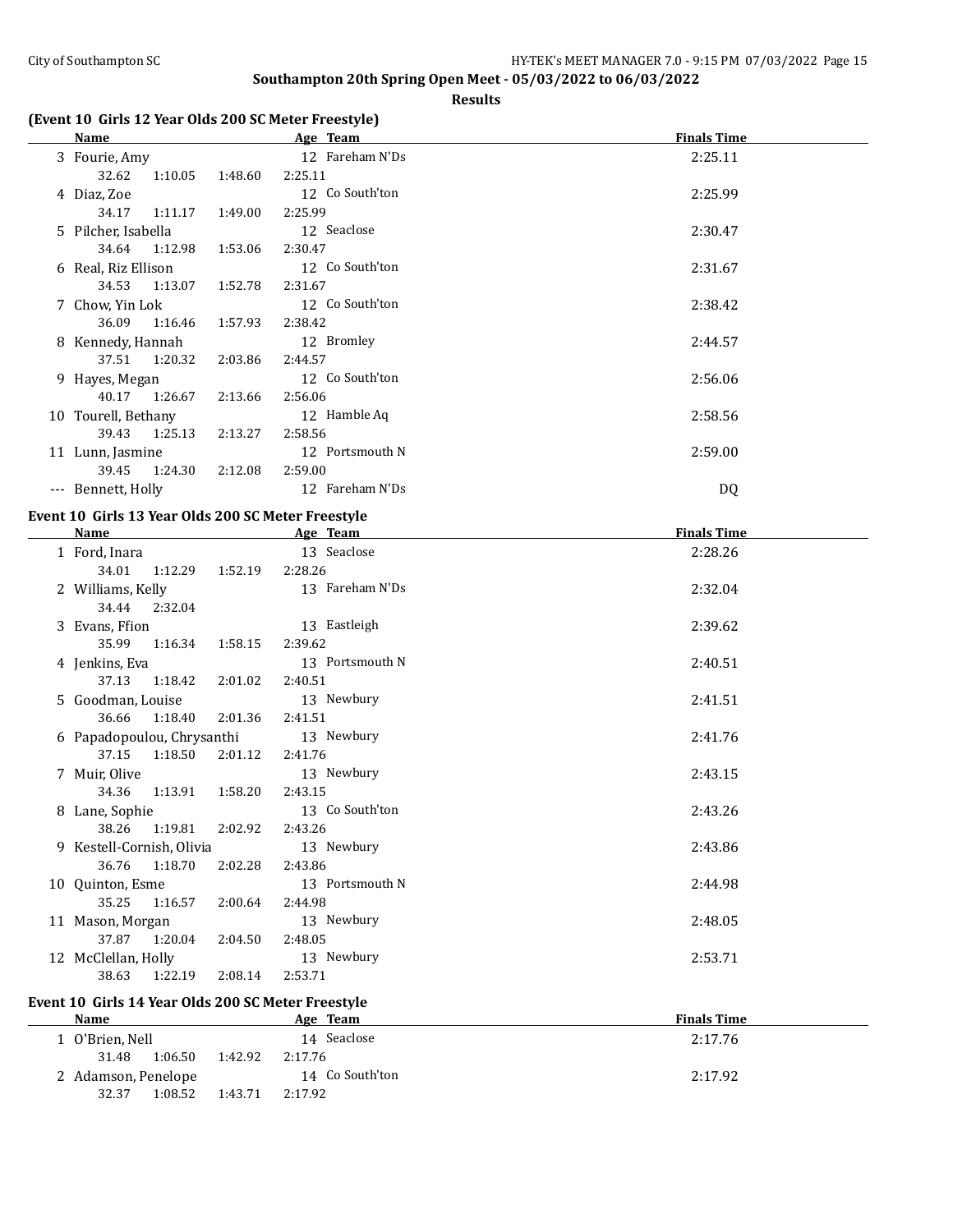## Southampton 20th Spring Open Meet - 05/03/2022 to 06/03/2022

### Results

#### (Event 10 Girls 12 Year Olds 200 SC Meter Freestyle)

| | Name | Age | Team | Finals Time |
|---|---|---|---|---|
| 3 | Fourie, Amy | 12 | Fareham N'Ds | 2:25.11 |
| | 32.62 1:10.05 1:48.60 2:25.11 | | | |
| 4 | Diaz, Zoe | 12 | Co South'ton | 2:25.99 |
| | 34.17 1:11.17 1:49.00 2:25.99 | | | |
| 5 | Pilcher, Isabella | 12 | Seaclose | 2:30.47 |
| | 34.64 1:12.98 1:53.06 2:30.47 | | | |
| 6 | Real, Riz Ellison | 12 | Co South'ton | 2:31.67 |
| | 34.53 1:13.07 1:52.78 2:31.67 | | | |
| 7 | Chow, Yin Lok | 12 | Co South'ton | 2:38.42 |
| | 36.09 1:16.46 1:57.93 2:38.42 | | | |
| 8 | Kennedy, Hannah | 12 | Bromley | 2:44.57 |
| | 37.51 1:20.32 2:03.86 2:44.57 | | | |
| 9 | Hayes, Megan | 12 | Co South'ton | 2:56.06 |
| | 40.17 1:26.67 2:13.66 2:56.06 | | | |
| 10 | Tourell, Bethany | 12 | Hamble Aq | 2:58.56 |
| | 39.43 1:25.13 2:13.27 2:58.56 | | | |
| 11 | Lunn, Jasmine | 12 | Portsmouth N | 2:59.00 |
| | 39.45 1:24.30 2:12.08 2:59.00 | | | |
| --- | Bennett, Holly | 12 | Fareham N'Ds | DQ |

#### Event 10 Girls 13 Year Olds 200 SC Meter Freestyle

| | Name | Age | Team | Finals Time |
|---|---|---|---|---|
| 1 | Ford, Inara | 13 | Seaclose | 2:28.26 |
| | 34.01 1:12.29 1:52.19 2:28.26 | | | |
| 2 | Williams, Kelly | 13 | Fareham N'Ds | 2:32.04 |
| | 34.44 2:32.04 | | | |
| 3 | Evans, Ffion | 13 | Eastleigh | 2:39.62 |
| | 35.99 1:16.34 1:58.15 2:39.62 | | | |
| 4 | Jenkins, Eva | 13 | Portsmouth N | 2:40.51 |
| | 37.13 1:18.42 2:01.02 2:40.51 | | | |
| 5 | Goodman, Louise | 13 | Newbury | 2:41.51 |
| | 36.66 1:18.40 2:01.36 2:41.51 | | | |
| 6 | Papadopoulou, Chrysanthi | 13 | Newbury | 2:41.76 |
| | 37.15 1:18.50 2:01.12 2:41.76 | | | |
| 7 | Muir, Olive | 13 | Newbury | 2:43.15 |
| | 34.36 1:13.91 1:58.20 2:43.15 | | | |
| 8 | Lane, Sophie | 13 | Co South'ton | 2:43.26 |
| | 38.26 1:19.81 2:02.92 2:43.26 | | | |
| 9 | Kestell-Cornish, Olivia | 13 | Newbury | 2:43.86 |
| | 36.76 1:18.70 2:02.28 2:43.86 | | | |
| 10 | Quinton, Esme | 13 | Portsmouth N | 2:44.98 |
| | 35.25 1:16.57 2:00.64 2:44.98 | | | |
| 11 | Mason, Morgan | 13 | Newbury | 2:48.05 |
| | 37.87 1:20.04 2:04.50 2:48.05 | | | |
| 12 | McClellan, Holly | 13 | Newbury | 2:53.71 |
| | 38.63 1:22.19 2:08.14 2:53.71 | | | |

#### Event 10 Girls 14 Year Olds 200 SC Meter Freestyle

| | Name | Age | Team | Finals Time |
|---|---|---|---|---|
| 1 | O'Brien, Nell | 14 | Seaclose | 2:17.76 |
| | 31.48 1:06.50 1:42.92 2:17.76 | | | |
| 2 | Adamson, Penelope | 14 | Co South'ton | 2:17.92 |
| | 32.37 1:08.52 1:43.71 2:17.92 | | | |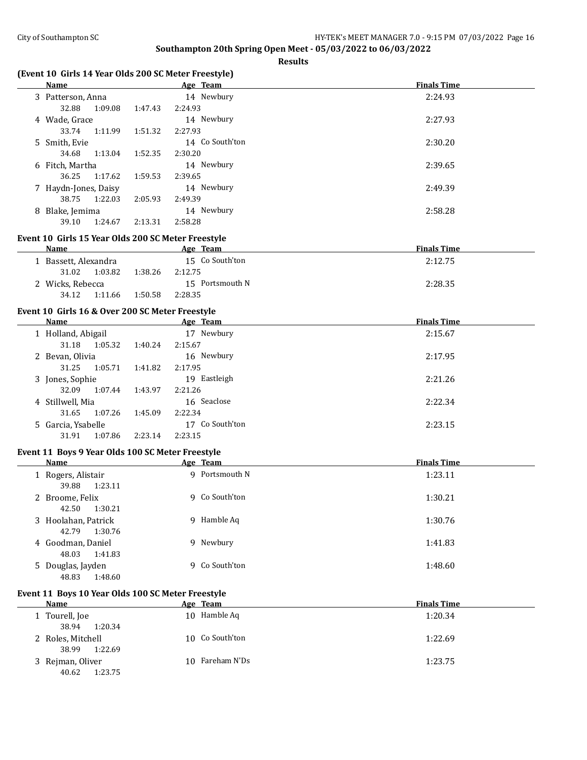## Southampton 20th Spring Open Meet - 05/03/2022 to 06/03/2022

### Results

**(Event 10 Girls 14 Year Olds 200 SC Meter Freestyle)**

| | Name | Age | Team | Finals Time |
|---|---|---|---|---|
| 3 | Patterson, Anna | 14 | Newbury | 2:24.93 |
| | 32.88 1:09.08 1:47.43 2:24.93 | | | |
| 4 | Wade, Grace | 14 | Newbury | 2:27.93 |
| | 33.74 1:11.99 1:51.32 2:27.93 | | | |
| 5 | Smith, Evie | 14 | Co South'ton | 2:30.20 |
| | 34.68 1:13.04 1:52.35 2:30.20 | | | |
| 6 | Fitch, Martha | 14 | Newbury | 2:39.65 |
| | 36.25 1:17.62 1:59.53 2:39.65 | | | |
| 7 | Haydn-Jones, Daisy | 14 | Newbury | 2:49.39 |
| | 38.75 1:22.03 2:05.93 2:49.39 | | | |
| 8 | Blake, Jemima | 14 | Newbury | 2:58.28 |
| | 39.10 1:24.67 2:13.31 2:58.28 | | | |

**Event 10 Girls 15 Year Olds 200 SC Meter Freestyle**

| | Name | Age | Team | Finals Time |
|---|---|---|---|---|
| 1 | Bassett, Alexandra | 15 | Co South'ton | 2:12.75 |
| | 31.02 1:03.82 1:38.26 2:12.75 | | | |
| 2 | Wicks, Rebecca | 15 | Portsmouth N | 2:28.35 |
| | 34.12 1:11.66 1:50.58 2:28.35 | | | |

**Event 10 Girls 16 & Over 200 SC Meter Freestyle**

| | Name | Age | Team | Finals Time |
|---|---|---|---|---|
| 1 | Holland, Abigail | 17 | Newbury | 2:15.67 |
| | 31.18 1:05.32 1:40.24 2:15.67 | | | |
| 2 | Bevan, Olivia | 16 | Newbury | 2:17.95 |
| | 31.25 1:05.71 1:41.82 2:17.95 | | | |
| 3 | Jones, Sophie | 19 | Eastleigh | 2:21.26 |
| | 32.09 1:07.44 1:43.97 2:21.26 | | | |
| 4 | Stillwell, Mia | 16 | Seaclose | 2:22.34 |
| | 31.65 1:07.26 1:45.09 2:22.34 | | | |
| 5 | Garcia, Ysabelle | 17 | Co South'ton | 2:23.15 |
| | 31.91 1:07.86 2:23.14 2:23.15 | | | |

**Event 11 Boys 9 Year Olds 100 SC Meter Freestyle**

| | Name | Age | Team | Finals Time |
|---|---|---|---|---|
| 1 | Rogers, Alistair | 9 | Portsmouth N | 1:23.11 |
| | 39.88 1:23.11 | | | |
| 2 | Broome, Felix | 9 | Co South'ton | 1:30.21 |
| | 42.50 1:30.21 | | | |
| 3 | Hoolahan, Patrick | 9 | Hamble Aq | 1:30.76 |
| | 42.79 1:30.76 | | | |
| 4 | Goodman, Daniel | 9 | Newbury | 1:41.83 |
| | 48.03 1:41.83 | | | |
| 5 | Douglas, Jayden | 9 | Co South'ton | 1:48.60 |
| | 48.83 1:48.60 | | | |

**Event 11 Boys 10 Year Olds 100 SC Meter Freestyle**

| | Name | Age | Team | Finals Time |
|---|---|---|---|---|
| 1 | Tourell, Joe | 10 | Hamble Aq | 1:20.34 |
| | 38.94 1:20.34 | | | |
| 2 | Roles, Mitchell | 10 | Co South'ton | 1:22.69 |
| | 38.99 1:22.69 | | | |
| 3 | Rejman, Oliver | 10 | Fareham N'Ds | 1:23.75 |
| | 40.62 1:23.75 | | | |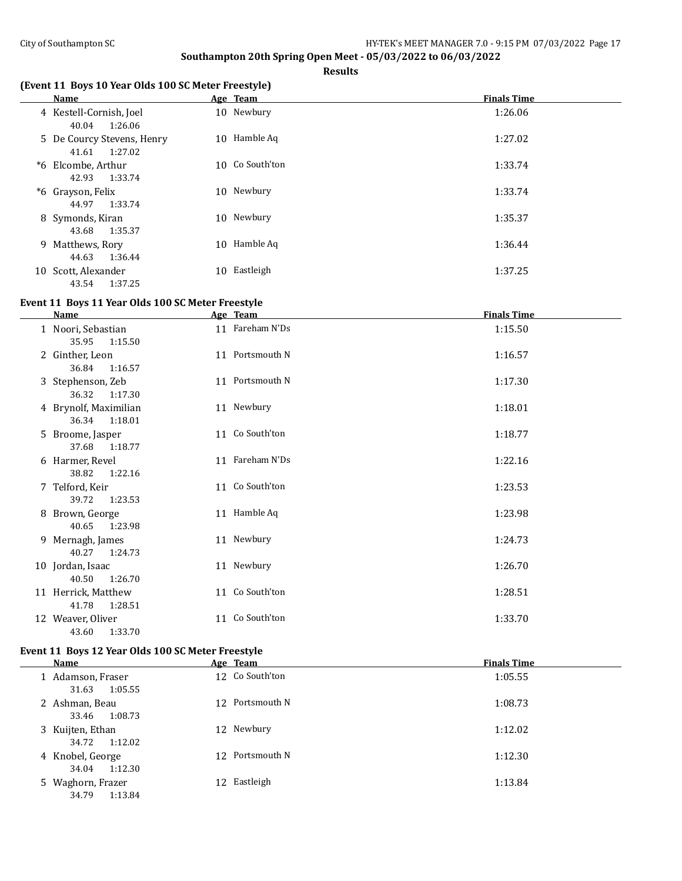## Southampton 20th Spring Open Meet - 05/03/2022 to 06/03/2022

### Results

### (Event 11 Boys 10 Year Olds 100 SC Meter Freestyle)

| | Name | Age | Team | Finals Time |
|---|---|---|---|---|
| 4 | Kestell-Cornish, Joel | 10 | Newbury | 1:26.06 |
| | 40.04 1:26.06 | | | |
| 5 | De Courcy Stevens, Henry | 10 | Hamble Aq | 1:27.02 |
| | 41.61 1:27.02 | | | |
| *6 | Elcombe, Arthur | 10 | Co South'ton | 1:33.74 |
| | 42.93 1:33.74 | | | |
| *6 | Grayson, Felix | 10 | Newbury | 1:33.74 |
| | 44.97 1:33.74 | | | |
| 8 | Symonds, Kiran | 10 | Newbury | 1:35.37 |
| | 43.68 1:35.37 | | | |
| 9 | Matthews, Rory | 10 | Hamble Aq | 1:36.44 |
| | 44.63 1:36.44 | | | |
| 10 | Scott, Alexander | 10 | Eastleigh | 1:37.25 |
| | 43.54 1:37.25 | | | |

### Event 11 Boys 11 Year Olds 100 SC Meter Freestyle

| | Name | Age | Team | Finals Time |
|---|---|---|---|---|
| 1 | Noori, Sebastian | 11 | Fareham N'Ds | 1:15.50 |
| | 35.95 1:15.50 | | | |
| 2 | Ginther, Leon | 11 | Portsmouth N | 1:16.57 |
| | 36.84 1:16.57 | | | |
| 3 | Stephenson, Zeb | 11 | Portsmouth N | 1:17.30 |
| | 36.32 1:17.30 | | | |
| 4 | Brynolf, Maximilian | 11 | Newbury | 1:18.01 |
| | 36.34 1:18.01 | | | |
| 5 | Broome, Jasper | 11 | Co South'ton | 1:18.77 |
| | 37.68 1:18.77 | | | |
| 6 | Harmer, Revel | 11 | Fareham N'Ds | 1:22.16 |
| | 38.82 1:22.16 | | | |
| 7 | Telford, Keir | 11 | Co South'ton | 1:23.53 |
| | 39.72 1:23.53 | | | |
| 8 | Brown, George | 11 | Hamble Aq | 1:23.98 |
| | 40.65 1:23.98 | | | |
| 9 | Mernagh, James | 11 | Newbury | 1:24.73 |
| | 40.27 1:24.73 | | | |
| 10 | Jordan, Isaac | 11 | Newbury | 1:26.70 |
| | 40.50 1:26.70 | | | |
| 11 | Herrick, Matthew | 11 | Co South'ton | 1:28.51 |
| | 41.78 1:28.51 | | | |
| 12 | Weaver, Oliver | 11 | Co South'ton | 1:33.70 |
| | 43.60 1:33.70 | | | |

### Event 11 Boys 12 Year Olds 100 SC Meter Freestyle

| | Name | Age | Team | Finals Time |
|---|---|---|---|---|
| 1 | Adamson, Fraser | 12 | Co South'ton | 1:05.55 |
| | 31.63 1:05.55 | | | |
| 2 | Ashman, Beau | 12 | Portsmouth N | 1:08.73 |
| | 33.46 1:08.73 | | | |
| 3 | Kuijten, Ethan | 12 | Newbury | 1:12.02 |
| | 34.72 1:12.02 | | | |
| 4 | Knobel, George | 12 | Portsmouth N | 1:12.30 |
| | 34.04 1:12.30 | | | |
| 5 | Waghorn, Frazer | 12 | Eastleigh | 1:13.84 |
| | 34.79 1:13.84 | | | |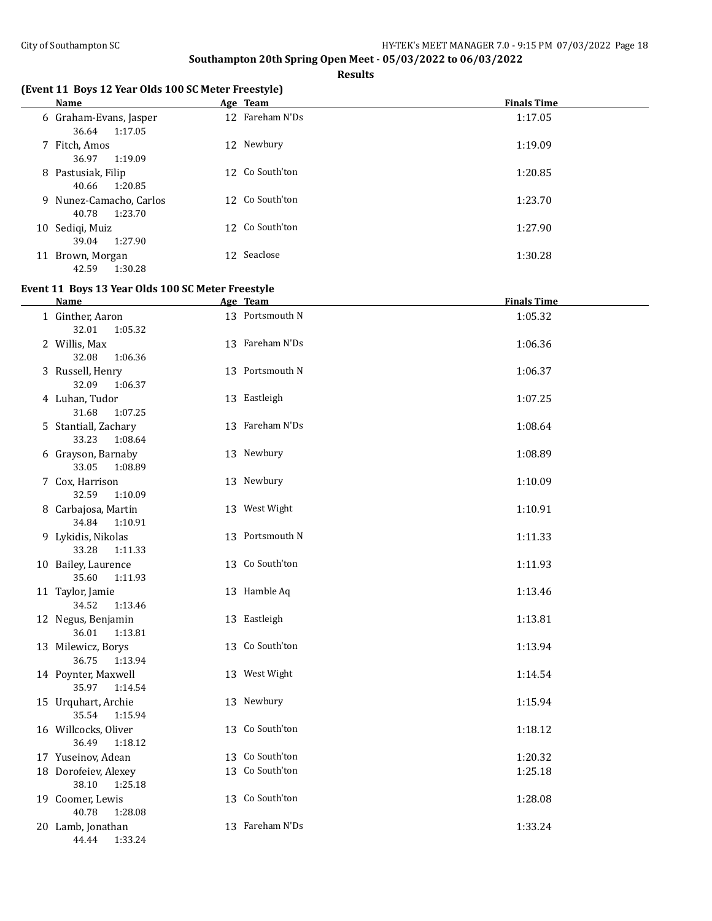**Southampton 20th Spring Open Meet - 05/03/2022 to 06/03/2022**

**Results**

### (Event 11 Boys 12 Year Olds 100 SC Meter Freestyle)

| | Name | Age | Team | Finals Time |
|---|---|---|---|---|
| 6 | Graham-Evans, Jasper | 12 | Fareham N'Ds | 1:17.05 |
| | 36.64 1:17.05 | | | |
| 7 | Fitch, Amos | 12 | Newbury | 1:19.09 |
| | 36.97 1:19.09 | | | |
| 8 | Pastusiak, Filip | 12 | Co South'ton | 1:20.85 |
| | 40.66 1:20.85 | | | |
| 9 | Nunez-Camacho, Carlos | 12 | Co South'ton | 1:23.70 |
| | 40.78 1:23.70 | | | |
| 10 | Sediqi, Muiz | 12 | Co South'ton | 1:27.90 |
| | 39.04 1:27.90 | | | |
| 11 | Brown, Morgan | 12 | Seaclose | 1:30.28 |
| | 42.59 1:30.28 | | | |

### Event 11 Boys 13 Year Olds 100 SC Meter Freestyle

| | Name | Age | Team | Finals Time |
|---|---|---|---|---|
| 1 | Ginther, Aaron | 13 | Portsmouth N | 1:05.32 |
| | 32.01 1:05.32 | | | |
| 2 | Willis, Max | 13 | Fareham N'Ds | 1:06.36 |
| | 32.08 1:06.36 | | | |
| 3 | Russell, Henry | 13 | Portsmouth N | 1:06.37 |
| | 32.09 1:06.37 | | | |
| 4 | Luhan, Tudor | 13 | Eastleigh | 1:07.25 |
| | 31.68 1:07.25 | | | |
| 5 | Stantiall, Zachary | 13 | Fareham N'Ds | 1:08.64 |
| | 33.23 1:08.64 | | | |
| 6 | Grayson, Barnaby | 13 | Newbury | 1:08.89 |
| | 33.05 1:08.89 | | | |
| 7 | Cox, Harrison | 13 | Newbury | 1:10.09 |
| | 32.59 1:10.09 | | | |
| 8 | Carbajosa, Martin | 13 | West Wight | 1:10.91 |
| | 34.84 1:10.91 | | | |
| 9 | Lykidis, Nikolas | 13 | Portsmouth N | 1:11.33 |
| | 33.28 1:11.33 | | | |
| 10 | Bailey, Laurence | 13 | Co South'ton | 1:11.93 |
| | 35.60 1:11.93 | | | |
| 11 | Taylor, Jamie | 13 | Hamble Aq | 1:13.46 |
| | 34.52 1:13.46 | | | |
| 12 | Negus, Benjamin | 13 | Eastleigh | 1:13.81 |
| | 36.01 1:13.81 | | | |
| 13 | Milewicz, Borys | 13 | Co South'ton | 1:13.94 |
| | 36.75 1:13.94 | | | |
| 14 | Poynter, Maxwell | 13 | West Wight | 1:14.54 |
| | 35.97 1:14.54 | | | |
| 15 | Urquhart, Archie | 13 | Newbury | 1:15.94 |
| | 35.54 1:15.94 | | | |
| 16 | Willcocks, Oliver | 13 | Co South'ton | 1:18.12 |
| | 36.49 1:18.12 | | | |
| 17 | Yuseinov, Adean | 13 | Co South'ton | 1:20.32 |
| 18 | Dorofeiev, Alexey | 13 | Co South'ton | 1:25.18 |
| | 38.10 1:25.18 | | | |
| 19 | Coomer, Lewis | 13 | Co South'ton | 1:28.08 |
| | 40.78 1:28.08 | | | |
| 20 | Lamb, Jonathan | 13 | Fareham N'Ds | 1:33.24 |
| | 44.44 1:33.24 | | | |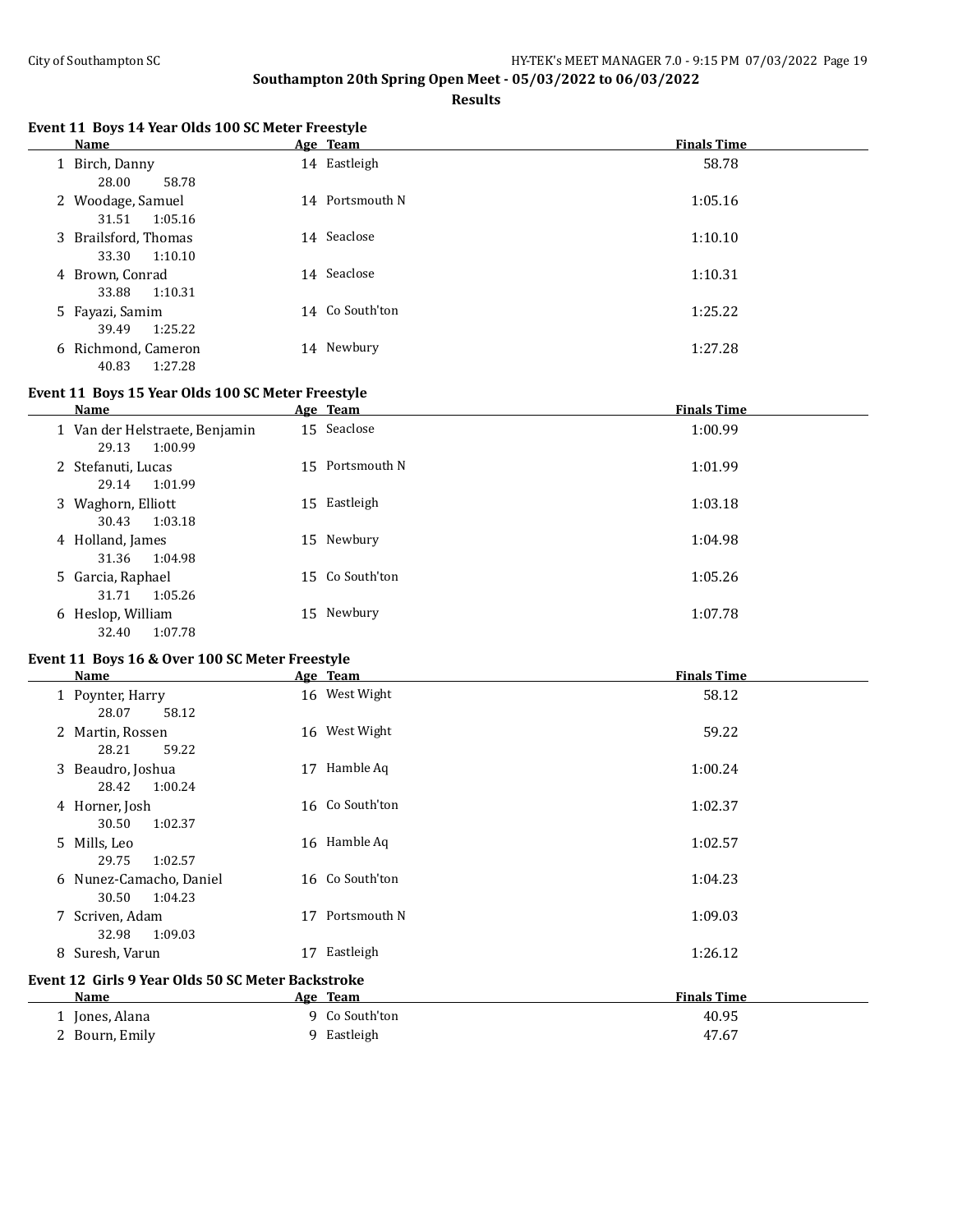## Southampton 20th Spring Open Meet - 05/03/2022 to 06/03/2022

### Results

#### Event 11 Boys 14 Year Olds 100 SC Meter Freestyle

| | Name | Age | Team | Finals Time |
|---|---|---|---|---|
| 1 | Birch, Danny | 14 | Eastleigh | 58.78 |
| | 28.00 58.78 | | | |
| 2 | Woodage, Samuel | 14 | Portsmouth N | 1:05.16 |
| | 31.51 1:05.16 | | | |
| 3 | Brailsford, Thomas | 14 | Seaclose | 1:10.10 |
| | 33.30 1:10.10 | | | |
| 4 | Brown, Conrad | 14 | Seaclose | 1:10.31 |
| | 33.88 1:10.31 | | | |
| 5 | Fayazi, Samim | 14 | Co South'ton | 1:25.22 |
| | 39.49 1:25.22 | | | |
| 6 | Richmond, Cameron | 14 | Newbury | 1:27.28 |
| | 40.83 1:27.28 | | | |

#### Event 11 Boys 15 Year Olds 100 SC Meter Freestyle

| | Name | Age | Team | Finals Time |
|---|---|---|---|---|
| 1 | Van der Helstraete, Benjamin | 15 | Seaclose | 1:00.99 |
| | 29.13 1:00.99 | | | |
| 2 | Stefanuti, Lucas | 15 | Portsmouth N | 1:01.99 |
| | 29.14 1:01.99 | | | |
| 3 | Waghorn, Elliott | 15 | Eastleigh | 1:03.18 |
| | 30.43 1:03.18 | | | |
| 4 | Holland, James | 15 | Newbury | 1:04.98 |
| | 31.36 1:04.98 | | | |
| 5 | Garcia, Raphael | 15 | Co South'ton | 1:05.26 |
| | 31.71 1:05.26 | | | |
| 6 | Heslop, William | 15 | Newbury | 1:07.78 |
| | 32.40 1:07.78 | | | |

#### Event 11 Boys 16 & Over 100 SC Meter Freestyle

| | Name | Age | Team | Finals Time |
|---|---|---|---|---|
| 1 | Poynter, Harry | 16 | West Wight | 58.12 |
| | 28.07 58.12 | | | |
| 2 | Martin, Rossen | 16 | West Wight | 59.22 |
| | 28.21 59.22 | | | |
| 3 | Beaudro, Joshua | 17 | Hamble Aq | 1:00.24 |
| | 28.42 1:00.24 | | | |
| 4 | Horner, Josh | 16 | Co South'ton | 1:02.37 |
| | 30.50 1:02.37 | | | |
| 5 | Mills, Leo | 16 | Hamble Aq | 1:02.57 |
| | 29.75 1:02.57 | | | |
| 6 | Nunez-Camacho, Daniel | 16 | Co South'ton | 1:04.23 |
| | 30.50 1:04.23 | | | |
| 7 | Scriven, Adam | 17 | Portsmouth N | 1:09.03 |
| | 32.98 1:09.03 | | | |
| 8 | Suresh, Varun | 17 | Eastleigh | 1:26.12 |

#### Event 12 Girls 9 Year Olds 50 SC Meter Backstroke

| | Name | Age | Team | Finals Time |
|---|---|---|---|---|
| 1 | Jones, Alana | 9 | Co South'ton | 40.95 |
| 2 | Bourn, Emily | 9 | Eastleigh | 47.67 |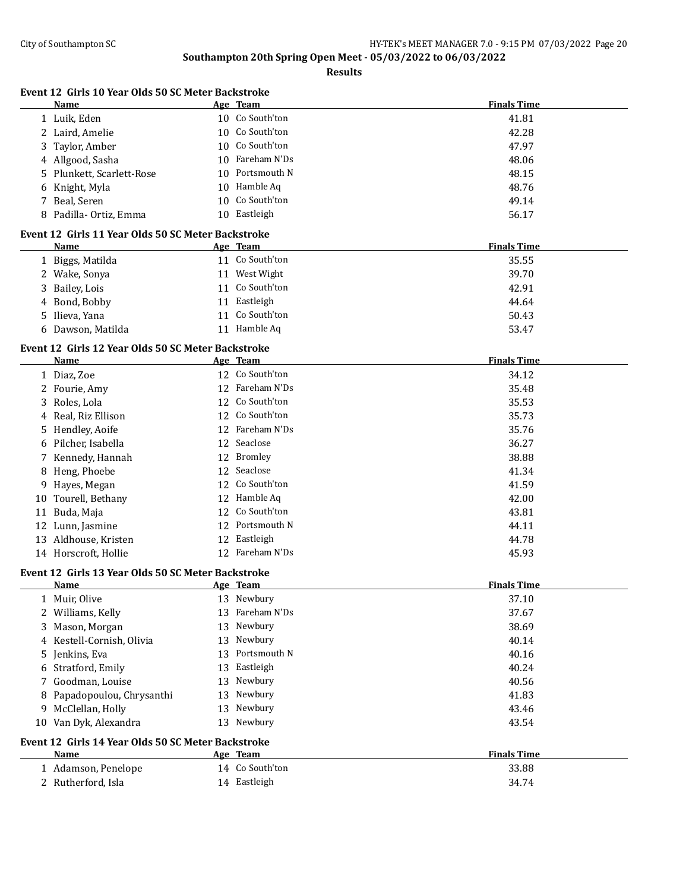## Southampton 20th Spring Open Meet - 05/03/2022 to 06/03/2022

### Results

#### Event 12 Girls 10 Year Olds 50 SC Meter Backstroke

| | Name | Age | Team | Finals Time |
|---|---|---|---|---|
| 1 | Luik, Eden | 10 | Co South'ton | 41.81 |
| 2 | Laird, Amelie | 10 | Co South'ton | 42.28 |
| 3 | Taylor, Amber | 10 | Co South'ton | 47.97 |
| 4 | Allgood, Sasha | 10 | Fareham N'Ds | 48.06 |
| 5 | Plunkett, Scarlett-Rose | 10 | Portsmouth N | 48.15 |
| 6 | Knight, Myla | 10 | Hamble Aq | 48.76 |
| 7 | Beal, Seren | 10 | Co South'ton | 49.14 |
| 8 | Padilla- Ortiz, Emma | 10 | Eastleigh | 56.17 |

#### Event 12 Girls 11 Year Olds 50 SC Meter Backstroke

| | Name | Age | Team | Finals Time |
|---|---|---|---|---|
| 1 | Biggs, Matilda | 11 | Co South'ton | 35.55 |
| 2 | Wake, Sonya | 11 | West Wight | 39.70 |
| 3 | Bailey, Lois | 11 | Co South'ton | 42.91 |
| 4 | Bond, Bobby | 11 | Eastleigh | 44.64 |
| 5 | Ilieva, Yana | 11 | Co South'ton | 50.43 |
| 6 | Dawson, Matilda | 11 | Hamble Aq | 53.47 |

#### Event 12 Girls 12 Year Olds 50 SC Meter Backstroke

| | Name | Age | Team | Finals Time |
|---|---|---|---|---|
| 1 | Diaz, Zoe | 12 | Co South'ton | 34.12 |
| 2 | Fourie, Amy | 12 | Fareham N'Ds | 35.48 |
| 3 | Roles, Lola | 12 | Co South'ton | 35.53 |
| 4 | Real, Riz Ellison | 12 | Co South'ton | 35.73 |
| 5 | Hendley, Aoife | 12 | Fareham N'Ds | 35.76 |
| 6 | Pilcher, Isabella | 12 | Seaclose | 36.27 |
| 7 | Kennedy, Hannah | 12 | Bromley | 38.88 |
| 8 | Heng, Phoebe | 12 | Seaclose | 41.34 |
| 9 | Hayes, Megan | 12 | Co South'ton | 41.59 |
| 10 | Tourell, Bethany | 12 | Hamble Aq | 42.00 |
| 11 | Buda, Maja | 12 | Co South'ton | 43.81 |
| 12 | Lunn, Jasmine | 12 | Portsmouth N | 44.11 |
| 13 | Aldhouse, Kristen | 12 | Eastleigh | 44.78 |
| 14 | Horscroft, Hollie | 12 | Fareham N'Ds | 45.93 |

#### Event 12 Girls 13 Year Olds 50 SC Meter Backstroke

| | Name | Age | Team | Finals Time |
|---|---|---|---|---|
| 1 | Muir, Olive | 13 | Newbury | 37.10 |
| 2 | Williams, Kelly | 13 | Fareham N'Ds | 37.67 |
| 3 | Mason, Morgan | 13 | Newbury | 38.69 |
| 4 | Kestell-Cornish, Olivia | 13 | Newbury | 40.14 |
| 5 | Jenkins, Eva | 13 | Portsmouth N | 40.16 |
| 6 | Stratford, Emily | 13 | Eastleigh | 40.24 |
| 7 | Goodman, Louise | 13 | Newbury | 40.56 |
| 8 | Papadopoulou, Chrysanthi | 13 | Newbury | 41.83 |
| 9 | McClellan, Holly | 13 | Newbury | 43.46 |
| 10 | Van Dyk, Alexandra | 13 | Newbury | 43.54 |

#### Event 12 Girls 14 Year Olds 50 SC Meter Backstroke

| | Name | Age | Team | Finals Time |
|---|---|---|---|---|
| 1 | Adamson, Penelope | 14 | Co South'ton | 33.88 |
| 2 | Rutherford, Isla | 14 | Eastleigh | 34.74 |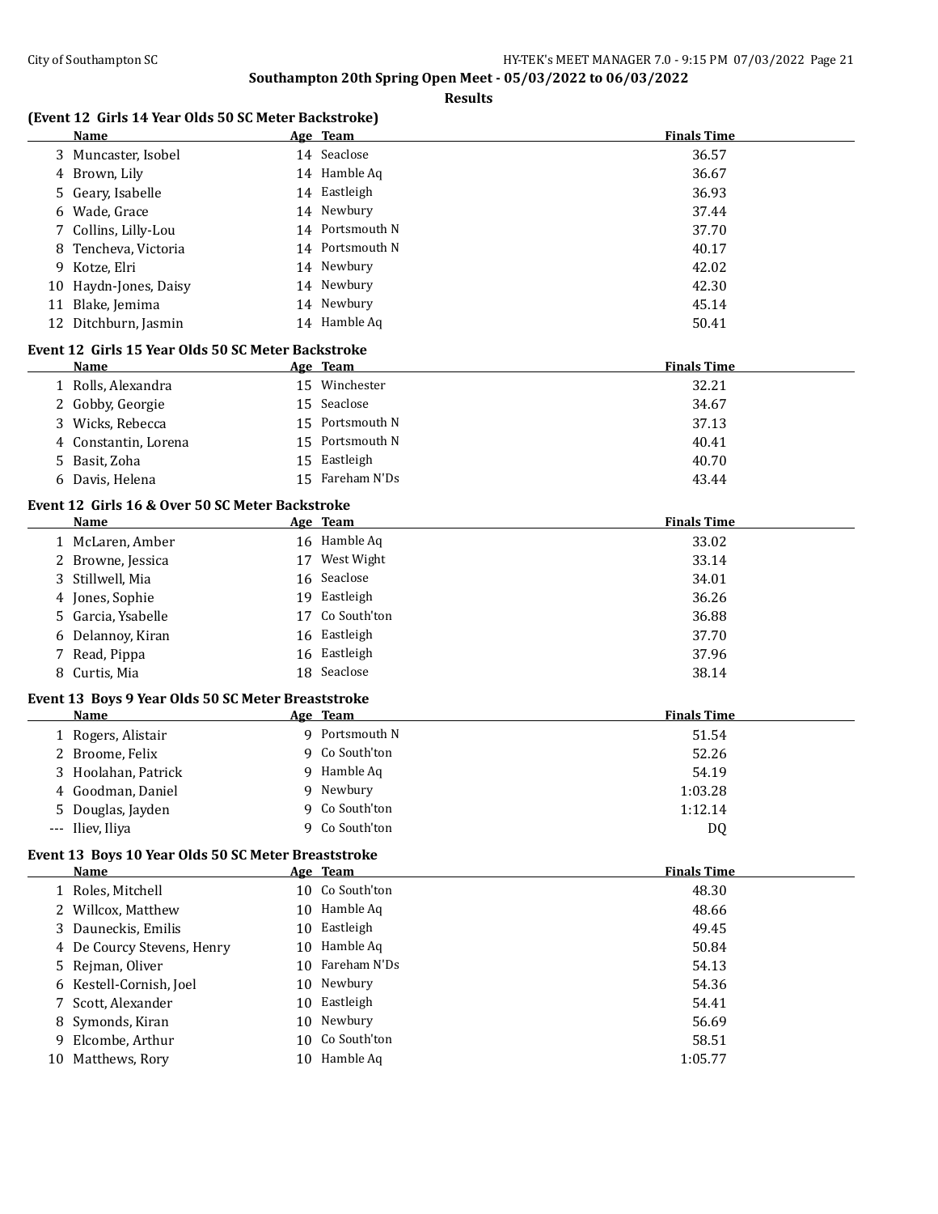**Southampton 20th Spring Open Meet - 05/03/2022 to 06/03/2022**

**Results**

### (Event 12 Girls 14 Year Olds 50 SC Meter Backstroke)

| | Name | Age | Team | Finals Time |
|---|---|---|---|---|
| 3 | Muncaster, Isobel | 14 | Seaclose | 36.57 |
| 4 | Brown, Lily | 14 | Hamble Aq | 36.67 |
| 5 | Geary, Isabelle | 14 | Eastleigh | 36.93 |
| 6 | Wade, Grace | 14 | Newbury | 37.44 |
| 7 | Collins, Lilly-Lou | 14 | Portsmouth N | 37.70 |
| 8 | Tencheva, Victoria | 14 | Portsmouth N | 40.17 |
| 9 | Kotze, Elri | 14 | Newbury | 42.02 |
| 10 | Haydn-Jones, Daisy | 14 | Newbury | 42.30 |
| 11 | Blake, Jemima | 14 | Newbury | 45.14 |
| 12 | Ditchburn, Jasmin | 14 | Hamble Aq | 50.41 |

### Event 12 Girls 15 Year Olds 50 SC Meter Backstroke

| | Name | Age | Team | Finals Time |
|---|---|---|---|---|
| 1 | Rolls, Alexandra | 15 | Winchester | 32.21 |
| 2 | Gobby, Georgie | 15 | Seaclose | 34.67 |
| 3 | Wicks, Rebecca | 15 | Portsmouth N | 37.13 |
| 4 | Constantin, Lorena | 15 | Portsmouth N | 40.41 |
| 5 | Basit, Zoha | 15 | Eastleigh | 40.70 |
| 6 | Davis, Helena | 15 | Fareham N'Ds | 43.44 |

### Event 12 Girls 16 & Over 50 SC Meter Backstroke

| | Name | Age | Team | Finals Time |
|---|---|---|---|---|
| 1 | McLaren, Amber | 16 | Hamble Aq | 33.02 |
| 2 | Browne, Jessica | 17 | West Wight | 33.14 |
| 3 | Stillwell, Mia | 16 | Seaclose | 34.01 |
| 4 | Jones, Sophie | 19 | Eastleigh | 36.26 |
| 5 | Garcia, Ysabelle | 17 | Co South'ton | 36.88 |
| 6 | Delannoy, Kiran | 16 | Eastleigh | 37.70 |
| 7 | Read, Pippa | 16 | Eastleigh | 37.96 |
| 8 | Curtis, Mia | 18 | Seaclose | 38.14 |

### Event 13 Boys 9 Year Olds 50 SC Meter Breaststroke

| | Name | Age | Team | Finals Time |
|---|---|---|---|---|
| 1 | Rogers, Alistair | 9 | Portsmouth N | 51.54 |
| 2 | Broome, Felix | 9 | Co South'ton | 52.26 |
| 3 | Hoolahan, Patrick | 9 | Hamble Aq | 54.19 |
| 4 | Goodman, Daniel | 9 | Newbury | 1:03.28 |
| 5 | Douglas, Jayden | 9 | Co South'ton | 1:12.14 |
| --- | Iliev, Iliya | 9 | Co South'ton | DQ |

### Event 13 Boys 10 Year Olds 50 SC Meter Breaststroke

| | Name | Age | Team | Finals Time |
|---|---|---|---|---|
| 1 | Roles, Mitchell | 10 | Co South'ton | 48.30 |
| 2 | Willcox, Matthew | 10 | Hamble Aq | 48.66 |
| 3 | Dauneckis, Emilis | 10 | Eastleigh | 49.45 |
| 4 | De Courcy Stevens, Henry | 10 | Hamble Aq | 50.84 |
| 5 | Rejman, Oliver | 10 | Fareham N'Ds | 54.13 |
| 6 | Kestell-Cornish, Joel | 10 | Newbury | 54.36 |
| 7 | Scott, Alexander | 10 | Eastleigh | 54.41 |
| 8 | Symonds, Kiran | 10 | Newbury | 56.69 |
| 9 | Elcombe, Arthur | 10 | Co South'ton | 58.51 |
| 10 | Matthews, Rory | 10 | Hamble Aq | 1:05.77 |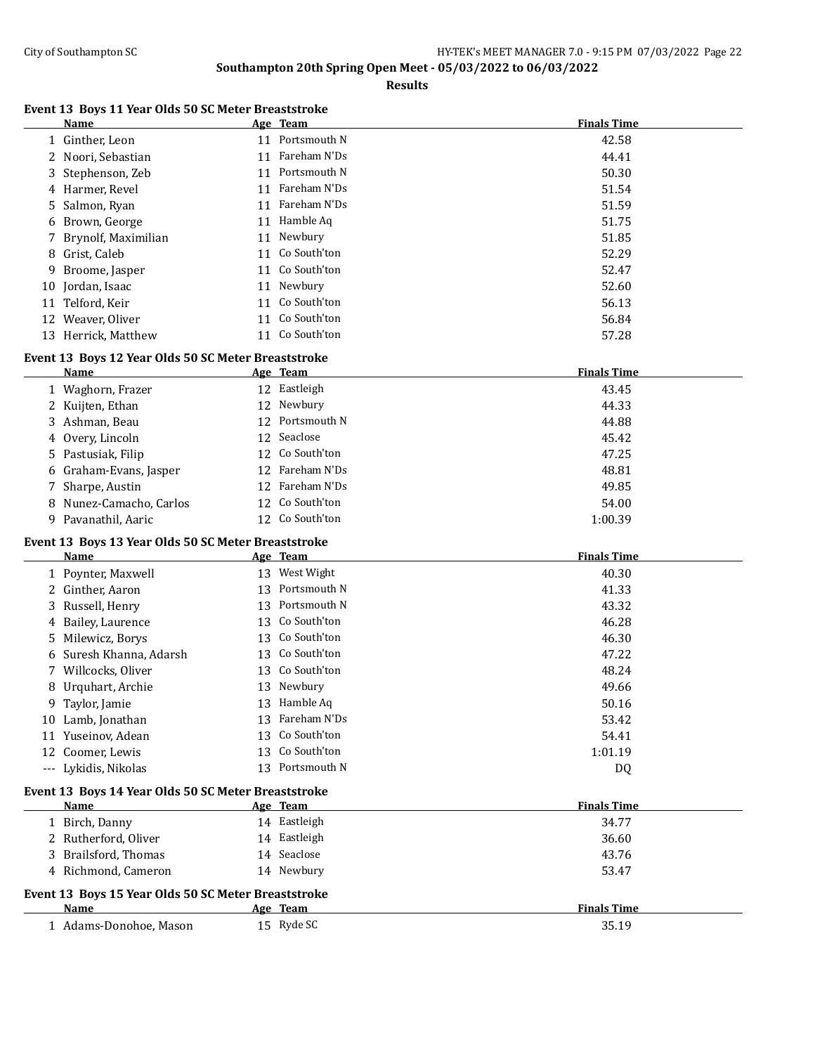# Southampton 20th Spring Open Meet - 05/03/2022 to 06/03/2022

## Results

### Event 13 Boys 11 Year Olds 50 SC Meter Breaststroke

| | Name | Age | Team | Finals Time |
|---|---|---|---|---|
| 1 | Ginther, Leon | 11 | Portsmouth N | 42.58 |
| 2 | Noori, Sebastian | 11 | Fareham N'Ds | 44.41 |
| 3 | Stephenson, Zeb | 11 | Portsmouth N | 50.30 |
| 4 | Harmer, Revel | 11 | Fareham N'Ds | 51.54 |
| 5 | Salmon, Ryan | 11 | Fareham N'Ds | 51.59 |
| 6 | Brown, George | 11 | Hamble Aq | 51.75 |
| 7 | Brynolf, Maximilian | 11 | Newbury | 51.85 |
| 8 | Grist, Caleb | 11 | Co South'ton | 52.29 |
| 9 | Broome, Jasper | 11 | Co South'ton | 52.47 |
| 10 | Jordan, Isaac | 11 | Newbury | 52.60 |
| 11 | Telford, Keir | 11 | Co South'ton | 56.13 |
| 12 | Weaver, Oliver | 11 | Co South'ton | 56.84 |
| 13 | Herrick, Matthew | 11 | Co South'ton | 57.28 |

### Event 13 Boys 12 Year Olds 50 SC Meter Breaststroke

| | Name | Age | Team | Finals Time |
|---|---|---|---|---|
| 1 | Waghorn, Frazer | 12 | Eastleigh | 43.45 |
| 2 | Kuijten, Ethan | 12 | Newbury | 44.33 |
| 3 | Ashman, Beau | 12 | Portsmouth N | 44.88 |
| 4 | Overy, Lincoln | 12 | Seaclose | 45.42 |
| 5 | Pastusiak, Filip | 12 | Co South'ton | 47.25 |
| 6 | Graham-Evans, Jasper | 12 | Fareham N'Ds | 48.81 |
| 7 | Sharpe, Austin | 12 | Fareham N'Ds | 49.85 |
| 8 | Nunez-Camacho, Carlos | 12 | Co South'ton | 54.00 |
| 9 | Pavanathil, Aaric | 12 | Co South'ton | 1:00.39 |

### Event 13 Boys 13 Year Olds 50 SC Meter Breaststroke

| | Name | Age | Team | Finals Time |
|---|---|---|---|---|
| 1 | Poynter, Maxwell | 13 | West Wight | 40.30 |
| 2 | Ginther, Aaron | 13 | Portsmouth N | 41.33 |
| 3 | Russell, Henry | 13 | Portsmouth N | 43.32 |
| 4 | Bailey, Laurence | 13 | Co South'ton | 46.28 |
| 5 | Milewicz, Borys | 13 | Co South'ton | 46.30 |
| 6 | Suresh Khanna, Adarsh | 13 | Co South'ton | 47.22 |
| 7 | Willcocks, Oliver | 13 | Co South'ton | 48.24 |
| 8 | Urquhart, Archie | 13 | Newbury | 49.66 |
| 9 | Taylor, Jamie | 13 | Hamble Aq | 50.16 |
| 10 | Lamb, Jonathan | 13 | Fareham N'Ds | 53.42 |
| 11 | Yuseinov, Adean | 13 | Co South'ton | 54.41 |
| 12 | Coomer, Lewis | 13 | Co South'ton | 1:01.19 |
| --- | Lykidis, Nikolas | 13 | Portsmouth N | DQ |

### Event 13 Boys 14 Year Olds 50 SC Meter Breaststroke

| | Name | Age | Team | Finals Time |
|---|---|---|---|---|
| 1 | Birch, Danny | 14 | Eastleigh | 34.77 |
| 2 | Rutherford, Oliver | 14 | Eastleigh | 36.60 |
| 3 | Brailsford, Thomas | 14 | Seaclose | 43.76 |
| 4 | Richmond, Cameron | 14 | Newbury | 53.47 |

### Event 13 Boys 15 Year Olds 50 SC Meter Breaststroke

| | Name | Age | Team | Finals Time |
|---|---|---|---|---|
| 1 | Adams-Donohoe, Mason | 15 | Ryde SC | 35.19 |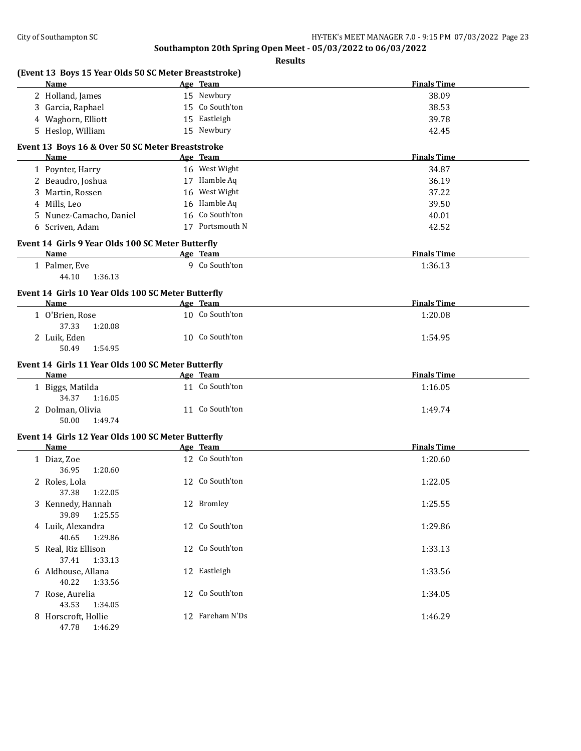## Southampton 20th Spring Open Meet - 05/03/2022 to 06/03/2022

### Results

#### (Event 13 Boys 15 Year Olds 50 SC Meter Breaststroke)

| | Name | Age | Team | Finals Time |
|---|---|---|---|---|
| 2 | Holland, James | 15 | Newbury | 38.09 |
| 3 | Garcia, Raphael | 15 | Co South'ton | 38.53 |
| 4 | Waghorn, Elliott | 15 | Eastleigh | 39.78 |
| 5 | Heslop, William | 15 | Newbury | 42.45 |

#### Event 13 Boys 16 & Over 50 SC Meter Breaststroke

| | Name | Age | Team | Finals Time |
|---|---|---|---|---|
| 1 | Poynter, Harry | 16 | West Wight | 34.87 |
| 2 | Beaudro, Joshua | 17 | Hamble Aq | 36.19 |
| 3 | Martin, Rossen | 16 | West Wight | 37.22 |
| 4 | Mills, Leo | 16 | Hamble Aq | 39.50 |
| 5 | Nunez-Camacho, Daniel | 16 | Co South'ton | 40.01 |
| 6 | Scriven, Adam | 17 | Portsmouth N | 42.52 |

#### Event 14 Girls 9 Year Olds 100 SC Meter Butterfly

| | Name | Age | Team | Finals Time |
|---|---|---|---|---|
| 1 | Palmer, Eve | 9 | Co South'ton | 1:36.13 |
| | 44.10 1:36.13 | | | |

#### Event 14 Girls 10 Year Olds 100 SC Meter Butterfly

| | Name | Age | Team | Finals Time |
|---|---|---|---|---|
| 1 | O'Brien, Rose | 10 | Co South'ton | 1:20.08 |
| | 37.33 1:20.08 | | | |
| 2 | Luik, Eden | 10 | Co South'ton | 1:54.95 |
| | 50.49 1:54.95 | | | |

#### Event 14 Girls 11 Year Olds 100 SC Meter Butterfly

| | Name | Age | Team | Finals Time |
|---|---|---|---|---|
| 1 | Biggs, Matilda | 11 | Co South'ton | 1:16.05 |
| | 34.37 1:16.05 | | | |
| 2 | Dolman, Olivia | 11 | Co South'ton | 1:49.74 |
| | 50.00 1:49.74 | | | |

#### Event 14 Girls 12 Year Olds 100 SC Meter Butterfly

| | Name | Age | Team | Finals Time |
|---|---|---|---|---|
| 1 | Diaz, Zoe | 12 | Co South'ton | 1:20.60 |
| | 36.95 1:20.60 | | | |
| 2 | Roles, Lola | 12 | Co South'ton | 1:22.05 |
| | 37.38 1:22.05 | | | |
| 3 | Kennedy, Hannah | 12 | Bromley | 1:25.55 |
| | 39.89 1:25.55 | | | |
| 4 | Luik, Alexandra | 12 | Co South'ton | 1:29.86 |
| | 40.65 1:29.86 | | | |
| 5 | Real, Riz Ellison | 12 | Co South'ton | 1:33.13 |
| | 37.41 1:33.13 | | | |
| 6 | Aldhouse, Allana | 12 | Eastleigh | 1:33.56 |
| | 40.22 1:33.56 | | | |
| 7 | Rose, Aurelia | 12 | Co South'ton | 1:34.05 |
| | 43.53 1:34.05 | | | |
| 8 | Horscroft, Hollie | 12 | Fareham N'Ds | 1:46.29 |
| | 47.78 1:46.29 | | | |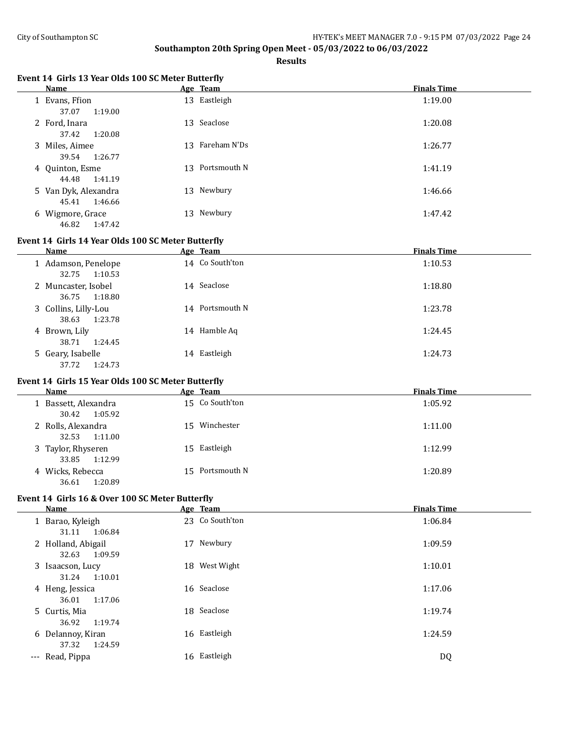## Southampton 20th Spring Open Meet - 05/03/2022 to 06/03/2022

### Results

#### Event 14 Girls 13 Year Olds 100 SC Meter Butterfly

| | Name | Age | Team | Finals Time |
|---|---|---|---|---|
| 1 | Evans, Ffion | 13 | Eastleigh | 1:19.00 |
| | 37.07 1:19.00 | | | |
| 2 | Ford, Inara | 13 | Seaclose | 1:20.08 |
| | 37.42 1:20.08 | | | |
| 3 | Miles, Aimee | 13 | Fareham N'Ds | 1:26.77 |
| | 39.54 1:26.77 | | | |
| 4 | Quinton, Esme | 13 | Portsmouth N | 1:41.19 |
| | 44.48 1:41.19 | | | |
| 5 | Van Dyk, Alexandra | 13 | Newbury | 1:46.66 |
| | 45.41 1:46.66 | | | |
| 6 | Wigmore, Grace | 13 | Newbury | 1:47.42 |
| | 46.82 1:47.42 | | | |

#### Event 14 Girls 14 Year Olds 100 SC Meter Butterfly

| | Name | Age | Team | Finals Time |
|---|---|---|---|---|
| 1 | Adamson, Penelope | 14 | Co South'ton | 1:10.53 |
| | 32.75 1:10.53 | | | |
| 2 | Muncaster, Isobel | 14 | Seaclose | 1:18.80 |
| | 36.75 1:18.80 | | | |
| 3 | Collins, Lilly-Lou | 14 | Portsmouth N | 1:23.78 |
| | 38.63 1:23.78 | | | |
| 4 | Brown, Lily | 14 | Hamble Aq | 1:24.45 |
| | 38.71 1:24.45 | | | |
| 5 | Geary, Isabelle | 14 | Eastleigh | 1:24.73 |
| | 37.72 1:24.73 | | | |

#### Event 14 Girls 15 Year Olds 100 SC Meter Butterfly

| | Name | Age | Team | Finals Time |
|---|---|---|---|---|
| 1 | Bassett, Alexandra | 15 | Co South'ton | 1:05.92 |
| | 30.42 1:05.92 | | | |
| 2 | Rolls, Alexandra | 15 | Winchester | 1:11.00 |
| | 32.53 1:11.00 | | | |
| 3 | Taylor, Rhyseren | 15 | Eastleigh | 1:12.99 |
| | 33.85 1:12.99 | | | |
| 4 | Wicks, Rebecca | 15 | Portsmouth N | 1:20.89 |
| | 36.61 1:20.89 | | | |

#### Event 14 Girls 16 & Over 100 SC Meter Butterfly

| | Name | Age | Team | Finals Time |
|---|---|---|---|---|
| 1 | Barao, Kyleigh | 23 | Co South'ton | 1:06.84 |
| | 31.11 1:06.84 | | | |
| 2 | Holland, Abigail | 17 | Newbury | 1:09.59 |
| | 32.63 1:09.59 | | | |
| 3 | Isaacson, Lucy | 18 | West Wight | 1:10.01 |
| | 31.24 1:10.01 | | | |
| 4 | Heng, Jessica | 16 | Seaclose | 1:17.06 |
| | 36.01 1:17.06 | | | |
| 5 | Curtis, Mia | 18 | Seaclose | 1:19.74 |
| | 36.92 1:19.74 | | | |
| 6 | Delannoy, Kiran | 16 | Eastleigh | 1:24.59 |
| | 37.32 1:24.59 | | | |
| --- | Read, Pippa | 16 | Eastleigh | DQ |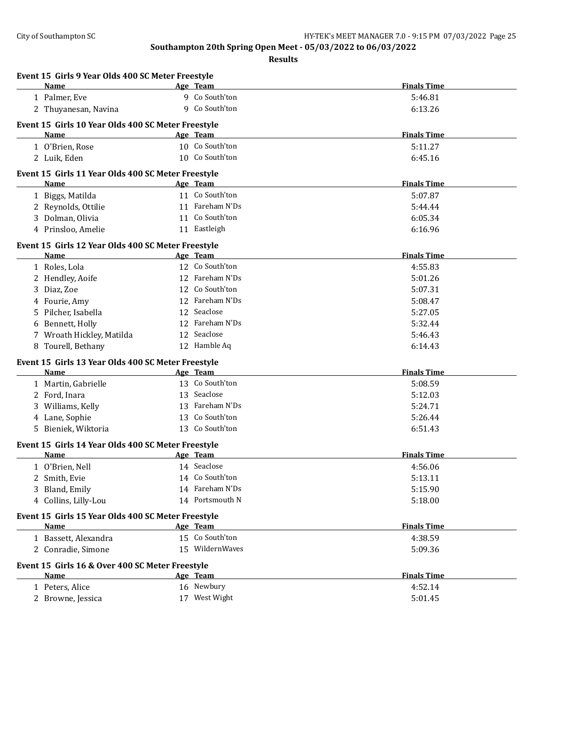**Southampton 20th Spring Open Meet - 05/03/2022 to 06/03/2022**

**Results**

### Event 15 Girls 9 Year Olds 400 SC Meter Freestyle

| | Name | Age | Team | Finals Time |
|---|---|---|---|---|
| 1 | Palmer, Eve | 9 | Co South'ton | 5:46.81 |
| 2 | Thuyanesan, Navina | 9 | Co South'ton | 6:13.26 |

### Event 15 Girls 10 Year Olds 400 SC Meter Freestyle

| | Name | Age | Team | Finals Time |
|---|---|---|---|---|
| 1 | O'Brien, Rose | 10 | Co South'ton | 5:11.27 |
| 2 | Luik, Eden | 10 | Co South'ton | 6:45.16 |

### Event 15 Girls 11 Year Olds 400 SC Meter Freestyle

| | Name | Age | Team | Finals Time |
|---|---|---|---|---|
| 1 | Biggs, Matilda | 11 | Co South'ton | 5:07.87 |
| 2 | Reynolds, Ottilie | 11 | Fareham N'Ds | 5:44.44 |
| 3 | Dolman, Olivia | 11 | Co South'ton | 6:05.34 |
| 4 | Prinsloo, Amelie | 11 | Eastleigh | 6:16.96 |

### Event 15 Girls 12 Year Olds 400 SC Meter Freestyle

| | Name | Age | Team | Finals Time |
|---|---|---|---|---|
| 1 | Roles, Lola | 12 | Co South'ton | 4:55.83 |
| 2 | Hendley, Aoife | 12 | Fareham N'Ds | 5:01.26 |
| 3 | Diaz, Zoe | 12 | Co South'ton | 5:07.31 |
| 4 | Fourie, Amy | 12 | Fareham N'Ds | 5:08.47 |
| 5 | Pilcher, Isabella | 12 | Seaclose | 5:27.05 |
| 6 | Bennett, Holly | 12 | Fareham N'Ds | 5:32.44 |
| 7 | Wroath Hickley, Matilda | 12 | Seaclose | 5:46.43 |
| 8 | Tourell, Bethany | 12 | Hamble Aq | 6:14.43 |

### Event 15 Girls 13 Year Olds 400 SC Meter Freestyle

| | Name | Age | Team | Finals Time |
|---|---|---|---|---|
| 1 | Martin, Gabrielle | 13 | Co South'ton | 5:08.59 |
| 2 | Ford, Inara | 13 | Seaclose | 5:12.03 |
| 3 | Williams, Kelly | 13 | Fareham N'Ds | 5:24.71 |
| 4 | Lane, Sophie | 13 | Co South'ton | 5:26.44 |
| 5 | Bieniek, Wiktoria | 13 | Co South'ton | 6:51.43 |

### Event 15 Girls 14 Year Olds 400 SC Meter Freestyle

| | Name | Age | Team | Finals Time |
|---|---|---|---|---|
| 1 | O'Brien, Nell | 14 | Seaclose | 4:56.06 |
| 2 | Smith, Evie | 14 | Co South'ton | 5:13.11 |
| 3 | Bland, Emily | 14 | Fareham N'Ds | 5:15.90 |
| 4 | Collins, Lilly-Lou | 14 | Portsmouth N | 5:18.00 |

### Event 15 Girls 15 Year Olds 400 SC Meter Freestyle

| | Name | Age | Team | Finals Time |
|---|---|---|---|---|
| 1 | Bassett, Alexandra | 15 | Co South'ton | 4:38.59 |
| 2 | Conradie, Simone | 15 | WildernWaves | 5:09.36 |

### Event 15 Girls 16 & Over 400 SC Meter Freestyle

| | Name | Age | Team | Finals Time |
|---|---|---|---|---|
| 1 | Peters, Alice | 16 | Newbury | 4:52.14 |
| 2 | Browne, Jessica | 17 | West Wight | 5:01.45 |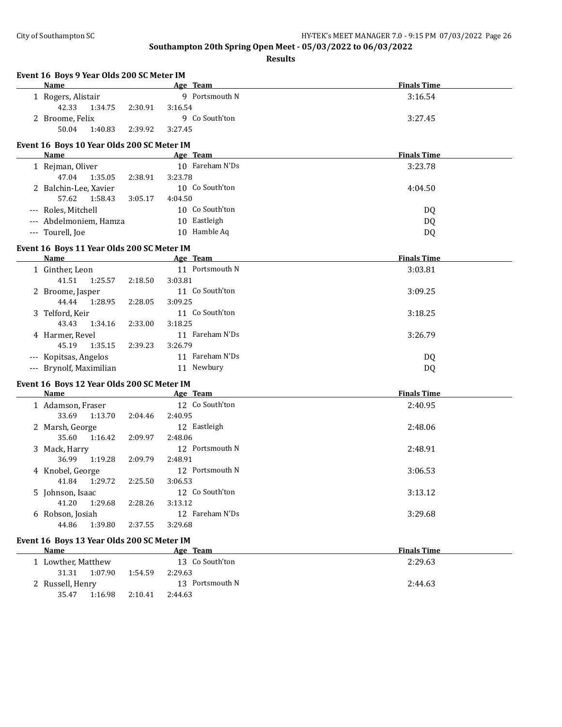# Southampton 20th Spring Open Meet - 05/03/2022 to 06/03/2022

## Results

### Event 16 Boys 9 Year Olds 200 SC Meter IM

| | Name | Age | Team | Finals Time |
|---|---|---|---|---|
| 1 | Rogers, Alistair | 9 | Portsmouth N | 3:16.54 |
| | 42.33 1:34.75 2:30.91 3:16.54 | | | |
| 2 | Broome, Felix | 9 | Co South'ton | 3:27.45 |
| | 50.04 1:40.83 2:39.92 3:27.45 | | | |

### Event 16 Boys 10 Year Olds 200 SC Meter IM

| | Name | Age | Team | Finals Time |
|---|---|---|---|---|
| 1 | Rejman, Oliver | 10 | Fareham N'Ds | 3:23.78 |
| | 47.04 1:35.05 2:38.91 3:23.78 | | | |
| 2 | Balchin-Lee, Xavier | 10 | Co South'ton | 4:04.50 |
| | 57.62 1:58.43 3:05.17 4:04.50 | | | |
| --- | Roles, Mitchell | 10 | Co South'ton | DQ |
| --- | Abdelmoniem, Hamza | 10 | Eastleigh | DQ |
| --- | Tourell, Joe | 10 | Hamble Aq | DQ |

### Event 16 Boys 11 Year Olds 200 SC Meter IM

| | Name | Age | Team | Finals Time |
|---|---|---|---|---|
| 1 | Ginther, Leon | 11 | Portsmouth N | 3:03.81 |
| | 41.51 1:25.57 2:18.50 3:03.81 | | | |
| 2 | Broome, Jasper | 11 | Co South'ton | 3:09.25 |
| | 44.44 1:28.95 2:28.05 3:09.25 | | | |
| 3 | Telford, Keir | 11 | Co South'ton | 3:18.25 |
| | 43.43 1:34.16 2:33.00 3:18.25 | | | |
| 4 | Harmer, Revel | 11 | Fareham N'Ds | 3:26.79 |
| | 45.19 1:35.15 2:39.23 3:26.79 | | | |
| --- | Kopitsas, Angelos | 11 | Fareham N'Ds | DQ |
| --- | Brynolf, Maximilian | 11 | Newbury | DQ |

### Event 16 Boys 12 Year Olds 200 SC Meter IM

| | Name | Age | Team | Finals Time |
|---|---|---|---|---|
| 1 | Adamson, Fraser | 12 | Co South'ton | 2:40.95 |
| | 33.69 1:13.70 2:04.46 2:40.95 | | | |
| 2 | Marsh, George | 12 | Eastleigh | 2:48.06 |
| | 35.60 1:16.42 2:09.97 2:48.06 | | | |
| 3 | Mack, Harry | 12 | Portsmouth N | 2:48.91 |
| | 36.99 1:19.28 2:09.79 2:48.91 | | | |
| 4 | Knobel, George | 12 | Portsmouth N | 3:06.53 |
| | 41.84 1:29.72 2:25.50 3:06.53 | | | |
| 5 | Johnson, Isaac | 12 | Co South'ton | 3:13.12 |
| | 41.20 1:29.68 2:28.26 3:13.12 | | | |
| 6 | Robson, Josiah | 12 | Fareham N'Ds | 3:29.68 |
| | 44.86 1:39.80 2:37.55 3:29.68 | | | |

### Event 16 Boys 13 Year Olds 200 SC Meter IM

| | Name | Age | Team | Finals Time |
|---|---|---|---|---|
| 1 | Lowther, Matthew | 13 | Co South'ton | 2:29.63 |
| | 31.31 1:07.90 1:54.59 2:29.63 | | | |
| 2 | Russell, Henry | 13 | Portsmouth N | 2:44.63 |
| | 35.47 1:16.98 2:10.41 2:44.63 | | | |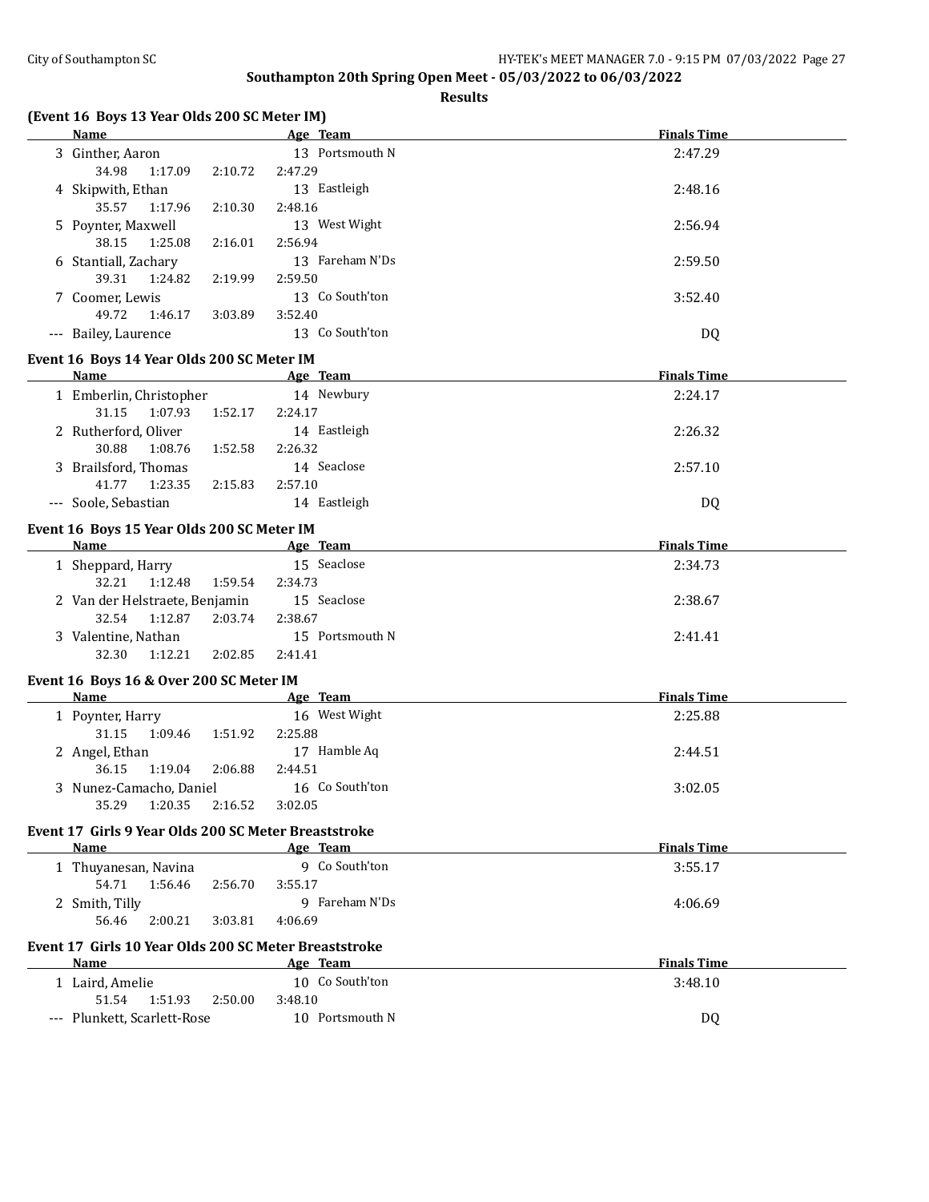## Southampton 20th Spring Open Meet - 05/03/2022 to 06/03/2022

### Results

**(Event 16 Boys 13 Year Olds 200 SC Meter IM)**

| | Name | Age | Team | Finals Time |
|---|---|---|---|---|
| 3 | Ginther, Aaron | 13 | Portsmouth N | 2:47.29 |
| | 34.98 1:17.09 2:10.72 2:47.29 | | | |
| 4 | Skipwith, Ethan | 13 | Eastleigh | 2:48.16 |
| | 35.57 1:17.96 2:10.30 2:48.16 | | | |
| 5 | Poynter, Maxwell | 13 | West Wight | 2:56.94 |
| | 38.15 1:25.08 2:16.01 2:56.94 | | | |
| 6 | Stantiall, Zachary | 13 | Fareham N'Ds | 2:59.50 |
| | 39.31 1:24.82 2:19.99 2:59.50 | | | |
| 7 | Coomer, Lewis | 13 | Co South'ton | 3:52.40 |
| | 49.72 1:46.17 3:03.89 3:52.40 | | | |
| --- | Bailey, Laurence | 13 | Co South'ton | DQ |

**Event 16 Boys 14 Year Olds 200 SC Meter IM**

| | Name | Age | Team | Finals Time |
|---|---|---|---|---|
| 1 | Emberlin, Christopher | 14 | Newbury | 2:24.17 |
| | 31.15 1:07.93 1:52.17 2:24.17 | | | |
| 2 | Rutherford, Oliver | 14 | Eastleigh | 2:26.32 |
| | 30.88 1:08.76 1:52.58 2:26.32 | | | |
| 3 | Brailsford, Thomas | 14 | Seaclose | 2:57.10 |
| | 41.77 1:23.35 2:15.83 2:57.10 | | | |
| --- | Soole, Sebastian | 14 | Eastleigh | DQ |

**Event 16 Boys 15 Year Olds 200 SC Meter IM**

| | Name | Age | Team | Finals Time |
|---|---|---|---|---|
| 1 | Sheppard, Harry | 15 | Seaclose | 2:34.73 |
| | 32.21 1:12.48 1:59.54 2:34.73 | | | |
| 2 | Van der Helstraete, Benjamin | 15 | Seaclose | 2:38.67 |
| | 32.54 1:12.87 2:03.74 2:38.67 | | | |
| 3 | Valentine, Nathan | 15 | Portsmouth N | 2:41.41 |
| | 32.30 1:12.21 2:02.85 2:41.41 | | | |

**Event 16 Boys 16 & Over 200 SC Meter IM**

| | Name | Age | Team | Finals Time |
|---|---|---|---|---|
| 1 | Poynter, Harry | 16 | West Wight | 2:25.88 |
| | 31.15 1:09.46 1:51.92 2:25.88 | | | |
| 2 | Angel, Ethan | 17 | Hamble Aq | 2:44.51 |
| | 36.15 1:19.04 2:06.88 2:44.51 | | | |
| 3 | Nunez-Camacho, Daniel | 16 | Co South'ton | 3:02.05 |
| | 35.29 1:20.35 2:16.52 3:02.05 | | | |

**Event 17 Girls 9 Year Olds 200 SC Meter Breaststroke**

| | Name | Age | Team | Finals Time |
|---|---|---|---|---|
| 1 | Thuyanesan, Navina | 9 | Co South'ton | 3:55.17 |
| | 54.71 1:56.46 2:56.70 3:55.17 | | | |
| 2 | Smith, Tilly | 9 | Fareham N'Ds | 4:06.69 |
| | 56.46 2:00.21 3:03.81 4:06.69 | | | |

**Event 17 Girls 10 Year Olds 200 SC Meter Breaststroke**

| | Name | Age | Team | Finals Time |
|---|---|---|---|---|
| 1 | Laird, Amelie | 10 | Co South'ton | 3:48.10 |
| | 51.54 1:51.93 2:50.00 3:48.10 | | | |
| --- | Plunkett, Scarlett-Rose | 10 | Portsmouth N | DQ |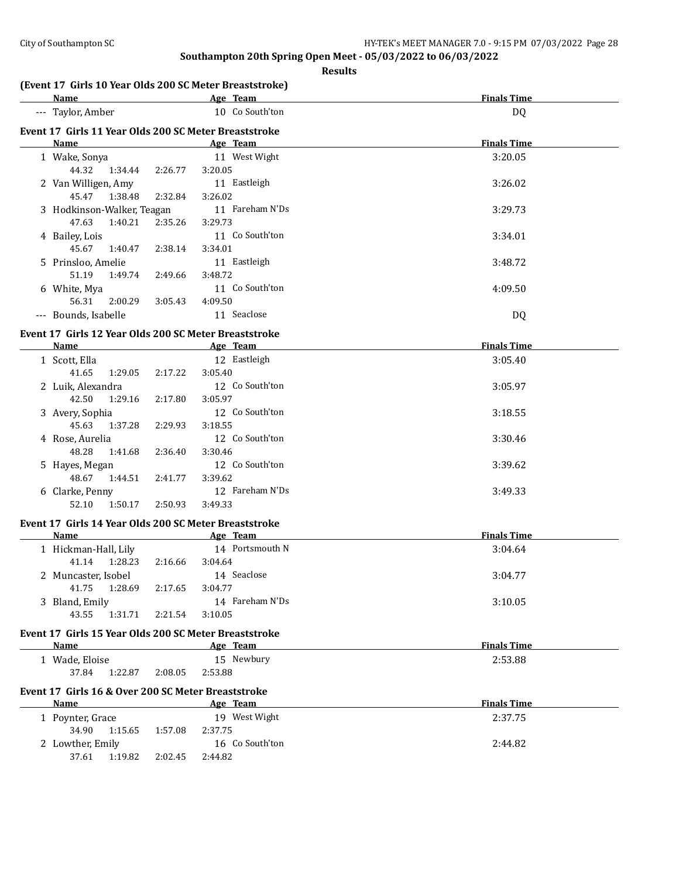**Southampton 20th Spring Open Meet - 05/03/2022 to 06/03/2022**

**Results**

### (Event 17 Girls 10 Year Olds 200 SC Meter Breaststroke)

| | Name | Age | Team | Finals Time |
|---|---|---|---|---|
| --- | Taylor, Amber | 10 | Co South'ton | DQ |

### Event 17 Girls 11 Year Olds 200 SC Meter Breaststroke

| | Name | Age | Team | Finals Time |
|---|---|---|---|---|
| 1 | Wake, Sonya | 11 | West Wight | 3:20.05 |
| | 44.32 1:34.44 2:26.77 3:20.05 | | | |
| 2 | Van Willigen, Amy | 11 | Eastleigh | 3:26.02 |
| | 45.47 1:38.48 2:32.84 3:26.02 | | | |
| 3 | Hodkinson-Walker, Teagan | 11 | Fareham N'Ds | 3:29.73 |
| | 47.63 1:40.21 2:35.26 3:29.73 | | | |
| 4 | Bailey, Lois | 11 | Co South'ton | 3:34.01 |
| | 45.67 1:40.47 2:38.14 3:34.01 | | | |
| 5 | Prinsloo, Amelie | 11 | Eastleigh | 3:48.72 |
| | 51.19 1:49.74 2:49.66 3:48.72 | | | |
| 6 | White, Mya | 11 | Co South'ton | 4:09.50 |
| | 56.31 2:00.29 3:05.43 4:09.50 | | | |
| --- | Bounds, Isabelle | 11 | Seaclose | DQ |

### Event 17 Girls 12 Year Olds 200 SC Meter Breaststroke

| | Name | Age | Team | Finals Time |
|---|---|---|---|---|
| 1 | Scott, Ella | 12 | Eastleigh | 3:05.40 |
| | 41.65 1:29.05 2:17.22 3:05.40 | | | |
| 2 | Luik, Alexandra | 12 | Co South'ton | 3:05.97 |
| | 42.50 1:29.16 2:17.80 3:05.97 | | | |
| 3 | Avery, Sophia | 12 | Co South'ton | 3:18.55 |
| | 45.63 1:37.28 2:29.93 3:18.55 | | | |
| 4 | Rose, Aurelia | 12 | Co South'ton | 3:30.46 |
| | 48.28 1:41.68 2:36.40 3:30.46 | | | |
| 5 | Hayes, Megan | 12 | Co South'ton | 3:39.62 |
| | 48.67 1:44.51 2:41.77 3:39.62 | | | |
| 6 | Clarke, Penny | 12 | Fareham N'Ds | 3:49.33 |
| | 52.10 1:50.17 2:50.93 3:49.33 | | | |

### Event 17 Girls 14 Year Olds 200 SC Meter Breaststroke

| | Name | Age | Team | Finals Time |
|---|---|---|---|---|
| 1 | Hickman-Hall, Lily | 14 | Portsmouth N | 3:04.64 |
| | 41.14 1:28.23 2:16.66 3:04.64 | | | |
| 2 | Muncaster, Isobel | 14 | Seaclose | 3:04.77 |
| | 41.75 1:28.69 2:17.65 3:04.77 | | | |
| 3 | Bland, Emily | 14 | Fareham N'Ds | 3:10.05 |
| | 43.55 1:31.71 2:21.54 3:10.05 | | | |

### Event 17 Girls 15 Year Olds 200 SC Meter Breaststroke

| | Name | Age | Team | Finals Time |
|---|---|---|---|---|
| 1 | Wade, Eloise | 15 | Newbury | 2:53.88 |
| | 37.84 1:22.87 2:08.05 2:53.88 | | | |

### Event 17 Girls 16 & Over 200 SC Meter Breaststroke

| | Name | Age | Team | Finals Time |
|---|---|---|---|---|
| 1 | Poynter, Grace | 19 | West Wight | 2:37.75 |
| | 34.90 1:15.65 1:57.08 2:37.75 | | | |
| 2 | Lowther, Emily | 16 | Co South'ton | 2:44.82 |
| | 37.61 1:19.82 2:02.45 2:44.82 | | | |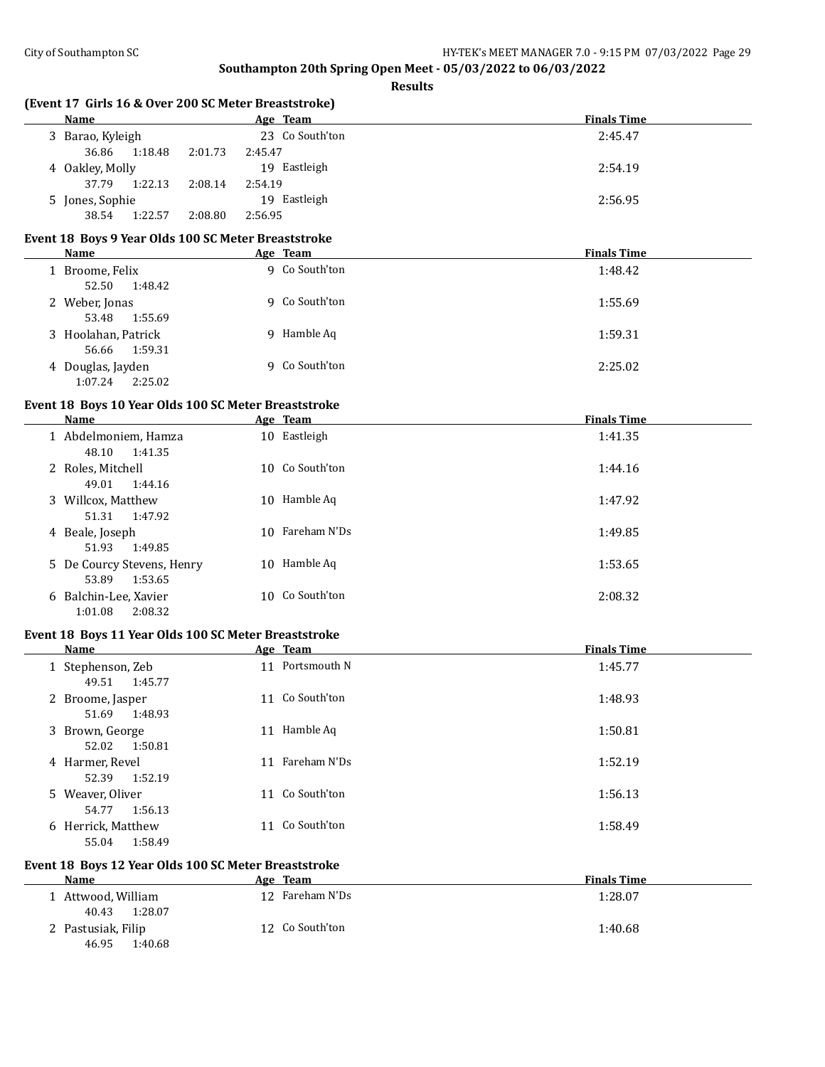## Southampton 20th Spring Open Meet - 05/03/2022 to 06/03/2022

### Results

### (Event 17 Girls 16 & Over 200 SC Meter Breaststroke)

| | Name | Age | Team | Finals Time |
|---|---|---|---|---|
| 3 | Barao, Kyleigh | 23 | Co South'ton | 2:45.47 |
| | 36.86 1:18.48 2:01.73 2:45.47 | | | |
| 4 | Oakley, Molly | 19 | Eastleigh | 2:54.19 |
| | 37.79 1:22.13 2:08.14 2:54.19 | | | |
| 5 | Jones, Sophie | 19 | Eastleigh | 2:56.95 |
| | 38.54 1:22.57 2:08.80 2:56.95 | | | |

### Event 18 Boys 9 Year Olds 100 SC Meter Breaststroke

| | Name | Age | Team | Finals Time |
|---|---|---|---|---|
| 1 | Broome, Felix | 9 | Co South'ton | 1:48.42 |
| | 52.50 1:48.42 | | | |
| 2 | Weber, Jonas | 9 | Co South'ton | 1:55.69 |
| | 53.48 1:55.69 | | | |
| 3 | Hoolahan, Patrick | 9 | Hamble Aq | 1:59.31 |
| | 56.66 1:59.31 | | | |
| 4 | Douglas, Jayden | 9 | Co South'ton | 2:25.02 |
| | 1:07.24 2:25.02 | | | |

### Event 18 Boys 10 Year Olds 100 SC Meter Breaststroke

| | Name | Age | Team | Finals Time |
|---|---|---|---|---|
| 1 | Abdelmoniem, Hamza | 10 | Eastleigh | 1:41.35 |
| | 48.10 1:41.35 | | | |
| 2 | Roles, Mitchell | 10 | Co South'ton | 1:44.16 |
| | 49.01 1:44.16 | | | |
| 3 | Willcox, Matthew | 10 | Hamble Aq | 1:47.92 |
| | 51.31 1:47.92 | | | |
| 4 | Beale, Joseph | 10 | Fareham N'Ds | 1:49.85 |
| | 51.93 1:49.85 | | | |
| 5 | De Courcy Stevens, Henry | 10 | Hamble Aq | 1:53.65 |
| | 53.89 1:53.65 | | | |
| 6 | Balchin-Lee, Xavier | 10 | Co South'ton | 2:08.32 |
| | 1:01.08 2:08.32 | | | |

### Event 18 Boys 11 Year Olds 100 SC Meter Breaststroke

| | Name | Age | Team | Finals Time |
|---|---|---|---|---|
| 1 | Stephenson, Zeb | 11 | Portsmouth N | 1:45.77 |
| | 49.51 1:45.77 | | | |
| 2 | Broome, Jasper | 11 | Co South'ton | 1:48.93 |
| | 51.69 1:48.93 | | | |
| 3 | Brown, George | 11 | Hamble Aq | 1:50.81 |
| | 52.02 1:50.81 | | | |
| 4 | Harmer, Revel | 11 | Fareham N'Ds | 1:52.19 |
| | 52.39 1:52.19 | | | |
| 5 | Weaver, Oliver | 11 | Co South'ton | 1:56.13 |
| | 54.77 1:56.13 | | | |
| 6 | Herrick, Matthew | 11 | Co South'ton | 1:58.49 |
| | 55.04 1:58.49 | | | |

### Event 18 Boys 12 Year Olds 100 SC Meter Breaststroke

| | Name | Age | Team | Finals Time |
|---|---|---|---|---|
| 1 | Attwood, William | 12 | Fareham N'Ds | 1:28.07 |
| | 40.43 1:28.07 | | | |
| 2 | Pastusiak, Filip | 12 | Co South'ton | 1:40.68 |
| | 46.95 1:40.68 | | | |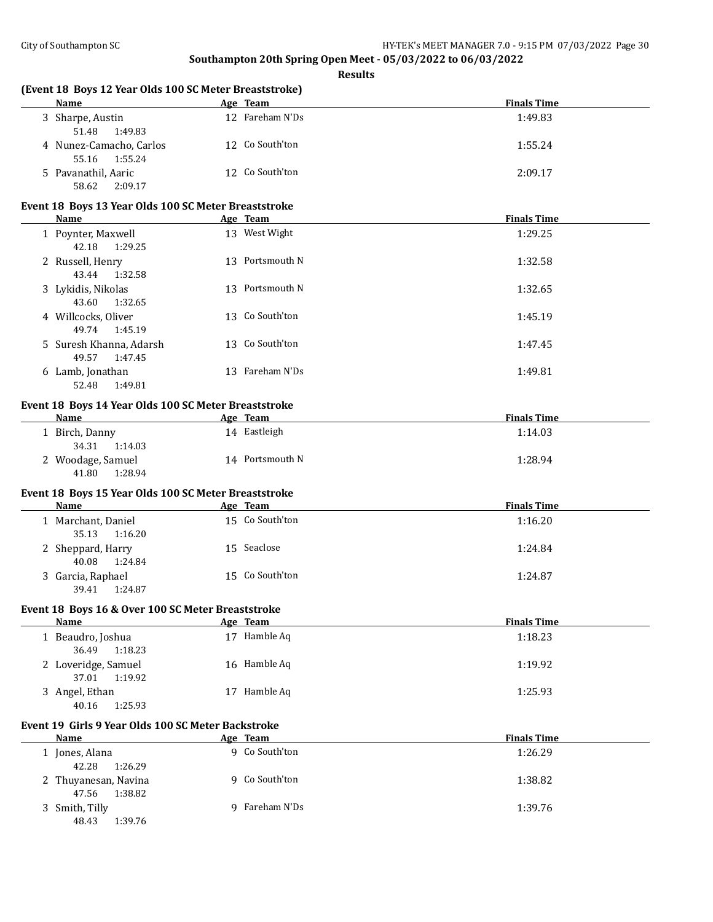**Southampton 20th Spring Open Meet - 05/03/2022 to 06/03/2022**

**Results**

### (Event 18 Boys 12 Year Olds 100 SC Meter Breaststroke)

| | Name | Age | Team | Finals Time |
|---|---|---|---|---|
| 3 | Sharpe, Austin | 12 | Fareham N'Ds | 1:49.83 |
| | 51.48 1:49.83 | | | |
| 4 | Nunez-Camacho, Carlos | 12 | Co South'ton | 1:55.24 |
| | 55.16 1:55.24 | | | |
| 5 | Pavanathil, Aaric | 12 | Co South'ton | 2:09.17 |
| | 58.62 2:09.17 | | | |

### Event 18 Boys 13 Year Olds 100 SC Meter Breaststroke

| | Name | Age | Team | Finals Time |
|---|---|---|---|---|
| 1 | Poynter, Maxwell | 13 | West Wight | 1:29.25 |
| | 42.18 1:29.25 | | | |
| 2 | Russell, Henry | 13 | Portsmouth N | 1:32.58 |
| | 43.44 1:32.58 | | | |
| 3 | Lykidis, Nikolas | 13 | Portsmouth N | 1:32.65 |
| | 43.60 1:32.65 | | | |
| 4 | Willcocks, Oliver | 13 | Co South'ton | 1:45.19 |
| | 49.74 1:45.19 | | | |
| 5 | Suresh Khanna, Adarsh | 13 | Co South'ton | 1:47.45 |
| | 49.57 1:47.45 | | | |
| 6 | Lamb, Jonathan | 13 | Fareham N'Ds | 1:49.81 |
| | 52.48 1:49.81 | | | |

### Event 18 Boys 14 Year Olds 100 SC Meter Breaststroke

| | Name | Age | Team | Finals Time |
|---|---|---|---|---|
| 1 | Birch, Danny | 14 | Eastleigh | 1:14.03 |
| | 34.31 1:14.03 | | | |
| 2 | Woodage, Samuel | 14 | Portsmouth N | 1:28.94 |
| | 41.80 1:28.94 | | | |

### Event 18 Boys 15 Year Olds 100 SC Meter Breaststroke

| | Name | Age | Team | Finals Time |
|---|---|---|---|---|
| 1 | Marchant, Daniel | 15 | Co South'ton | 1:16.20 |
| | 35.13 1:16.20 | | | |
| 2 | Sheppard, Harry | 15 | Seaclose | 1:24.84 |
| | 40.08 1:24.84 | | | |
| 3 | Garcia, Raphael | 15 | Co South'ton | 1:24.87 |
| | 39.41 1:24.87 | | | |

### Event 18 Boys 16 & Over 100 SC Meter Breaststroke

| | Name | Age | Team | Finals Time |
|---|---|---|---|---|
| 1 | Beaudro, Joshua | 17 | Hamble Aq | 1:18.23 |
| | 36.49 1:18.23 | | | |
| 2 | Loveridge, Samuel | 16 | Hamble Aq | 1:19.92 |
| | 37.01 1:19.92 | | | |
| 3 | Angel, Ethan | 17 | Hamble Aq | 1:25.93 |
| | 40.16 1:25.93 | | | |

### Event 19 Girls 9 Year Olds 100 SC Meter Backstroke

| | Name | Age | Team | Finals Time |
|---|---|---|---|---|
| 1 | Jones, Alana | 9 | Co South'ton | 1:26.29 |
| | 42.28 1:26.29 | | | |
| 2 | Thuyanesan, Navina | 9 | Co South'ton | 1:38.82 |
| | 47.56 1:38.82 | | | |
| 3 | Smith, Tilly | 9 | Fareham N'Ds | 1:39.76 |
| | 48.43 1:39.76 | | | |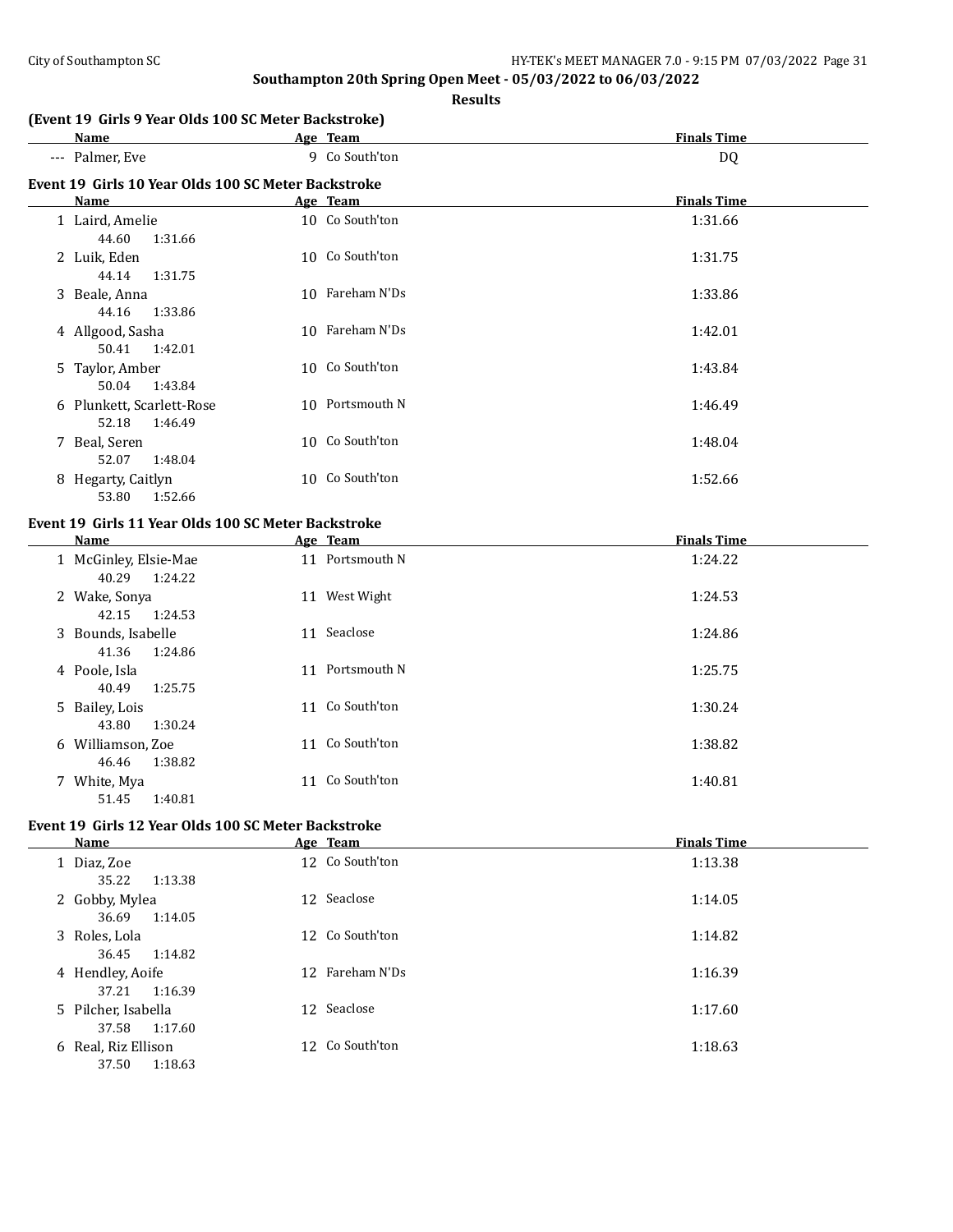Southampton 20th Spring Open Meet - 05/03/2022 to 06/03/2022

**Results**

### (Event 19 Girls 9 Year Olds 100 SC Meter Backstroke)

| | Name | Age | Team | Finals Time |
|---|---|---|---|---|
| --- | Palmer, Eve | 9 | Co South'ton | DQ |

### Event 19 Girls 10 Year Olds 100 SC Meter Backstroke

| | Name | Age | Team | Finals Time |
|---|---|---|---|---|
| 1 | Laird, Amelie | 10 | Co South'ton | 1:31.66 |
| | 44.60 1:31.66 | | | |
| 2 | Luik, Eden | 10 | Co South'ton | 1:31.75 |
| | 44.14 1:31.75 | | | |
| 3 | Beale, Anna | 10 | Fareham N'Ds | 1:33.86 |
| | 44.16 1:33.86 | | | |
| 4 | Allgood, Sasha | 10 | Fareham N'Ds | 1:42.01 |
| | 50.41 1:42.01 | | | |
| 5 | Taylor, Amber | 10 | Co South'ton | 1:43.84 |
| | 50.04 1:43.84 | | | |
| 6 | Plunkett, Scarlett-Rose | 10 | Portsmouth N | 1:46.49 |
| | 52.18 1:46.49 | | | |
| 7 | Beal, Seren | 10 | Co South'ton | 1:48.04 |
| | 52.07 1:48.04 | | | |
| 8 | Hegarty, Caitlyn | 10 | Co South'ton | 1:52.66 |
| | 53.80 1:52.66 | | | |

### Event 19 Girls 11 Year Olds 100 SC Meter Backstroke

| | Name | Age | Team | Finals Time |
|---|---|---|---|---|
| 1 | McGinley, Elsie-Mae | 11 | Portsmouth N | 1:24.22 |
| | 40.29 1:24.22 | | | |
| 2 | Wake, Sonya | 11 | West Wight | 1:24.53 |
| | 42.15 1:24.53 | | | |
| 3 | Bounds, Isabelle | 11 | Seaclose | 1:24.86 |
| | 41.36 1:24.86 | | | |
| 4 | Poole, Isla | 11 | Portsmouth N | 1:25.75 |
| | 40.49 1:25.75 | | | |
| 5 | Bailey, Lois | 11 | Co South'ton | 1:30.24 |
| | 43.80 1:30.24 | | | |
| 6 | Williamson, Zoe | 11 | Co South'ton | 1:38.82 |
| | 46.46 1:38.82 | | | |
| 7 | White, Mya | 11 | Co South'ton | 1:40.81 |
| | 51.45 1:40.81 | | | |

### Event 19 Girls 12 Year Olds 100 SC Meter Backstroke

| | Name | Age | Team | Finals Time |
|---|---|---|---|---|
| 1 | Diaz, Zoe | 12 | Co South'ton | 1:13.38 |
| | 35.22 1:13.38 | | | |
| 2 | Gobby, Mylea | 12 | Seaclose | 1:14.05 |
| | 36.69 1:14.05 | | | |
| 3 | Roles, Lola | 12 | Co South'ton | 1:14.82 |
| | 36.45 1:14.82 | | | |
| 4 | Hendley, Aoife | 12 | Fareham N'Ds | 1:16.39 |
| | 37.21 1:16.39 | | | |
| 5 | Pilcher, Isabella | 12 | Seaclose | 1:17.60 |
| | 37.58 1:17.60 | | | |
| 6 | Real, Riz Ellison | 12 | Co South'ton | 1:18.63 |
| | 37.50 1:18.63 | | | |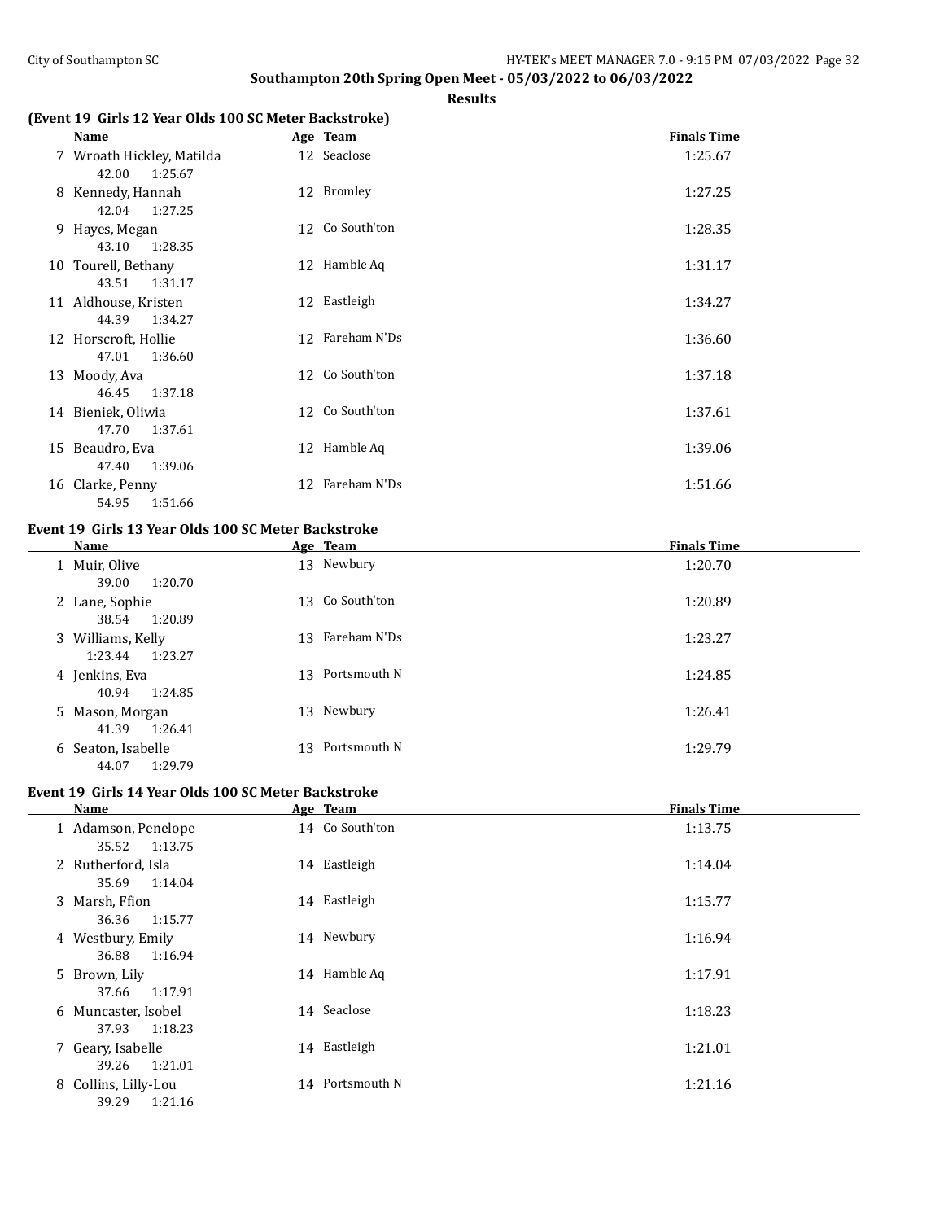**Southampton 20th Spring Open Meet - 05/03/2022 to 06/03/2022**

**Results**

### (Event 19 Girls 12 Year Olds 100 SC Meter Backstroke)

| | Name | Age | Team | Finals Time |
|---|---|---|---|---|
| 7 | Wroath Hickley, Matilda | 12 | Seaclose | 1:25.67 |
| | 42.00 1:25.67 | | | |
| 8 | Kennedy, Hannah | 12 | Bromley | 1:27.25 |
| | 42.04 1:27.25 | | | |
| 9 | Hayes, Megan | 12 | Co South'ton | 1:28.35 |
| | 43.10 1:28.35 | | | |
| 10 | Tourell, Bethany | 12 | Hamble Aq | 1:31.17 |
| | 43.51 1:31.17 | | | |
| 11 | Aldhouse, Kristen | 12 | Eastleigh | 1:34.27 |
| | 44.39 1:34.27 | | | |
| 12 | Horscroft, Hollie | 12 | Fareham N'Ds | 1:36.60 |
| | 47.01 1:36.60 | | | |
| 13 | Moody, Ava | 12 | Co South'ton | 1:37.18 |
| | 46.45 1:37.18 | | | |
| 14 | Bieniek, Oliwia | 12 | Co South'ton | 1:37.61 |
| | 47.70 1:37.61 | | | |
| 15 | Beaudro, Eva | 12 | Hamble Aq | 1:39.06 |
| | 47.40 1:39.06 | | | |
| 16 | Clarke, Penny | 12 | Fareham N'Ds | 1:51.66 |
| | 54.95 1:51.66 | | | |

### Event 19 Girls 13 Year Olds 100 SC Meter Backstroke

| | Name | Age | Team | Finals Time |
|---|---|---|---|---|
| 1 | Muir, Olive | 13 | Newbury | 1:20.70 |
| | 39.00 1:20.70 | | | |
| 2 | Lane, Sophie | 13 | Co South'ton | 1:20.89 |
| | 38.54 1:20.89 | | | |
| 3 | Williams, Kelly | 13 | Fareham N'Ds | 1:23.27 |
| | 1:23.44 1:23.27 | | | |
| 4 | Jenkins, Eva | 13 | Portsmouth N | 1:24.85 |
| | 40.94 1:24.85 | | | |
| 5 | Mason, Morgan | 13 | Newbury | 1:26.41 |
| | 41.39 1:26.41 | | | |
| 6 | Seaton, Isabelle | 13 | Portsmouth N | 1:29.79 |
| | 44.07 1:29.79 | | | |

### Event 19 Girls 14 Year Olds 100 SC Meter Backstroke

| | Name | Age | Team | Finals Time |
|---|---|---|---|---|
| 1 | Adamson, Penelope | 14 | Co South'ton | 1:13.75 |
| | 35.52 1:13.75 | | | |
| 2 | Rutherford, Isla | 14 | Eastleigh | 1:14.04 |
| | 35.69 1:14.04 | | | |
| 3 | Marsh, Ffion | 14 | Eastleigh | 1:15.77 |
| | 36.36 1:15.77 | | | |
| 4 | Westbury, Emily | 14 | Newbury | 1:16.94 |
| | 36.88 1:16.94 | | | |
| 5 | Brown, Lily | 14 | Hamble Aq | 1:17.91 |
| | 37.66 1:17.91 | | | |
| 6 | Muncaster, Isobel | 14 | Seaclose | 1:18.23 |
| | 37.93 1:18.23 | | | |
| 7 | Geary, Isabelle | 14 | Eastleigh | 1:21.01 |
| | 39.26 1:21.01 | | | |
| 8 | Collins, Lilly-Lou | 14 | Portsmouth N | 1:21.16 |
| | 39.29 1:21.16 | | | |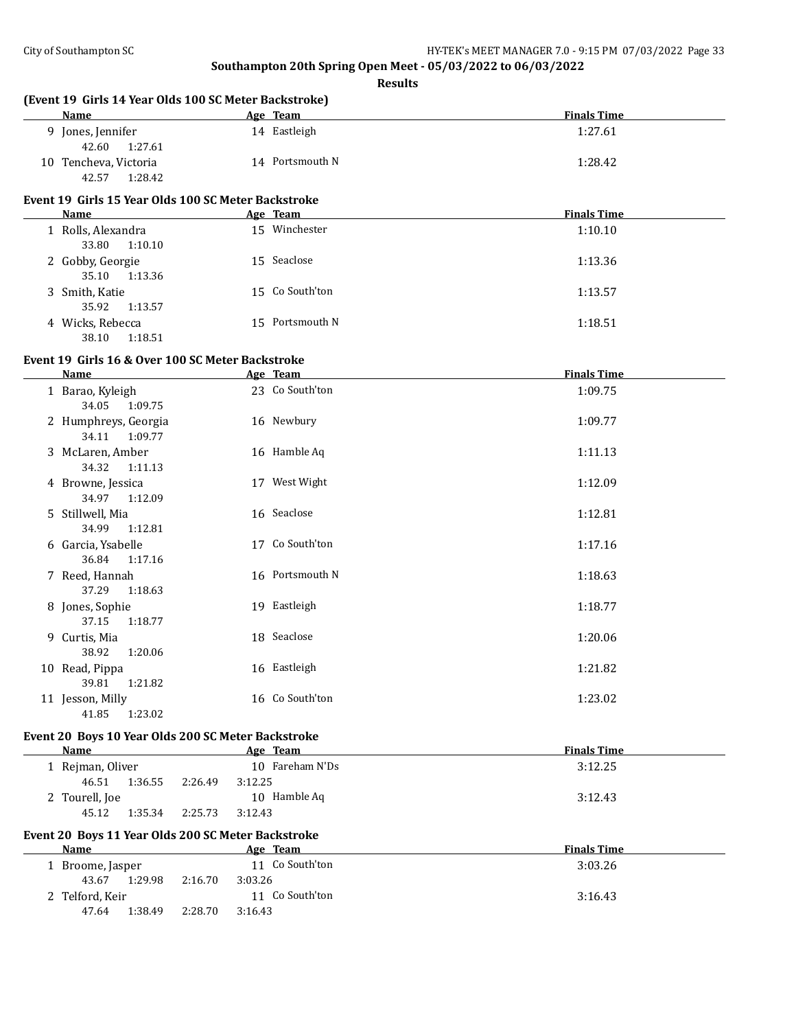**Southampton 20th Spring Open Meet - 05/03/2022 to 06/03/2022**

**Results**

### (Event 19 Girls 14 Year Olds 100 SC Meter Backstroke)

| | Name | Age | Team | Finals Time |
|---|---|---|---|---|
| 9 | Jones, Jennifer | 14 | Eastleigh | 1:27.61 |
| | 42.60 1:27.61 | | | |
| 10 | Tencheva, Victoria | 14 | Portsmouth N | 1:28.42 |
| | 42.57 1:28.42 | | | |

### Event 19 Girls 15 Year Olds 100 SC Meter Backstroke

| | Name | Age | Team | Finals Time |
|---|---|---|---|---|
| 1 | Rolls, Alexandra | 15 | Winchester | 1:10.10 |
| | 33.80 1:10.10 | | | |
| 2 | Gobby, Georgie | 15 | Seaclose | 1:13.36 |
| | 35.10 1:13.36 | | | |
| 3 | Smith, Katie | 15 | Co South'ton | 1:13.57 |
| | 35.92 1:13.57 | | | |
| 4 | Wicks, Rebecca | 15 | Portsmouth N | 1:18.51 |
| | 38.10 1:18.51 | | | |

### Event 19 Girls 16 & Over 100 SC Meter Backstroke

| | Name | Age | Team | Finals Time |
|---|---|---|---|---|
| 1 | Barao, Kyleigh | 23 | Co South'ton | 1:09.75 |
| | 34.05 1:09.75 | | | |
| 2 | Humphreys, Georgia | 16 | Newbury | 1:09.77 |
| | 34.11 1:09.77 | | | |
| 3 | McLaren, Amber | 16 | Hamble Aq | 1:11.13 |
| | 34.32 1:11.13 | | | |
| 4 | Browne, Jessica | 17 | West Wight | 1:12.09 |
| | 34.97 1:12.09 | | | |
| 5 | Stillwell, Mia | 16 | Seaclose | 1:12.81 |
| | 34.99 1:12.81 | | | |
| 6 | Garcia, Ysabelle | 17 | Co South'ton | 1:17.16 |
| | 36.84 1:17.16 | | | |
| 7 | Reed, Hannah | 16 | Portsmouth N | 1:18.63 |
| | 37.29 1:18.63 | | | |
| 8 | Jones, Sophie | 19 | Eastleigh | 1:18.77 |
| | 37.15 1:18.77 | | | |
| 9 | Curtis, Mia | 18 | Seaclose | 1:20.06 |
| | 38.92 1:20.06 | | | |
| 10 | Read, Pippa | 16 | Eastleigh | 1:21.82 |
| | 39.81 1:21.82 | | | |
| 11 | Jesson, Milly | 16 | Co South'ton | 1:23.02 |
| | 41.85 1:23.02 | | | |

### Event 20 Boys 10 Year Olds 200 SC Meter Backstroke

| | Name | Age | Team | Finals Time |
|---|---|---|---|---|
| 1 | Rejman, Oliver | 10 | Fareham N'Ds | 3:12.25 |
| | 46.51 1:36.55 2:26.49 3:12.25 | | | |
| 2 | Tourell, Joe | 10 | Hamble Aq | 3:12.43 |
| | 45.12 1:35.34 2:25.73 3:12.43 | | | |

### Event 20 Boys 11 Year Olds 200 SC Meter Backstroke

| | Name | Age | Team | Finals Time |
|---|---|---|---|---|
| 1 | Broome, Jasper | 11 | Co South'ton | 3:03.26 |
| | 43.67 1:29.98 2:16.70 3:03.26 | | | |
| 2 | Telford, Keir | 11 | Co South'ton | 3:16.43 |
| | 47.64 1:38.49 2:28.70 3:16.43 | | | |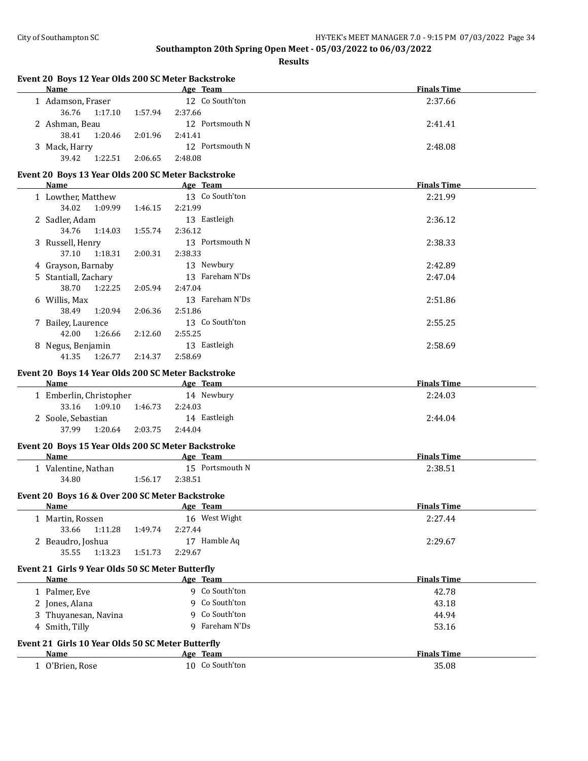## Southampton 20th Spring Open Meet - 05/03/2022 to 06/03/2022

### Results

#### Event 20 Boys 12 Year Olds 200 SC Meter Backstroke

| Name | Age | Team | Finals Time |
|---|---|---|---|
| 1 Adamson, Fraser | 12 | Co South'ton | 2:37.66 |
| 36.76 1:17.10 1:57.94 2:37.66 | | | |
| 2 Ashman, Beau | 12 | Portsmouth N | 2:41.41 |
| 38.41 1:20.46 2:01.96 2:41.41 | | | |
| 3 Mack, Harry | 12 | Portsmouth N | 2:48.08 |
| 39.42 1:22.51 2:06.65 2:48.08 | | | |

#### Event 20 Boys 13 Year Olds 200 SC Meter Backstroke

| Name | Age | Team | Finals Time |
|---|---|---|---|
| 1 Lowther, Matthew | 13 | Co South'ton | 2:21.99 |
| 34.02 1:09.99 1:46.15 2:21.99 | | | |
| 2 Sadler, Adam | 13 | Eastleigh | 2:36.12 |
| 34.76 1:14.03 1:55.74 2:36.12 | | | |
| 3 Russell, Henry | 13 | Portsmouth N | 2:38.33 |
| 37.10 1:18.31 2:00.31 2:38.33 | | | |
| 4 Grayson, Barnaby | 13 | Newbury | 2:42.89 |
| 5 Stantiall, Zachary | 13 | Fareham N'Ds | 2:47.04 |
| 38.70 1:22.25 2:05.94 2:47.04 | | | |
| 6 Willis, Max | 13 | Fareham N'Ds | 2:51.86 |
| 38.49 1:20.94 2:06.36 2:51.86 | | | |
| 7 Bailey, Laurence | 13 | Co South'ton | 2:55.25 |
| 42.00 1:26.66 2:12.60 2:55.25 | | | |
| 8 Negus, Benjamin | 13 | Eastleigh | 2:58.69 |
| 41.35 1:26.77 2:14.37 2:58.69 | | | |

#### Event 20 Boys 14 Year Olds 200 SC Meter Backstroke

| Name | Age | Team | Finals Time |
|---|---|---|---|
| 1 Emberlin, Christopher | 14 | Newbury | 2:24.03 |
| 33.16 1:09.10 1:46.73 2:24.03 | | | |
| 2 Soole, Sebastian | 14 | Eastleigh | 2:44.04 |
| 37.99 1:20.64 2:03.75 2:44.04 | | | |

#### Event 20 Boys 15 Year Olds 200 SC Meter Backstroke

| Name | Age | Team | Finals Time |
|---|---|---|---|
| 1 Valentine, Nathan | 15 | Portsmouth N | 2:38.51 |
| 34.80 1:56.17 2:38.51 | | | |

#### Event 20 Boys 16 & Over 200 SC Meter Backstroke

| Name | Age | Team | Finals Time |
|---|---|---|---|
| 1 Martin, Rossen | 16 | West Wight | 2:27.44 |
| 33.66 1:11.28 1:49.74 2:27.44 | | | |
| 2 Beaudro, Joshua | 17 | Hamble Aq | 2:29.67 |
| 35.55 1:13.23 1:51.73 2:29.67 | | | |

#### Event 21 Girls 9 Year Olds 50 SC Meter Butterfly

| Name | Age | Team | Finals Time |
|---|---|---|---|
| 1 Palmer, Eve | 9 | Co South'ton | 42.78 |
| 2 Jones, Alana | 9 | Co South'ton | 43.18 |
| 3 Thuyanesan, Navina | 9 | Co South'ton | 44.94 |
| 4 Smith, Tilly | 9 | Fareham N'Ds | 53.16 |

#### Event 21 Girls 10 Year Olds 50 SC Meter Butterfly

| Name | Age | Team | Finals Time |
|---|---|---|---|
| 1 O'Brien, Rose | 10 | Co South'ton | 35.08 |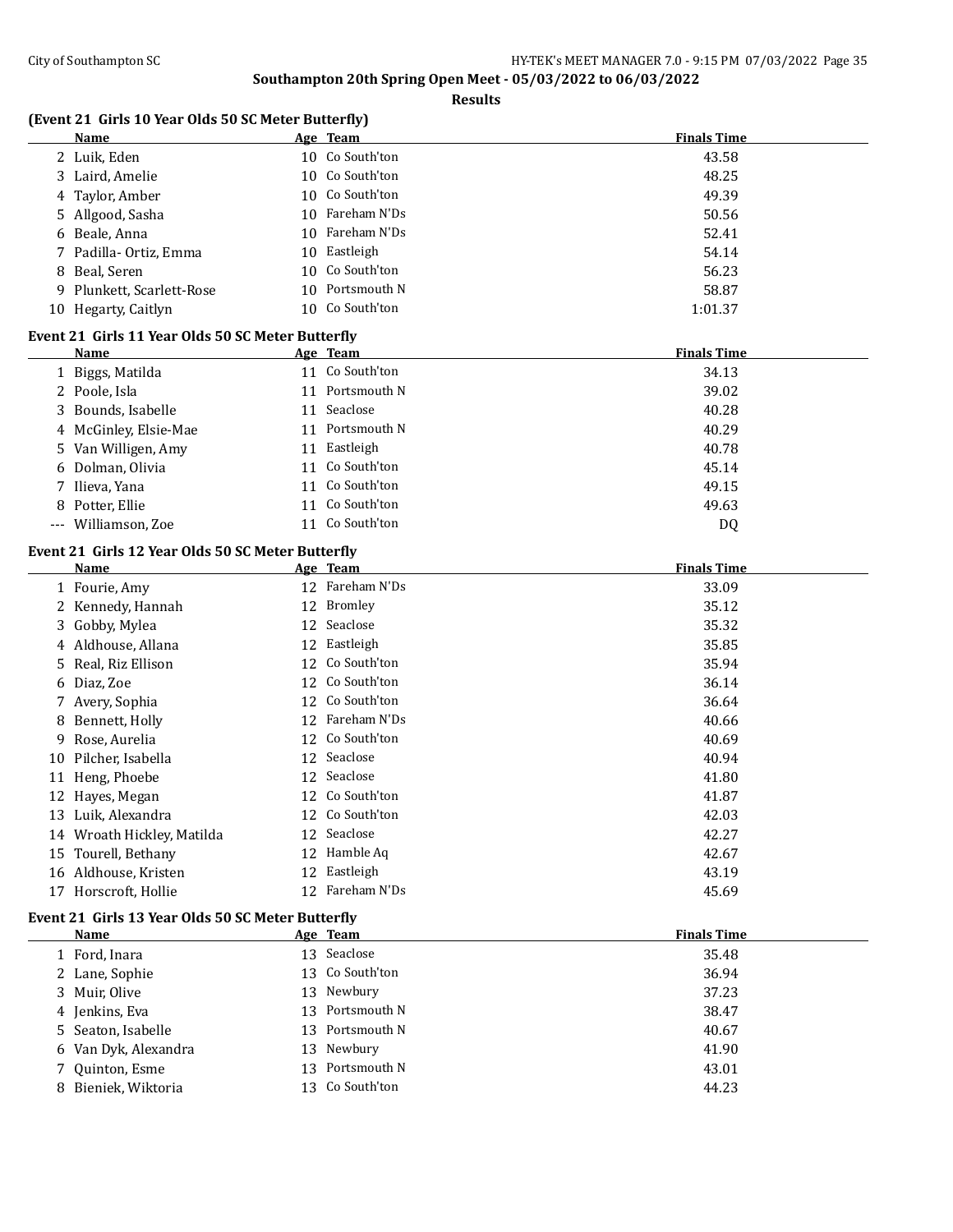## Southampton 20th Spring Open Meet - 05/03/2022 to 06/03/2022

### Results

#### (Event 21 Girls 10 Year Olds 50 SC Meter Butterfly)

| | Name | Age | Team | Finals Time |
|---|---|---|---|---|
| 2 | Luik, Eden | 10 | Co South'ton | 43.58 |
| 3 | Laird, Amelie | 10 | Co South'ton | 48.25 |
| 4 | Taylor, Amber | 10 | Co South'ton | 49.39 |
| 5 | Allgood, Sasha | 10 | Fareham N'Ds | 50.56 |
| 6 | Beale, Anna | 10 | Fareham N'Ds | 52.41 |
| 7 | Padilla- Ortiz, Emma | 10 | Eastleigh | 54.14 |
| 8 | Beal, Seren | 10 | Co South'ton | 56.23 |
| 9 | Plunkett, Scarlett-Rose | 10 | Portsmouth N | 58.87 |
| 10 | Hegarty, Caitlyn | 10 | Co South'ton | 1:01.37 |

#### Event 21 Girls 11 Year Olds 50 SC Meter Butterfly

| | Name | Age | Team | Finals Time |
|---|---|---|---|---|
| 1 | Biggs, Matilda | 11 | Co South'ton | 34.13 |
| 2 | Poole, Isla | 11 | Portsmouth N | 39.02 |
| 3 | Bounds, Isabelle | 11 | Seaclose | 40.28 |
| 4 | McGinley, Elsie-Mae | 11 | Portsmouth N | 40.29 |
| 5 | Van Willigen, Amy | 11 | Eastleigh | 40.78 |
| 6 | Dolman, Olivia | 11 | Co South'ton | 45.14 |
| 7 | Ilieva, Yana | 11 | Co South'ton | 49.15 |
| 8 | Potter, Ellie | 11 | Co South'ton | 49.63 |
| --- | Williamson, Zoe | 11 | Co South'ton | DQ |

#### Event 21 Girls 12 Year Olds 50 SC Meter Butterfly

| | Name | Age | Team | Finals Time |
|---|---|---|---|---|
| 1 | Fourie, Amy | 12 | Fareham N'Ds | 33.09 |
| 2 | Kennedy, Hannah | 12 | Bromley | 35.12 |
| 3 | Gobby, Mylea | 12 | Seaclose | 35.32 |
| 4 | Aldhouse, Allana | 12 | Eastleigh | 35.85 |
| 5 | Real, Riz Ellison | 12 | Co South'ton | 35.94 |
| 6 | Diaz, Zoe | 12 | Co South'ton | 36.14 |
| 7 | Avery, Sophia | 12 | Co South'ton | 36.64 |
| 8 | Bennett, Holly | 12 | Fareham N'Ds | 40.66 |
| 9 | Rose, Aurelia | 12 | Co South'ton | 40.69 |
| 10 | Pilcher, Isabella | 12 | Seaclose | 40.94 |
| 11 | Heng, Phoebe | 12 | Seaclose | 41.80 |
| 12 | Hayes, Megan | 12 | Co South'ton | 41.87 |
| 13 | Luik, Alexandra | 12 | Co South'ton | 42.03 |
| 14 | Wroath Hickley, Matilda | 12 | Seaclose | 42.27 |
| 15 | Tourell, Bethany | 12 | Hamble Aq | 42.67 |
| 16 | Aldhouse, Kristen | 12 | Eastleigh | 43.19 |
| 17 | Horscroft, Hollie | 12 | Fareham N'Ds | 45.69 |

#### Event 21 Girls 13 Year Olds 50 SC Meter Butterfly

| | Name | Age | Team | Finals Time |
|---|---|---|---|---|
| 1 | Ford, Inara | 13 | Seaclose | 35.48 |
| 2 | Lane, Sophie | 13 | Co South'ton | 36.94 |
| 3 | Muir, Olive | 13 | Newbury | 37.23 |
| 4 | Jenkins, Eva | 13 | Portsmouth N | 38.47 |
| 5 | Seaton, Isabelle | 13 | Portsmouth N | 40.67 |
| 6 | Van Dyk, Alexandra | 13 | Newbury | 41.90 |
| 7 | Quinton, Esme | 13 | Portsmouth N | 43.01 |
| 8 | Bieniek, Wiktoria | 13 | Co South'ton | 44.23 |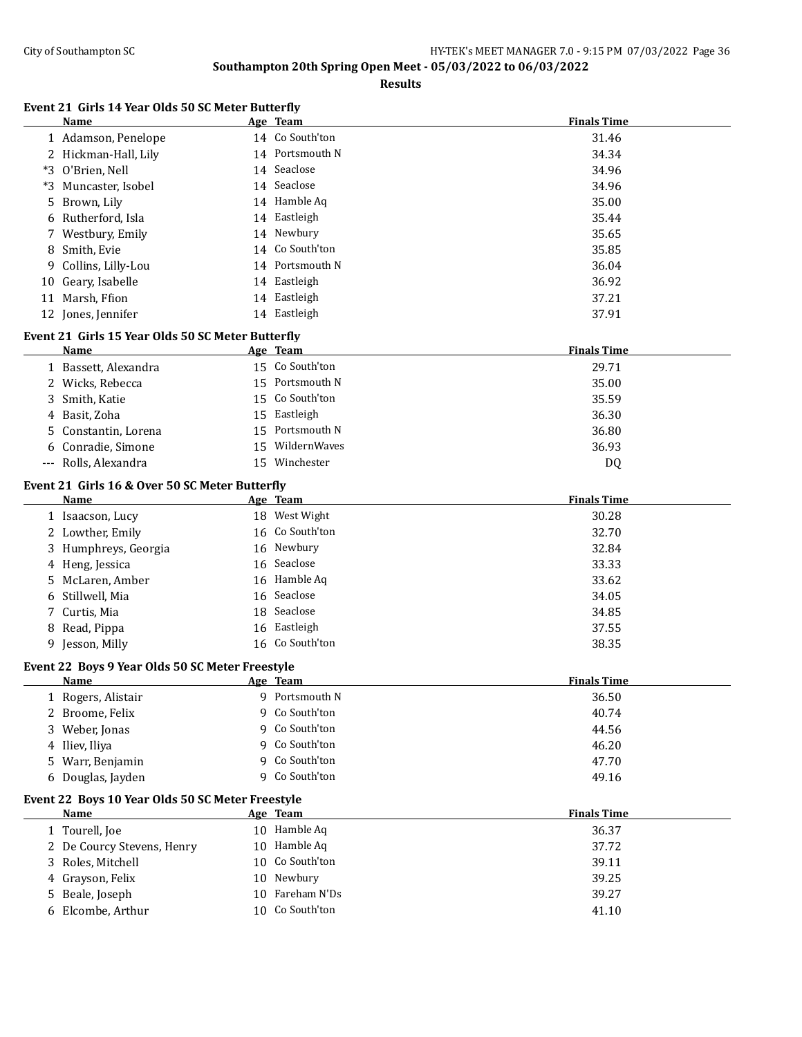**Southampton 20th Spring Open Meet - 05/03/2022 to 06/03/2022**

**Results**

### Event 21 Girls 14 Year Olds 50 SC Meter Butterfly

| | Name | Age | Team | Finals Time |
|---|---|---|---|---|
| 1 | Adamson, Penelope | 14 | Co South'ton | 31.46 |
| 2 | Hickman-Hall, Lily | 14 | Portsmouth N | 34.34 |
| *3 | O'Brien, Nell | 14 | Seaclose | 34.96 |
| *3 | Muncaster, Isobel | 14 | Seaclose | 34.96 |
| 5 | Brown, Lily | 14 | Hamble Aq | 35.00 |
| 6 | Rutherford, Isla | 14 | Eastleigh | 35.44 |
| 7 | Westbury, Emily | 14 | Newbury | 35.65 |
| 8 | Smith, Evie | 14 | Co South'ton | 35.85 |
| 9 | Collins, Lilly-Lou | 14 | Portsmouth N | 36.04 |
| 10 | Geary, Isabelle | 14 | Eastleigh | 36.92 |
| 11 | Marsh, Ffion | 14 | Eastleigh | 37.21 |
| 12 | Jones, Jennifer | 14 | Eastleigh | 37.91 |

### Event 21 Girls 15 Year Olds 50 SC Meter Butterfly

| | Name | Age | Team | Finals Time |
|---|---|---|---|---|
| 1 | Bassett, Alexandra | 15 | Co South'ton | 29.71 |
| 2 | Wicks, Rebecca | 15 | Portsmouth N | 35.00 |
| 3 | Smith, Katie | 15 | Co South'ton | 35.59 |
| 4 | Basit, Zoha | 15 | Eastleigh | 36.30 |
| 5 | Constantin, Lorena | 15 | Portsmouth N | 36.80 |
| 6 | Conradie, Simone | 15 | WildernWaves | 36.93 |
| --- | Rolls, Alexandra | 15 | Winchester | DQ |

### Event 21 Girls 16 & Over 50 SC Meter Butterfly

| | Name | Age | Team | Finals Time |
|---|---|---|---|---|
| 1 | Isaacson, Lucy | 18 | West Wight | 30.28 |
| 2 | Lowther, Emily | 16 | Co South'ton | 32.70 |
| 3 | Humphreys, Georgia | 16 | Newbury | 32.84 |
| 4 | Heng, Jessica | 16 | Seaclose | 33.33 |
| 5 | McLaren, Amber | 16 | Hamble Aq | 33.62 |
| 6 | Stillwell, Mia | 16 | Seaclose | 34.05 |
| 7 | Curtis, Mia | 18 | Seaclose | 34.85 |
| 8 | Read, Pippa | 16 | Eastleigh | 37.55 |
| 9 | Jesson, Milly | 16 | Co South'ton | 38.35 |

### Event 22 Boys 9 Year Olds 50 SC Meter Freestyle

| | Name | Age | Team | Finals Time |
|---|---|---|---|---|
| 1 | Rogers, Alistair | 9 | Portsmouth N | 36.50 |
| 2 | Broome, Felix | 9 | Co South'ton | 40.74 |
| 3 | Weber, Jonas | 9 | Co South'ton | 44.56 |
| 4 | Iliev, Iliya | 9 | Co South'ton | 46.20 |
| 5 | Warr, Benjamin | 9 | Co South'ton | 47.70 |
| 6 | Douglas, Jayden | 9 | Co South'ton | 49.16 |

### Event 22 Boys 10 Year Olds 50 SC Meter Freestyle

| | Name | Age | Team | Finals Time |
|---|---|---|---|---|
| 1 | Tourell, Joe | 10 | Hamble Aq | 36.37 |
| 2 | De Courcy Stevens, Henry | 10 | Hamble Aq | 37.72 |
| 3 | Roles, Mitchell | 10 | Co South'ton | 39.11 |
| 4 | Grayson, Felix | 10 | Newbury | 39.25 |
| 5 | Beale, Joseph | 10 | Fareham N'Ds | 39.27 |
| 6 | Elcombe, Arthur | 10 | Co South'ton | 41.10 |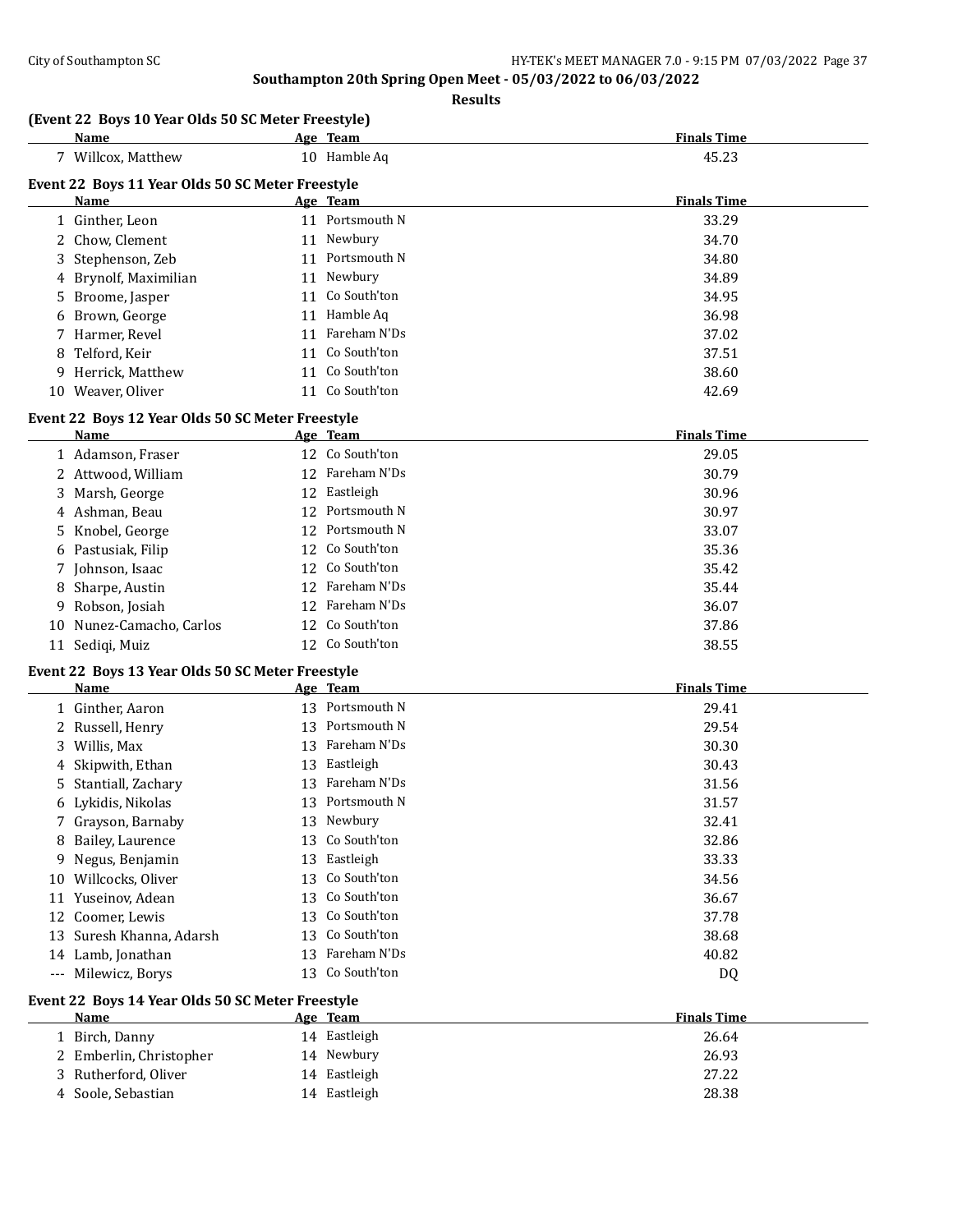## Southampton 20th Spring Open Meet - 05/03/2022 to 06/03/2022

### Results

#### (Event 22 Boys 10 Year Olds 50 SC Meter Freestyle)

| | Name | Age | Team | Finals Time |
|---|---|---|---|---|
| 7 | Willcox, Matthew | 10 | Hamble Aq | 45.23 |

#### Event 22 Boys 11 Year Olds 50 SC Meter Freestyle

| | Name | Age | Team | Finals Time |
|---|---|---|---|---|
| 1 | Ginther, Leon | 11 | Portsmouth N | 33.29 |
| 2 | Chow, Clement | 11 | Newbury | 34.70 |
| 3 | Stephenson, Zeb | 11 | Portsmouth N | 34.80 |
| 4 | Brynolf, Maximilian | 11 | Newbury | 34.89 |
| 5 | Broome, Jasper | 11 | Co South'ton | 34.95 |
| 6 | Brown, George | 11 | Hamble Aq | 36.98 |
| 7 | Harmer, Revel | 11 | Fareham N'Ds | 37.02 |
| 8 | Telford, Keir | 11 | Co South'ton | 37.51 |
| 9 | Herrick, Matthew | 11 | Co South'ton | 38.60 |
| 10 | Weaver, Oliver | 11 | Co South'ton | 42.69 |

#### Event 22 Boys 12 Year Olds 50 SC Meter Freestyle

| | Name | Age | Team | Finals Time |
|---|---|---|---|---|
| 1 | Adamson, Fraser | 12 | Co South'ton | 29.05 |
| 2 | Attwood, William | 12 | Fareham N'Ds | 30.79 |
| 3 | Marsh, George | 12 | Eastleigh | 30.96 |
| 4 | Ashman, Beau | 12 | Portsmouth N | 30.97 |
| 5 | Knobel, George | 12 | Portsmouth N | 33.07 |
| 6 | Pastusiak, Filip | 12 | Co South'ton | 35.36 |
| 7 | Johnson, Isaac | 12 | Co South'ton | 35.42 |
| 8 | Sharpe, Austin | 12 | Fareham N'Ds | 35.44 |
| 9 | Robson, Josiah | 12 | Fareham N'Ds | 36.07 |
| 10 | Nunez-Camacho, Carlos | 12 | Co South'ton | 37.86 |
| 11 | Sediqi, Muiz | 12 | Co South'ton | 38.55 |

#### Event 22 Boys 13 Year Olds 50 SC Meter Freestyle

| | Name | Age | Team | Finals Time |
|---|---|---|---|---|
| 1 | Ginther, Aaron | 13 | Portsmouth N | 29.41 |
| 2 | Russell, Henry | 13 | Portsmouth N | 29.54 |
| 3 | Willis, Max | 13 | Fareham N'Ds | 30.30 |
| 4 | Skipwith, Ethan | 13 | Eastleigh | 30.43 |
| 5 | Stantiall, Zachary | 13 | Fareham N'Ds | 31.56 |
| 6 | Lykidis, Nikolas | 13 | Portsmouth N | 31.57 |
| 7 | Grayson, Barnaby | 13 | Newbury | 32.41 |
| 8 | Bailey, Laurence | 13 | Co South'ton | 32.86 |
| 9 | Negus, Benjamin | 13 | Eastleigh | 33.33 |
| 10 | Willcocks, Oliver | 13 | Co South'ton | 34.56 |
| 11 | Yuseinov, Adean | 13 | Co South'ton | 36.67 |
| 12 | Coomer, Lewis | 13 | Co South'ton | 37.78 |
| 13 | Suresh Khanna, Adarsh | 13 | Co South'ton | 38.68 |
| 14 | Lamb, Jonathan | 13 | Fareham N'Ds | 40.82 |
| --- | Milewicz, Borys | 13 | Co South'ton | DQ |

#### Event 22 Boys 14 Year Olds 50 SC Meter Freestyle

| | Name | Age | Team | Finals Time |
|---|---|---|---|---|
| 1 | Birch, Danny | 14 | Eastleigh | 26.64 |
| 2 | Emberlin, Christopher | 14 | Newbury | 26.93 |
| 3 | Rutherford, Oliver | 14 | Eastleigh | 27.22 |
| 4 | Soole, Sebastian | 14 | Eastleigh | 28.38 |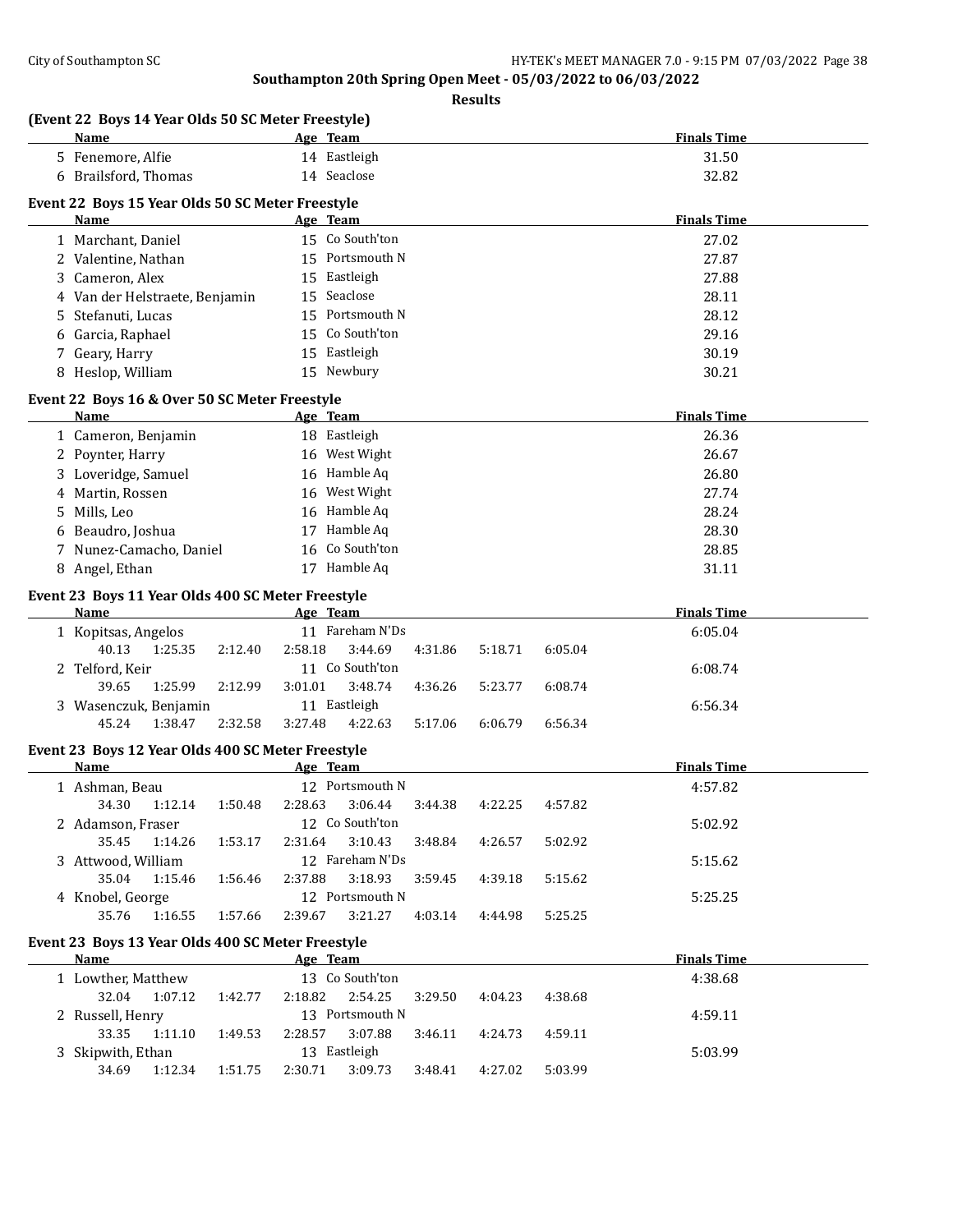## Southampton 20th Spring Open Meet - 05/03/2022 to 06/03/2022

**Results**

### (Event 22 Boys 14 Year Olds 50 SC Meter Freestyle)

| | Name | Age | Team | Finals Time |
|---|---|---|---|---|
| 5 | Fenemore, Alfie | 14 | Eastleigh | 31.50 |
| 6 | Brailsford, Thomas | 14 | Seaclose | 32.82 |

### Event 22 Boys 15 Year Olds 50 SC Meter Freestyle

| | Name | Age | Team | Finals Time |
|---|---|---|---|---|
| 1 | Marchant, Daniel | 15 | Co South'ton | 27.02 |
| 2 | Valentine, Nathan | 15 | Portsmouth N | 27.87 |
| 3 | Cameron, Alex | 15 | Eastleigh | 27.88 |
| 4 | Van der Helstraete, Benjamin | 15 | Seaclose | 28.11 |
| 5 | Stefanuti, Lucas | 15 | Portsmouth N | 28.12 |
| 6 | Garcia, Raphael | 15 | Co South'ton | 29.16 |
| 7 | Geary, Harry | 15 | Eastleigh | 30.19 |
| 8 | Heslop, William | 15 | Newbury | 30.21 |

### Event 22 Boys 16 & Over 50 SC Meter Freestyle

| | Name | Age | Team | Finals Time |
|---|---|---|---|---|
| 1 | Cameron, Benjamin | 18 | Eastleigh | 26.36 |
| 2 | Poynter, Harry | 16 | West Wight | 26.67 |
| 3 | Loveridge, Samuel | 16 | Hamble Aq | 26.80 |
| 4 | Martin, Rossen | 16 | West Wight | 27.74 |
| 5 | Mills, Leo | 16 | Hamble Aq | 28.24 |
| 6 | Beaudro, Joshua | 17 | Hamble Aq | 28.30 |
| 7 | Nunez-Camacho, Daniel | 16 | Co South'ton | 28.85 |
| 8 | Angel, Ethan | 17 | Hamble Aq | 31.11 |

### Event 23 Boys 11 Year Olds 400 SC Meter Freestyle

| | Name | Age | Team | Finals Time |
|---|---|---|---|---|
| 1 | Kopitsas, Angelos | 11 | Fareham N'Ds | 6:05.04 |
| | 40.13 1:25.35 2:12.40 2:58.18 3:44.69 4:31.86 5:18.71 6:05.04 | | | |
| 2 | Telford, Keir | 11 | Co South'ton | 6:08.74 |
| | 39.65 1:25.99 2:12.99 3:01.01 3:48.74 4:36.26 5:23.77 6:08.74 | | | |
| 3 | Wasenczuk, Benjamin | 11 | Eastleigh | 6:56.34 |
| | 45.24 1:38.47 2:32.58 3:27.48 4:22.63 5:17.06 6:06.79 6:56.34 | | | |

### Event 23 Boys 12 Year Olds 400 SC Meter Freestyle

| | Name | Age | Team | Finals Time |
|---|---|---|---|---|
| 1 | Ashman, Beau | 12 | Portsmouth N | 4:57.82 |
| | 34.30 1:12.14 1:50.48 2:28.63 3:06.44 3:44.38 4:22.25 4:57.82 | | | |
| 2 | Adamson, Fraser | 12 | Co South'ton | 5:02.92 |
| | 35.45 1:14.26 1:53.17 2:31.64 3:10.43 3:48.84 4:26.57 5:02.92 | | | |
| 3 | Attwood, William | 12 | Fareham N'Ds | 5:15.62 |
| | 35.04 1:15.46 1:56.46 2:37.88 3:18.93 3:59.45 4:39.18 5:15.62 | | | |
| 4 | Knobel, George | 12 | Portsmouth N | 5:25.25 |
| | 35.76 1:16.55 1:57.66 2:39.67 3:21.27 4:03.14 4:44.98 5:25.25 | | | |

### Event 23 Boys 13 Year Olds 400 SC Meter Freestyle

| | Name | Age | Team | Finals Time |
|---|---|---|---|---|
| 1 | Lowther, Matthew | 13 | Co South'ton | 4:38.68 |
| | 32.04 1:07.12 1:42.77 2:18.82 2:54.25 3:29.50 4:04.23 4:38.68 | | | |
| 2 | Russell, Henry | 13 | Portsmouth N | 4:59.11 |
| | 33.35 1:11.10 1:49.53 2:28.57 3:07.88 3:46.11 4:24.73 4:59.11 | | | |
| 3 | Skipwith, Ethan | 13 | Eastleigh | 5:03.99 |
| | 34.69 1:12.34 1:51.75 2:30.71 3:09.73 3:48.41 4:27.02 5:03.99 | | | |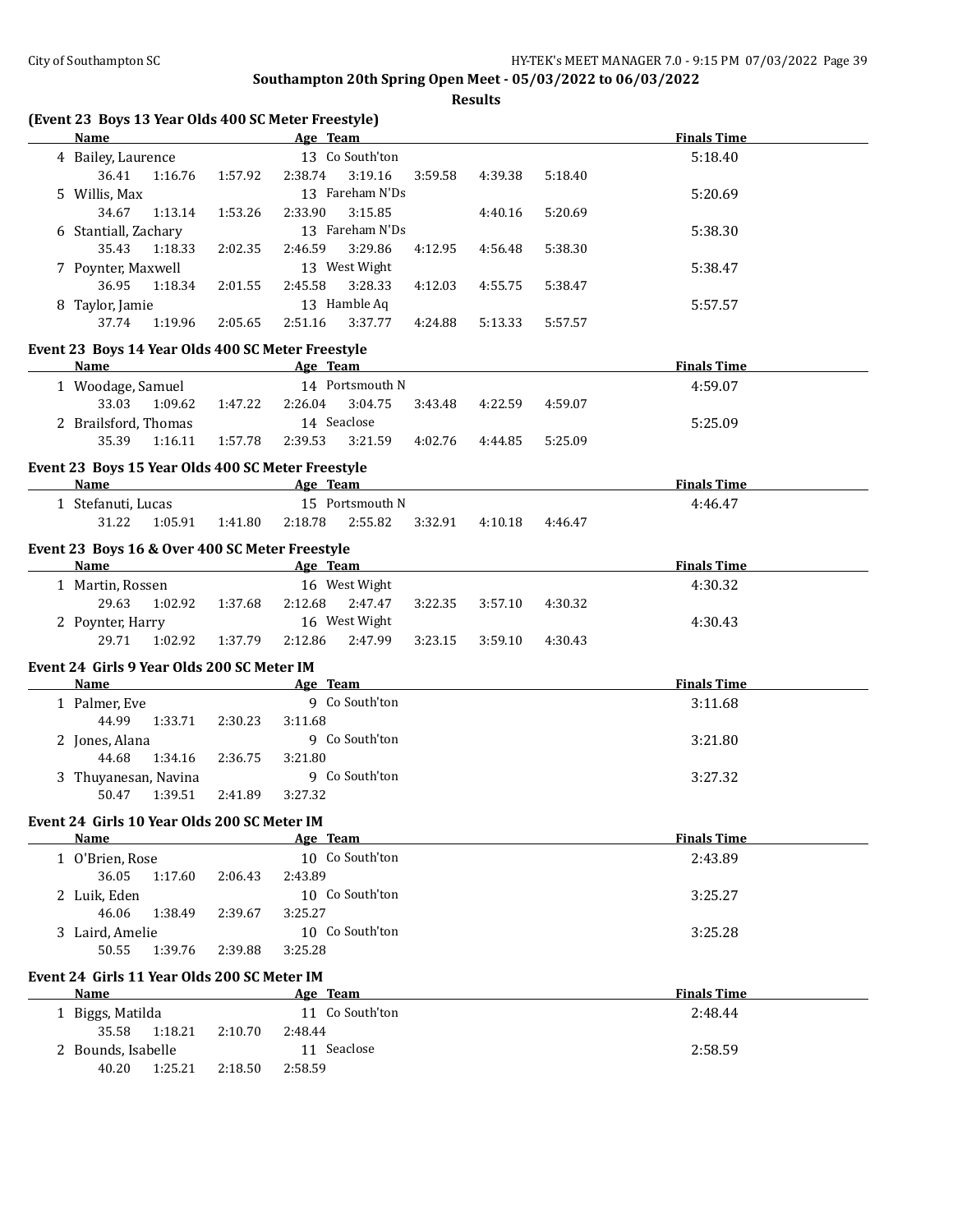**Southampton 20th Spring Open Meet - 05/03/2022 to 06/03/2022**

**Results**

### (Event 23 Boys 13 Year Olds 400 SC Meter Freestyle)

| Name | Age | Team | Finals Time |
|---|---|---|---|
| 4 Bailey, Laurence | 13 | Co South'ton | 5:18.40 |
| 36.41 1:16.76 1:57.92 2:38.74 3:19.16 3:59.58 4:39.38 5:18.40 | | | |
| 5 Willis, Max | 13 | Fareham N'Ds | 5:20.69 |
| 34.67 1:13.14 1:53.26 2:33.90 3:15.85 4:40.16 5:20.69 | | | |
| 6 Stantiall, Zachary | 13 | Fareham N'Ds | 5:38.30 |
| 35.43 1:18.33 2:02.35 2:46.59 3:29.86 4:12.95 4:56.48 5:38.30 | | | |
| 7 Poynter, Maxwell | 13 | West Wight | 5:38.47 |
| 36.95 1:18.34 2:01.55 2:45.58 3:28.33 4:12.03 4:55.75 5:38.47 | | | |
| 8 Taylor, Jamie | 13 | Hamble Aq | 5:57.57 |
| 37.74 1:19.96 2:05.65 2:51.16 3:37.77 4:24.88 5:13.33 5:57.57 | | | |

### Event 23 Boys 14 Year Olds 400 SC Meter Freestyle

| Name | Age | Team | Finals Time |
|---|---|---|---|
| 1 Woodage, Samuel | 14 | Portsmouth N | 4:59.07 |
| 33.03 1:09.62 1:47.22 2:26.04 3:04.75 3:43.48 4:22.59 4:59.07 | | | |
| 2 Brailsford, Thomas | 14 | Seaclose | 5:25.09 |
| 35.39 1:16.11 1:57.78 2:39.53 3:21.59 4:02.76 4:44.85 5:25.09 | | | |

### Event 23 Boys 15 Year Olds 400 SC Meter Freestyle

| Name | Age | Team | Finals Time |
|---|---|---|---|
| 1 Stefanuti, Lucas | 15 | Portsmouth N | 4:46.47 |
| 31.22 1:05.91 1:41.80 2:18.78 2:55.82 3:32.91 4:10.18 4:46.47 | | | |

### Event 23 Boys 16 & Over 400 SC Meter Freestyle

| Name | Age | Team | Finals Time |
|---|---|---|---|
| 1 Martin, Rossen | 16 | West Wight | 4:30.32 |
| 29.63 1:02.92 1:37.68 2:12.68 2:47.47 3:22.35 3:57.10 4:30.32 | | | |
| 2 Poynter, Harry | 16 | West Wight | 4:30.43 |
| 29.71 1:02.92 1:37.79 2:12.86 2:47.99 3:23.15 3:59.10 4:30.43 | | | |

### Event 24 Girls 9 Year Olds 200 SC Meter IM

| Name | Age | Team | Finals Time |
|---|---|---|---|
| 1 Palmer, Eve | 9 | Co South'ton | 3:11.68 |
| 44.99 1:33.71 2:30.23 3:11.68 | | | |
| 2 Jones, Alana | 9 | Co South'ton | 3:21.80 |
| 44.68 1:34.16 2:36.75 3:21.80 | | | |
| 3 Thuyanesan, Navina | 9 | Co South'ton | 3:27.32 |
| 50.47 1:39.51 2:41.89 3:27.32 | | | |

### Event 24 Girls 10 Year Olds 200 SC Meter IM

| Name | Age | Team | Finals Time |
|---|---|---|---|
| 1 O'Brien, Rose | 10 | Co South'ton | 2:43.89 |
| 36.05 1:17.60 2:06.43 2:43.89 | | | |
| 2 Luik, Eden | 10 | Co South'ton | 3:25.27 |
| 46.06 1:38.49 2:39.67 3:25.27 | | | |
| 3 Laird, Amelie | 10 | Co South'ton | 3:25.28 |
| 50.55 1:39.76 2:39.88 3:25.28 | | | |

### Event 24 Girls 11 Year Olds 200 SC Meter IM

| Name | Age | Team | Finals Time |
|---|---|---|---|
| 1 Biggs, Matilda | 11 | Co South'ton | 2:48.44 |
| 35.58 1:18.21 2:10.70 2:48.44 | | | |
| 2 Bounds, Isabelle | 11 | Seaclose | 2:58.59 |
| 40.20 1:25.21 2:18.50 2:58.59 | | | |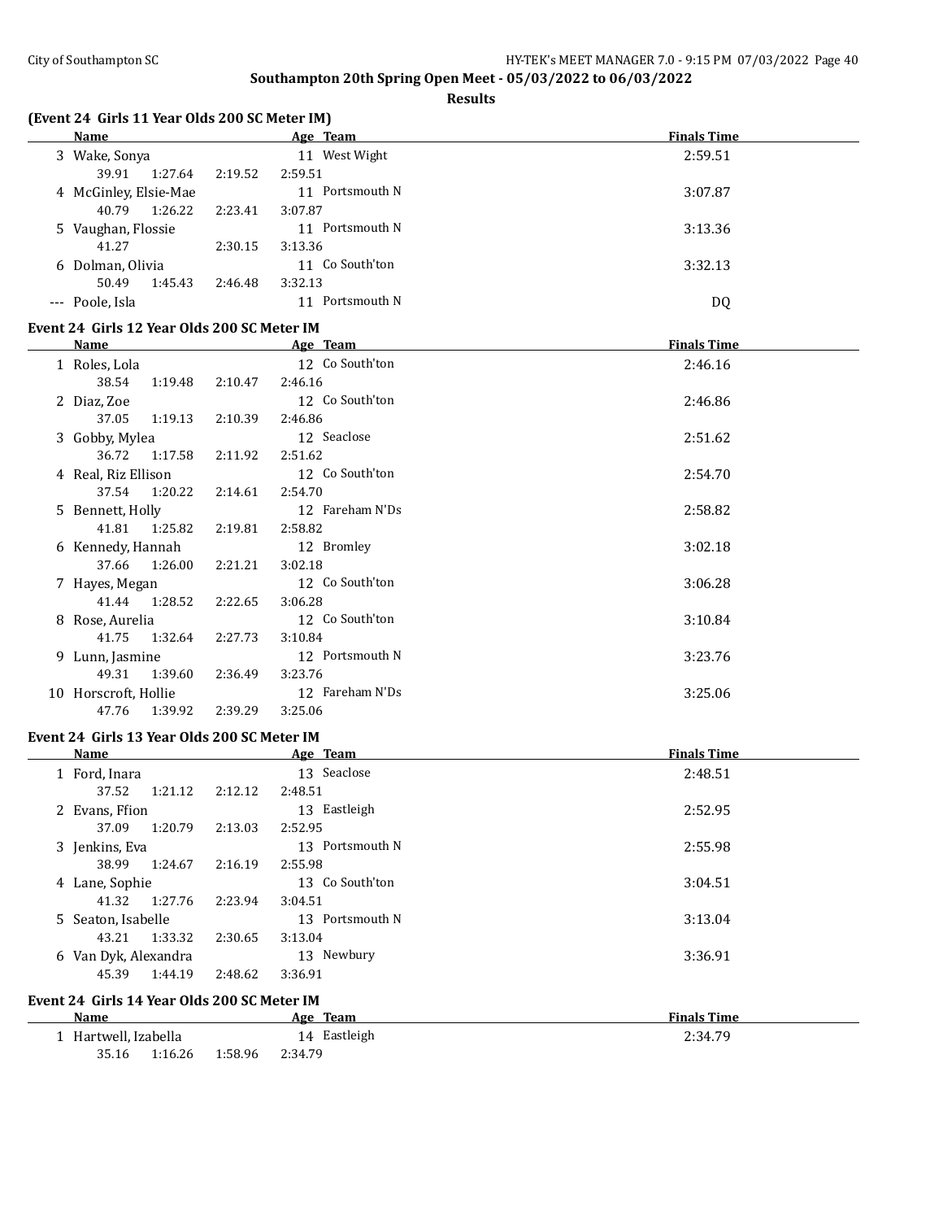## Southampton 20th Spring Open Meet - 05/03/2022 to 06/03/2022

### Results

### (Event 24 Girls 11 Year Olds 200 SC Meter IM)

| | Name | Age | Team | Finals Time |
|---|---|---|---|---|
| 3 | Wake, Sonya | 11 | West Wight | 2:59.51 |
| | 39.91 1:27.64 2:19.52 2:59.51 | | | |
| 4 | McGinley, Elsie-Mae | 11 | Portsmouth N | 3:07.87 |
| | 40.79 1:26.22 2:23.41 3:07.87 | | | |
| 5 | Vaughan, Flossie | 11 | Portsmouth N | 3:13.36 |
| | 41.27 2:30.15 3:13.36 | | | |
| 6 | Dolman, Olivia | 11 | Co South'ton | 3:32.13 |
| | 50.49 1:45.43 2:46.48 3:32.13 | | | |
| --- | Poole, Isla | 11 | Portsmouth N | DQ |

### Event 24 Girls 12 Year Olds 200 SC Meter IM

| | Name | Age | Team | Finals Time |
|---|---|---|---|---|
| 1 | Roles, Lola | 12 | Co South'ton | 2:46.16 |
| | 38.54 1:19.48 2:10.47 2:46.16 | | | |
| 2 | Diaz, Zoe | 12 | Co South'ton | 2:46.86 |
| | 37.05 1:19.13 2:10.39 2:46.86 | | | |
| 3 | Gobby, Mylea | 12 | Seaclose | 2:51.62 |
| | 36.72 1:17.58 2:11.92 2:51.62 | | | |
| 4 | Real, Riz Ellison | 12 | Co South'ton | 2:54.70 |
| | 37.54 1:20.22 2:14.61 2:54.70 | | | |
| 5 | Bennett, Holly | 12 | Fareham N'Ds | 2:58.82 |
| | 41.81 1:25.82 2:19.81 2:58.82 | | | |
| 6 | Kennedy, Hannah | 12 | Bromley | 3:02.18 |
| | 37.66 1:26.00 2:21.21 3:02.18 | | | |
| 7 | Hayes, Megan | 12 | Co South'ton | 3:06.28 |
| | 41.44 1:28.52 2:22.65 3:06.28 | | | |
| 8 | Rose, Aurelia | 12 | Co South'ton | 3:10.84 |
| | 41.75 1:32.64 2:27.73 3:10.84 | | | |
| 9 | Lunn, Jasmine | 12 | Portsmouth N | 3:23.76 |
| | 49.31 1:39.60 2:36.49 3:23.76 | | | |
| 10 | Horscroft, Hollie | 12 | Fareham N'Ds | 3:25.06 |
| | 47.76 1:39.92 2:39.29 3:25.06 | | | |

### Event 24 Girls 13 Year Olds 200 SC Meter IM

| | Name | Age | Team | Finals Time |
|---|---|---|---|---|
| 1 | Ford, Inara | 13 | Seaclose | 2:48.51 |
| | 37.52 1:21.12 2:12.12 2:48.51 | | | |
| 2 | Evans, Ffion | 13 | Eastleigh | 2:52.95 |
| | 37.09 1:20.79 2:13.03 2:52.95 | | | |
| 3 | Jenkins, Eva | 13 | Portsmouth N | 2:55.98 |
| | 38.99 1:24.67 2:16.19 2:55.98 | | | |
| 4 | Lane, Sophie | 13 | Co South'ton | 3:04.51 |
| | 41.32 1:27.76 2:23.94 3:04.51 | | | |
| 5 | Seaton, Isabelle | 13 | Portsmouth N | 3:13.04 |
| | 43.21 1:33.32 2:30.65 3:13.04 | | | |
| 6 | Van Dyk, Alexandra | 13 | Newbury | 3:36.91 |
| | 45.39 1:44.19 2:48.62 3:36.91 | | | |

### Event 24 Girls 14 Year Olds 200 SC Meter IM

| | Name | Age | Team | Finals Time |
|---|---|---|---|---|
| 1 | Hartwell, Izabella | 14 | Eastleigh | 2:34.79 |
| | 35.16 1:16.26 1:58.96 2:34.79 | | | |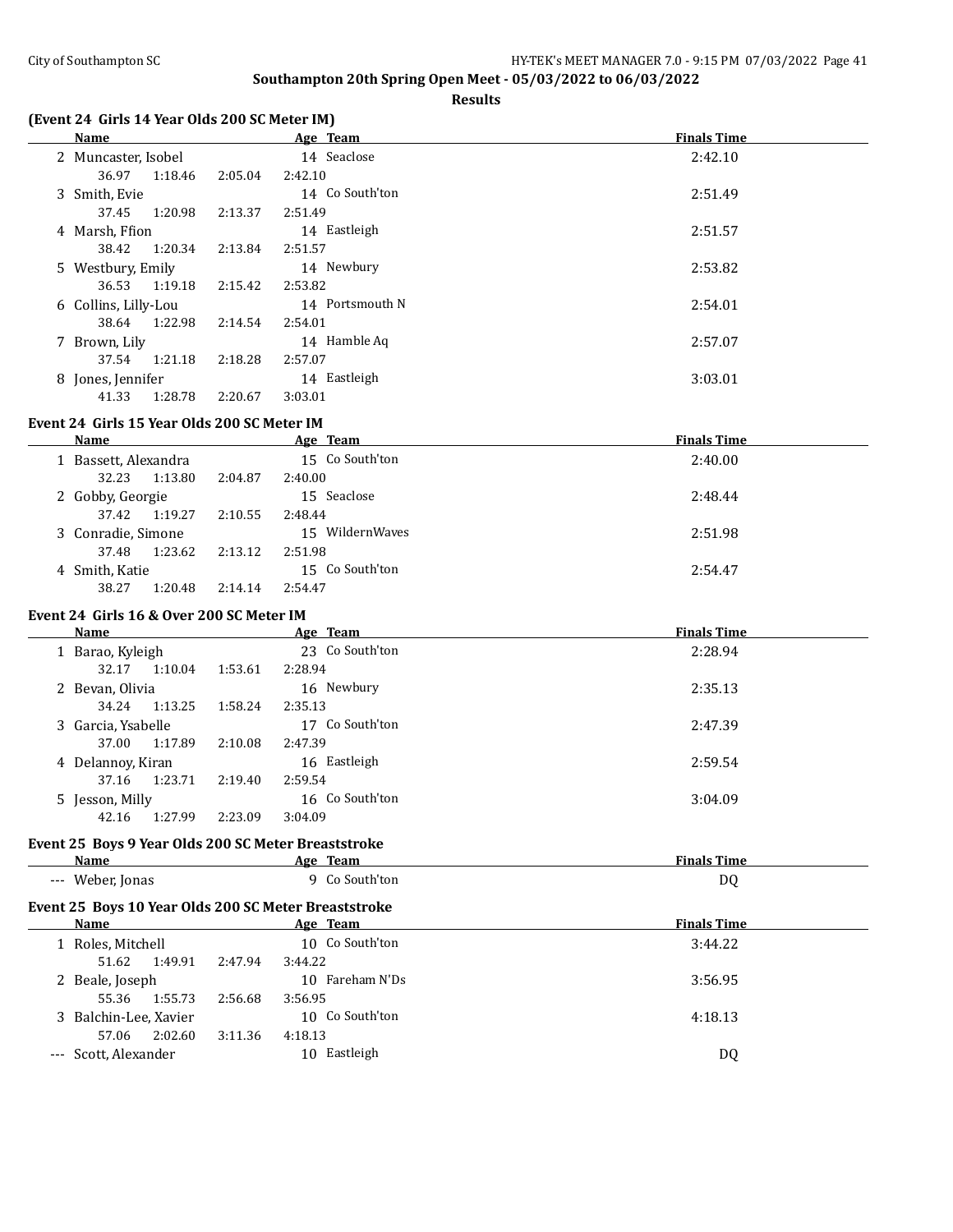## Southampton 20th Spring Open Meet - 05/03/2022 to 06/03/2022

### Results

### (Event 24 Girls 14 Year Olds 200 SC Meter IM)

| | Name | Age | Team | Finals Time |
|---|---|---|---|---|
| 2 | Muncaster, Isobel | 14 | Seaclose | 2:42.10 |
| | 36.97 1:18.46 2:05.04 2:42.10 | | | |
| 3 | Smith, Evie | 14 | Co South'ton | 2:51.49 |
| | 37.45 1:20.98 2:13.37 2:51.49 | | | |
| 4 | Marsh, Ffion | 14 | Eastleigh | 2:51.57 |
| | 38.42 1:20.34 2:13.84 2:51.57 | | | |
| 5 | Westbury, Emily | 14 | Newbury | 2:53.82 |
| | 36.53 1:19.18 2:15.42 2:53.82 | | | |
| 6 | Collins, Lilly-Lou | 14 | Portsmouth N | 2:54.01 |
| | 38.64 1:22.98 2:14.54 2:54.01 | | | |
| 7 | Brown, Lily | 14 | Hamble Aq | 2:57.07 |
| | 37.54 1:21.18 2:18.28 2:57.07 | | | |
| 8 | Jones, Jennifer | 14 | Eastleigh | 3:03.01 |
| | 41.33 1:28.78 2:20.67 3:03.01 | | | |

### Event 24 Girls 15 Year Olds 200 SC Meter IM

| | Name | Age | Team | Finals Time |
|---|---|---|---|---|
| 1 | Bassett, Alexandra | 15 | Co South'ton | 2:40.00 |
| | 32.23 1:13.80 2:04.87 2:40.00 | | | |
| 2 | Gobby, Georgie | 15 | Seaclose | 2:48.44 |
| | 37.42 1:19.27 2:10.55 2:48.44 | | | |
| 3 | Conradie, Simone | 15 | WildernWaves | 2:51.98 |
| | 37.48 1:23.62 2:13.12 2:51.98 | | | |
| 4 | Smith, Katie | 15 | Co South'ton | 2:54.47 |
| | 38.27 1:20.48 2:14.14 2:54.47 | | | |

### Event 24 Girls 16 & Over 200 SC Meter IM

| | Name | Age | Team | Finals Time |
|---|---|---|---|---|
| 1 | Barao, Kyleigh | 23 | Co South'ton | 2:28.94 |
| | 32.17 1:10.04 1:53.61 2:28.94 | | | |
| 2 | Bevan, Olivia | 16 | Newbury | 2:35.13 |
| | 34.24 1:13.25 1:58.24 2:35.13 | | | |
| 3 | Garcia, Ysabelle | 17 | Co South'ton | 2:47.39 |
| | 37.00 1:17.89 2:10.08 2:47.39 | | | |
| 4 | Delannoy, Kiran | 16 | Eastleigh | 2:59.54 |
| | 37.16 1:23.71 2:19.40 2:59.54 | | | |
| 5 | Jesson, Milly | 16 | Co South'ton | 3:04.09 |
| | 42.16 1:27.99 2:23.09 3:04.09 | | | |

### Event 25 Boys 9 Year Olds 200 SC Meter Breaststroke

| | Name | Age | Team | Finals Time |
|---|---|---|---|---|
| --- | Weber, Jonas | 9 | Co South'ton | DQ |

### Event 25 Boys 10 Year Olds 200 SC Meter Breaststroke

| | Name | Age | Team | Finals Time |
|---|---|---|---|---|
| 1 | Roles, Mitchell | 10 | Co South'ton | 3:44.22 |
| | 51.62 1:49.91 2:47.94 3:44.22 | | | |
| 2 | Beale, Joseph | 10 | Fareham N'Ds | 3:56.95 |
| | 55.36 1:55.73 2:56.68 3:56.95 | | | |
| 3 | Balchin-Lee, Xavier | 10 | Co South'ton | 4:18.13 |
| | 57.06 2:02.60 3:11.36 4:18.13 | | | |
| --- | Scott, Alexander | 10 | Eastleigh | DQ |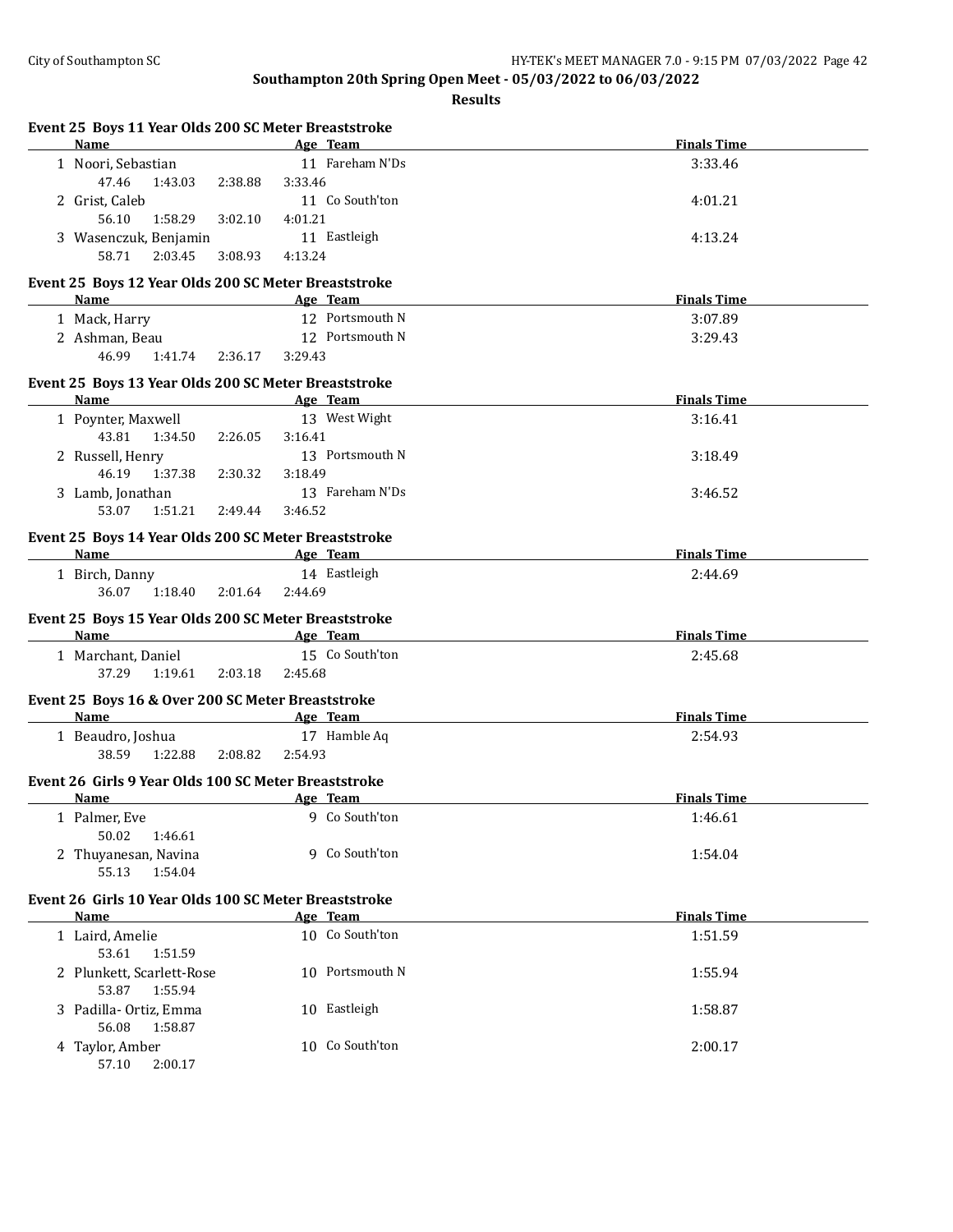**Southampton 20th Spring Open Meet - 05/03/2022 to 06/03/2022**

**Results**

### Event 25 Boys 11 Year Olds 200 SC Meter Breaststroke

| Name | Age | Team | Finals Time |
|---|---|---|---|
| 1 Noori, Sebastian | 11 | Fareham N'Ds | 3:33.46 |
| 47.46 1:43.03 2:38.88 3:33.46 | | | |
| 2 Grist, Caleb | 11 | Co South'ton | 4:01.21 |
| 56.10 1:58.29 3:02.10 4:01.21 | | | |
| 3 Wasenczuk, Benjamin | 11 | Eastleigh | 4:13.24 |
| 58.71 2:03.45 3:08.93 4:13.24 | | | |

### Event 25 Boys 12 Year Olds 200 SC Meter Breaststroke

| Name | Age | Team | Finals Time |
|---|---|---|---|
| 1 Mack, Harry | 12 | Portsmouth N | 3:07.89 |
| 2 Ashman, Beau | 12 | Portsmouth N | 3:29.43 |
| 46.99 1:41.74 2:36.17 3:29.43 | | | |

### Event 25 Boys 13 Year Olds 200 SC Meter Breaststroke

| Name | Age | Team | Finals Time |
|---|---|---|---|
| 1 Poynter, Maxwell | 13 | West Wight | 3:16.41 |
| 43.81 1:34.50 2:26.05 3:16.41 | | | |
| 2 Russell, Henry | 13 | Portsmouth N | 3:18.49 |
| 46.19 1:37.38 2:30.32 3:18.49 | | | |
| 3 Lamb, Jonathan | 13 | Fareham N'Ds | 3:46.52 |
| 53.07 1:51.21 2:49.44 3:46.52 | | | |

### Event 25 Boys 14 Year Olds 200 SC Meter Breaststroke

| Name | Age | Team | Finals Time |
|---|---|---|---|
| 1 Birch, Danny | 14 | Eastleigh | 2:44.69 |
| 36.07 1:18.40 2:01.64 2:44.69 | | | |

### Event 25 Boys 15 Year Olds 200 SC Meter Breaststroke

| Name | Age | Team | Finals Time |
|---|---|---|---|
| 1 Marchant, Daniel | 15 | Co South'ton | 2:45.68 |
| 37.29 1:19.61 2:03.18 2:45.68 | | | |

### Event 25 Boys 16 & Over 200 SC Meter Breaststroke

| Name | Age | Team | Finals Time |
|---|---|---|---|
| 1 Beaudro, Joshua | 17 | Hamble Aq | 2:54.93 |
| 38.59 1:22.88 2:08.82 2:54.93 | | | |

### Event 26 Girls 9 Year Olds 100 SC Meter Breaststroke

| Name | Age | Team | Finals Time |
|---|---|---|---|
| 1 Palmer, Eve | 9 | Co South'ton | 1:46.61 |
| 50.02 1:46.61 | | | |
| 2 Thuyanesan, Navina | 9 | Co South'ton | 1:54.04 |
| 55.13 1:54.04 | | | |

### Event 26 Girls 10 Year Olds 100 SC Meter Breaststroke

| Name | Age | Team | Finals Time |
|---|---|---|---|
| 1 Laird, Amelie | 10 | Co South'ton | 1:51.59 |
| 53.61 1:51.59 | | | |
| 2 Plunkett, Scarlett-Rose | 10 | Portsmouth N | 1:55.94 |
| 53.87 1:55.94 | | | |
| 3 Padilla- Ortiz, Emma | 10 | Eastleigh | 1:58.87 |
| 56.08 1:58.87 | | | |
| 4 Taylor, Amber | 10 | Co South'ton | 2:00.17 |
| 57.10 2:00.17 | | | |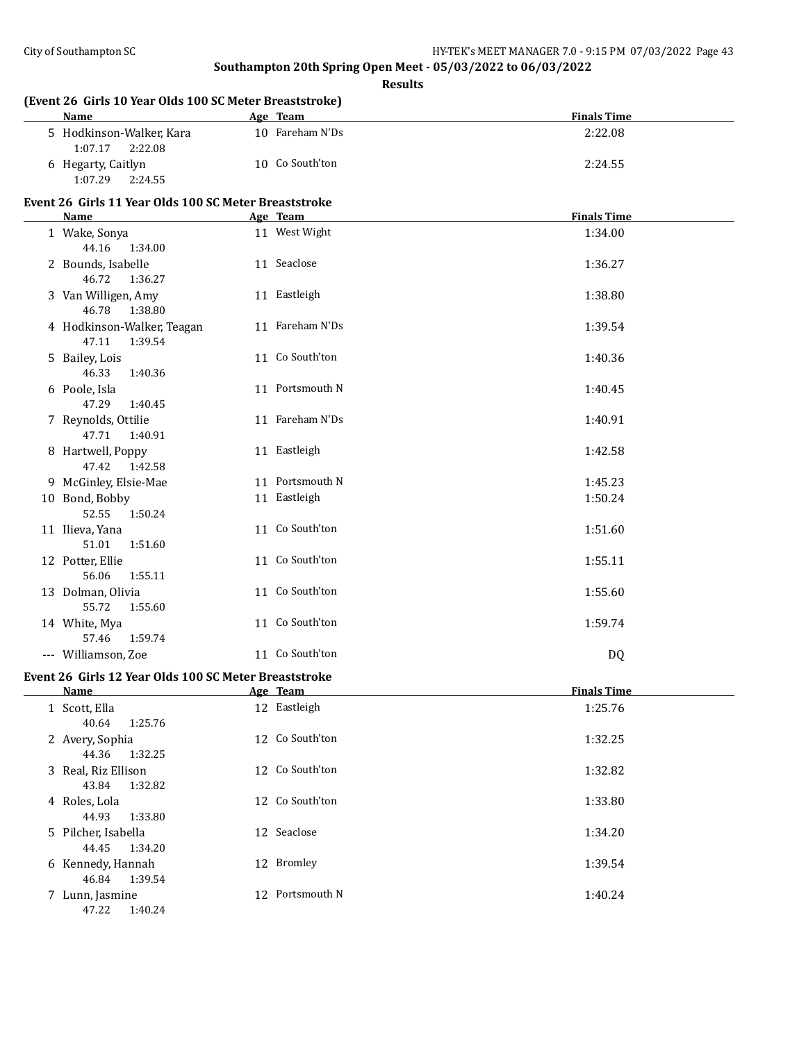## Southampton 20th Spring Open Meet - 05/03/2022 to 06/03/2022

### Results

#### (Event 26 Girls 10 Year Olds 100 SC Meter Breaststroke)

| | Name | Age | Team | Finals Time |
|---|---|---|---|---|
| 5 | Hodkinson-Walker, Kara | 10 | Fareham N'Ds | 2:22.08 |
| | 1:07.17 2:22.08 | | | |
| 6 | Hegarty, Caitlyn | 10 | Co South'ton | 2:24.55 |
| | 1:07.29 2:24.55 | | | |

#### Event 26 Girls 11 Year Olds 100 SC Meter Breaststroke

| | Name | Age | Team | Finals Time |
|---|---|---|---|---|
| 1 | Wake, Sonya | 11 | West Wight | 1:34.00 |
| | 44.16 1:34.00 | | | |
| 2 | Bounds, Isabelle | 11 | Seaclose | 1:36.27 |
| | 46.72 1:36.27 | | | |
| 3 | Van Willigen, Amy | 11 | Eastleigh | 1:38.80 |
| | 46.78 1:38.80 | | | |
| 4 | Hodkinson-Walker, Teagan | 11 | Fareham N'Ds | 1:39.54 |
| | 47.11 1:39.54 | | | |
| 5 | Bailey, Lois | 11 | Co South'ton | 1:40.36 |
| | 46.33 1:40.36 | | | |
| 6 | Poole, Isla | 11 | Portsmouth N | 1:40.45 |
| | 47.29 1:40.45 | | | |
| 7 | Reynolds, Ottilie | 11 | Fareham N'Ds | 1:40.91 |
| | 47.71 1:40.91 | | | |
| 8 | Hartwell, Poppy | 11 | Eastleigh | 1:42.58 |
| | 47.42 1:42.58 | | | |
| 9 | McGinley, Elsie-Mae | 11 | Portsmouth N | 1:45.23 |
| 10 | Bond, Bobby | 11 | Eastleigh | 1:50.24 |
| | 52.55 1:50.24 | | | |
| 11 | Ilieva, Yana | 11 | Co South'ton | 1:51.60 |
| | 51.01 1:51.60 | | | |
| 12 | Potter, Ellie | 11 | Co South'ton | 1:55.11 |
| | 56.06 1:55.11 | | | |
| 13 | Dolman, Olivia | 11 | Co South'ton | 1:55.60 |
| | 55.72 1:55.60 | | | |
| 14 | White, Mya | 11 | Co South'ton | 1:59.74 |
| | 57.46 1:59.74 | | | |
| --- | Williamson, Zoe | 11 | Co South'ton | DQ |

#### Event 26 Girls 12 Year Olds 100 SC Meter Breaststroke

| | Name | Age | Team | Finals Time |
|---|---|---|---|---|
| 1 | Scott, Ella | 12 | Eastleigh | 1:25.76 |
| | 40.64 1:25.76 | | | |
| 2 | Avery, Sophia | 12 | Co South'ton | 1:32.25 |
| | 44.36 1:32.25 | | | |
| 3 | Real, Riz Ellison | 12 | Co South'ton | 1:32.82 |
| | 43.84 1:32.82 | | | |
| 4 | Roles, Lola | 12 | Co South'ton | 1:33.80 |
| | 44.93 1:33.80 | | | |
| 5 | Pilcher, Isabella | 12 | Seaclose | 1:34.20 |
| | 44.45 1:34.20 | | | |
| 6 | Kennedy, Hannah | 12 | Bromley | 1:39.54 |
| | 46.84 1:39.54 | | | |
| 7 | Lunn, Jasmine | 12 | Portsmouth N | 1:40.24 |
| | 47.22 1:40.24 | | | |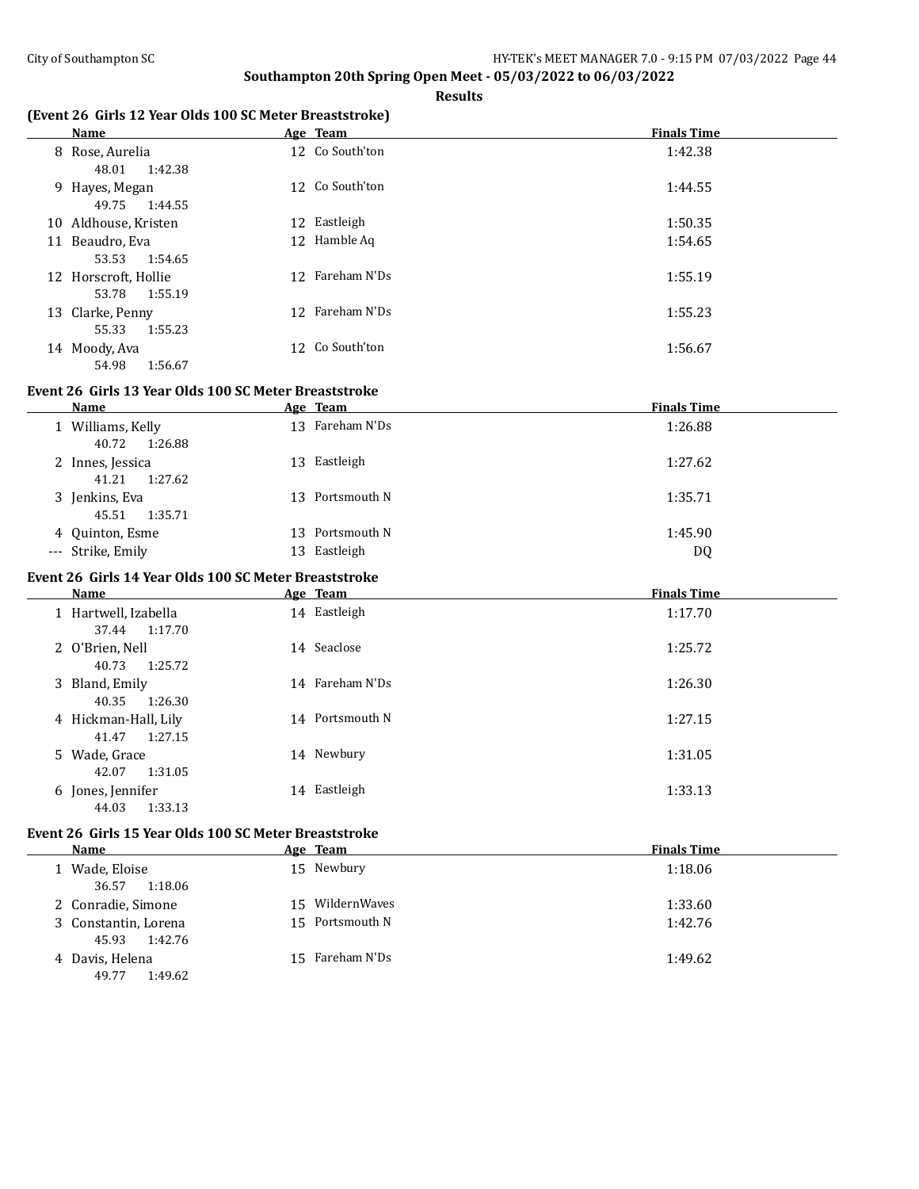**Southampton 20th Spring Open Meet - 05/03/2022 to 06/03/2022**

**Results**

### (Event 26 Girls 12 Year Olds 100 SC Meter Breaststroke)

| | Name | Age | Team | Finals Time |
|---|---|---|---|---|
| 8 | Rose, Aurelia | 12 | Co South'ton | 1:42.38 |
| | 48.01 1:42.38 | | | |
| 9 | Hayes, Megan | 12 | Co South'ton | 1:44.55 |
| | 49.75 1:44.55 | | | |
| 10 | Aldhouse, Kristen | 12 | Eastleigh | 1:50.35 |
| 11 | Beaudro, Eva | 12 | Hamble Aq | 1:54.65 |
| | 53.53 1:54.65 | | | |
| 12 | Horscroft, Hollie | 12 | Fareham N'Ds | 1:55.19 |
| | 53.78 1:55.19 | | | |
| 13 | Clarke, Penny | 12 | Fareham N'Ds | 1:55.23 |
| | 55.33 1:55.23 | | | |
| 14 | Moody, Ava | 12 | Co South'ton | 1:56.67 |
| | 54.98 1:56.67 | | | |

### Event 26 Girls 13 Year Olds 100 SC Meter Breaststroke

| | Name | Age | Team | Finals Time |
|---|---|---|---|---|
| 1 | Williams, Kelly | 13 | Fareham N'Ds | 1:26.88 |
| | 40.72 1:26.88 | | | |
| 2 | Innes, Jessica | 13 | Eastleigh | 1:27.62 |
| | 41.21 1:27.62 | | | |
| 3 | Jenkins, Eva | 13 | Portsmouth N | 1:35.71 |
| | 45.51 1:35.71 | | | |
| 4 | Quinton, Esme | 13 | Portsmouth N | 1:45.90 |
| --- | Strike, Emily | 13 | Eastleigh | DQ |

### Event 26 Girls 14 Year Olds 100 SC Meter Breaststroke

| | Name | Age | Team | Finals Time |
|---|---|---|---|---|
| 1 | Hartwell, Izabella | 14 | Eastleigh | 1:17.70 |
| | 37.44 1:17.70 | | | |
| 2 | O'Brien, Nell | 14 | Seaclose | 1:25.72 |
| | 40.73 1:25.72 | | | |
| 3 | Bland, Emily | 14 | Fareham N'Ds | 1:26.30 |
| | 40.35 1:26.30 | | | |
| 4 | Hickman-Hall, Lily | 14 | Portsmouth N | 1:27.15 |
| | 41.47 1:27.15 | | | |
| 5 | Wade, Grace | 14 | Newbury | 1:31.05 |
| | 42.07 1:31.05 | | | |
| 6 | Jones, Jennifer | 14 | Eastleigh | 1:33.13 |
| | 44.03 1:33.13 | | | |

### Event 26 Girls 15 Year Olds 100 SC Meter Breaststroke

| | Name | Age | Team | Finals Time |
|---|---|---|---|---|
| 1 | Wade, Eloise | 15 | Newbury | 1:18.06 |
| | 36.57 1:18.06 | | | |
| 2 | Conradie, Simone | 15 | WildernWaves | 1:33.60 |
| 3 | Constantin, Lorena | 15 | Portsmouth N | 1:42.76 |
| | 45.93 1:42.76 | | | |
| 4 | Davis, Helena | 15 | Fareham N'Ds | 1:49.62 |
| | 49.77 1:49.62 | | | |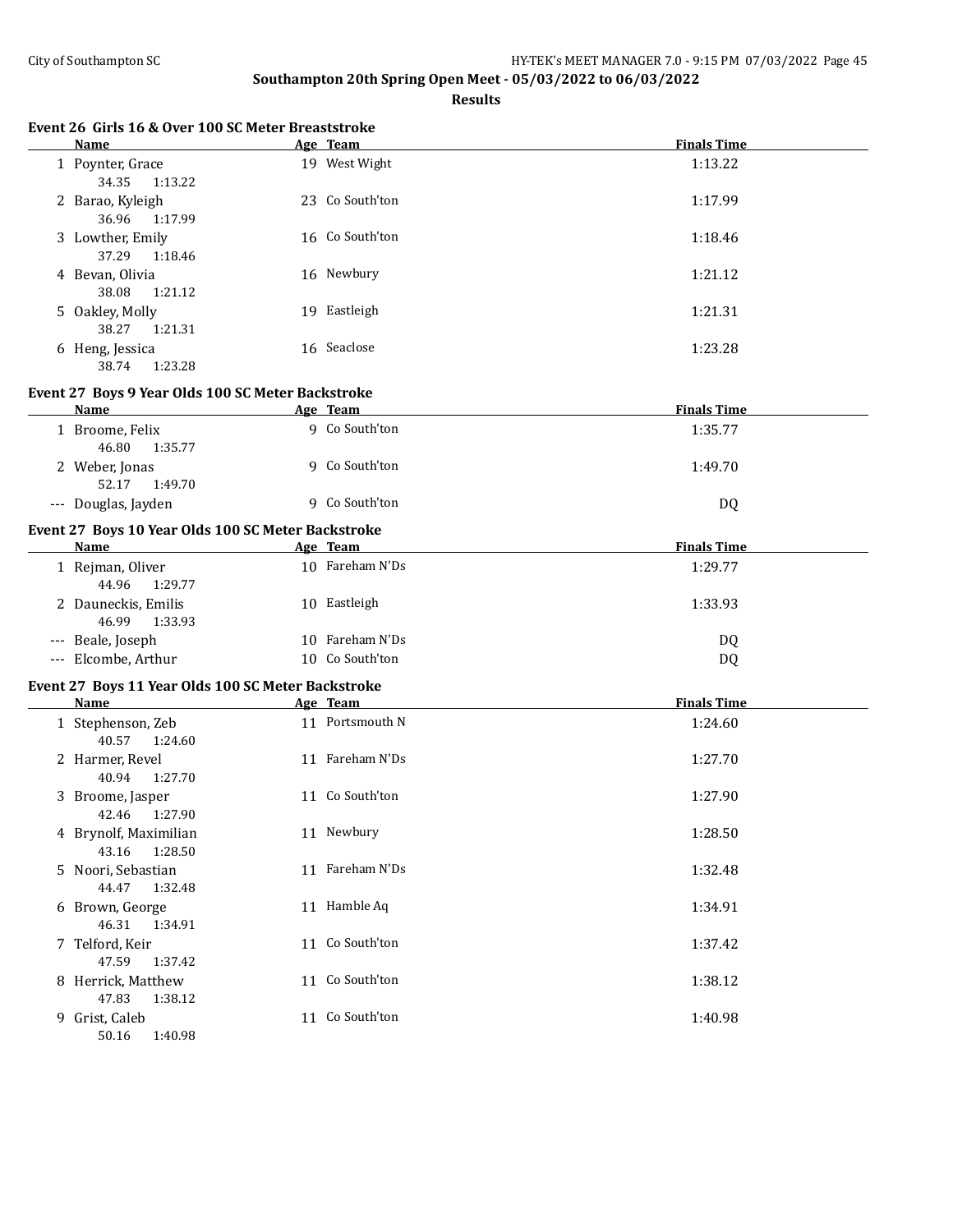**Southampton 20th Spring Open Meet - 05/03/2022 to 06/03/2022**

**Results**

### Event 26 Girls 16 & Over 100 SC Meter Breaststroke

| | Name | Age | Team | Finals Time |
|---|---|---|---|---|
| 1 | Poynter, Grace | 19 | West Wight | 1:13.22 |
| | 34.35 1:13.22 | | | |
| 2 | Barao, Kyleigh | 23 | Co South'ton | 1:17.99 |
| | 36.96 1:17.99 | | | |
| 3 | Lowther, Emily | 16 | Co South'ton | 1:18.46 |
| | 37.29 1:18.46 | | | |
| 4 | Bevan, Olivia | 16 | Newbury | 1:21.12 |
| | 38.08 1:21.12 | | | |
| 5 | Oakley, Molly | 19 | Eastleigh | 1:21.31 |
| | 38.27 1:21.31 | | | |
| 6 | Heng, Jessica | 16 | Seaclose | 1:23.28 |
| | 38.74 1:23.28 | | | |

### Event 27 Boys 9 Year Olds 100 SC Meter Backstroke

| | Name | Age | Team | Finals Time |
|---|---|---|---|---|
| 1 | Broome, Felix | 9 | Co South'ton | 1:35.77 |
| | 46.80 1:35.77 | | | |
| 2 | Weber, Jonas | 9 | Co South'ton | 1:49.70 |
| | 52.17 1:49.70 | | | |
| --- | Douglas, Jayden | 9 | Co South'ton | DQ |

### Event 27 Boys 10 Year Olds 100 SC Meter Backstroke

| | Name | Age | Team | Finals Time |
|---|---|---|---|---|
| 1 | Rejman, Oliver | 10 | Fareham N'Ds | 1:29.77 |
| | 44.96 1:29.77 | | | |
| 2 | Dauneckis, Emilis | 10 | Eastleigh | 1:33.93 |
| | 46.99 1:33.93 | | | |
| --- | Beale, Joseph | 10 | Fareham N'Ds | DQ |
| --- | Elcombe, Arthur | 10 | Co South'ton | DQ |

### Event 27 Boys 11 Year Olds 100 SC Meter Backstroke

| | Name | Age | Team | Finals Time |
|---|---|---|---|---|
| 1 | Stephenson, Zeb | 11 | Portsmouth N | 1:24.60 |
| | 40.57 1:24.60 | | | |
| 2 | Harmer, Revel | 11 | Fareham N'Ds | 1:27.70 |
| | 40.94 1:27.70 | | | |
| 3 | Broome, Jasper | 11 | Co South'ton | 1:27.90 |
| | 42.46 1:27.90 | | | |
| 4 | Brynolf, Maximilian | 11 | Newbury | 1:28.50 |
| | 43.16 1:28.50 | | | |
| 5 | Noori, Sebastian | 11 | Fareham N'Ds | 1:32.48 |
| | 44.47 1:32.48 | | | |
| 6 | Brown, George | 11 | Hamble Aq | 1:34.91 |
| | 46.31 1:34.91 | | | |
| 7 | Telford, Keir | 11 | Co South'ton | 1:37.42 |
| | 47.59 1:37.42 | | | |
| 8 | Herrick, Matthew | 11 | Co South'ton | 1:38.12 |
| | 47.83 1:38.12 | | | |
| 9 | Grist, Caleb | 11 | Co South'ton | 1:40.98 |
| | 50.16 1:40.98 | | | |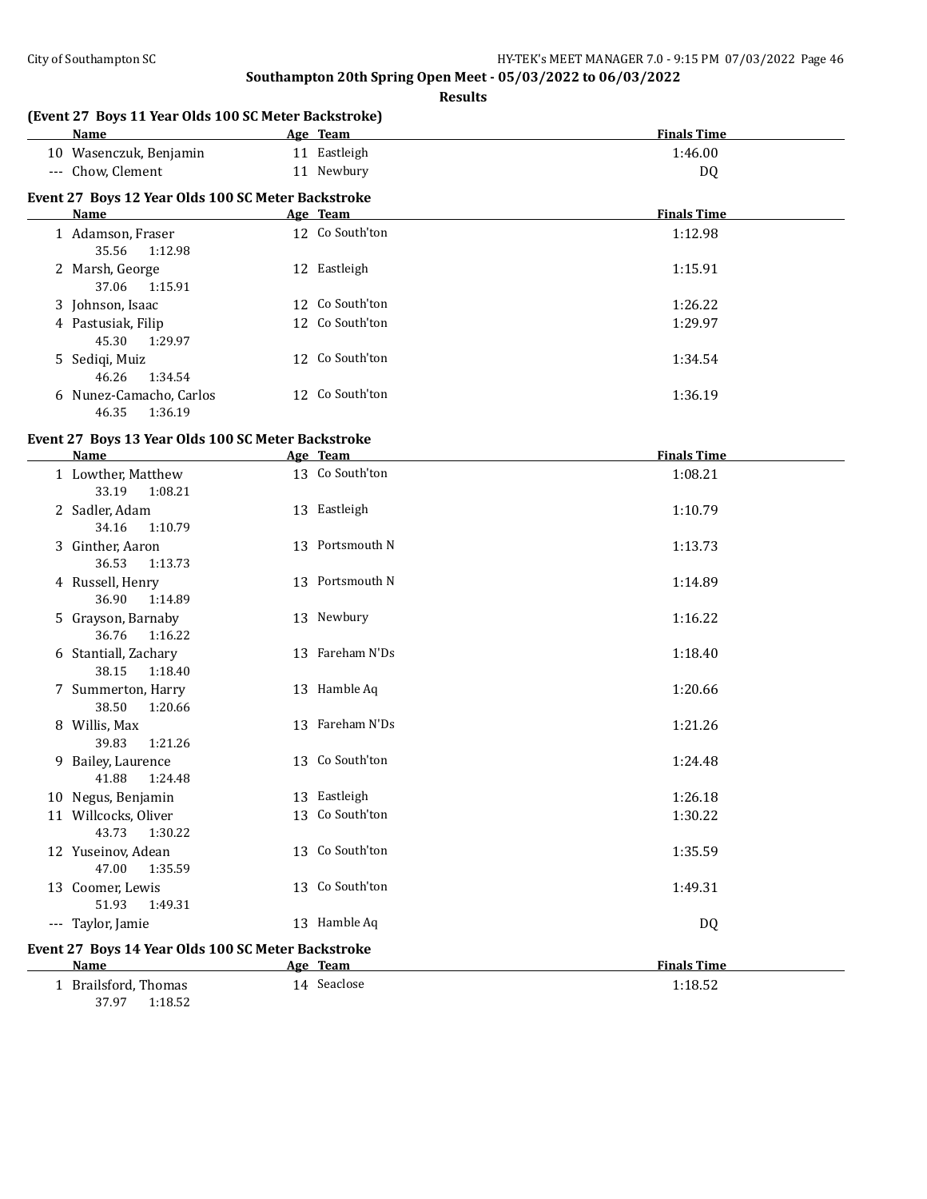## Southampton 20th Spring Open Meet - 05/03/2022 to 06/03/2022

**Results**

### (Event 27 Boys 11 Year Olds 100 SC Meter Backstroke)

| | Name | Age | Team | Finals Time |
|---|---|---|---|---|
| 10 | Wasenczuk, Benjamin | 11 | Eastleigh | 1:46.00 |
| --- | Chow, Clement | 11 | Newbury | DQ |

### Event 27 Boys 12 Year Olds 100 SC Meter Backstroke

| | Name | Age | Team | Finals Time |
|---|---|---|---|---|
| 1 | Adamson, Fraser | 12 | Co South'ton | 1:12.98 |
| | 35.56 1:12.98 | | | |
| 2 | Marsh, George | 12 | Eastleigh | 1:15.91 |
| | 37.06 1:15.91 | | | |
| 3 | Johnson, Isaac | 12 | Co South'ton | 1:26.22 |
| 4 | Pastusiak, Filip | 12 | Co South'ton | 1:29.97 |
| | 45.30 1:29.97 | | | |
| 5 | Sediqi, Muiz | 12 | Co South'ton | 1:34.54 |
| | 46.26 1:34.54 | | | |
| 6 | Nunez-Camacho, Carlos | 12 | Co South'ton | 1:36.19 |
| | 46.35 1:36.19 | | | |

### Event 27 Boys 13 Year Olds 100 SC Meter Backstroke

| | Name | Age | Team | Finals Time |
|---|---|---|---|---|
| 1 | Lowther, Matthew | 13 | Co South'ton | 1:08.21 |
| | 33.19 1:08.21 | | | |
| 2 | Sadler, Adam | 13 | Eastleigh | 1:10.79 |
| | 34.16 1:10.79 | | | |
| 3 | Ginther, Aaron | 13 | Portsmouth N | 1:13.73 |
| | 36.53 1:13.73 | | | |
| 4 | Russell, Henry | 13 | Portsmouth N | 1:14.89 |
| | 36.90 1:14.89 | | | |
| 5 | Grayson, Barnaby | 13 | Newbury | 1:16.22 |
| | 36.76 1:16.22 | | | |
| 6 | Stantiall, Zachary | 13 | Fareham N'Ds | 1:18.40 |
| | 38.15 1:18.40 | | | |
| 7 | Summerton, Harry | 13 | Hamble Aq | 1:20.66 |
| | 38.50 1:20.66 | | | |
| 8 | Willis, Max | 13 | Fareham N'Ds | 1:21.26 |
| | 39.83 1:21.26 | | | |
| 9 | Bailey, Laurence | 13 | Co South'ton | 1:24.48 |
| | 41.88 1:24.48 | | | |
| 10 | Negus, Benjamin | 13 | Eastleigh | 1:26.18 |
| 11 | Willcocks, Oliver | 13 | Co South'ton | 1:30.22 |
| | 43.73 1:30.22 | | | |
| 12 | Yuseinov, Adean | 13 | Co South'ton | 1:35.59 |
| | 47.00 1:35.59 | | | |
| 13 | Coomer, Lewis | 13 | Co South'ton | 1:49.31 |
| | 51.93 1:49.31 | | | |
| --- | Taylor, Jamie | 13 | Hamble Aq | DQ |

### Event 27 Boys 14 Year Olds 100 SC Meter Backstroke

| | Name | Age | Team | Finals Time |
|---|---|---|---|---|
| 1 | Brailsford, Thomas | 14 | Seaclose | 1:18.52 |
| | 37.97 1:18.52 | | | |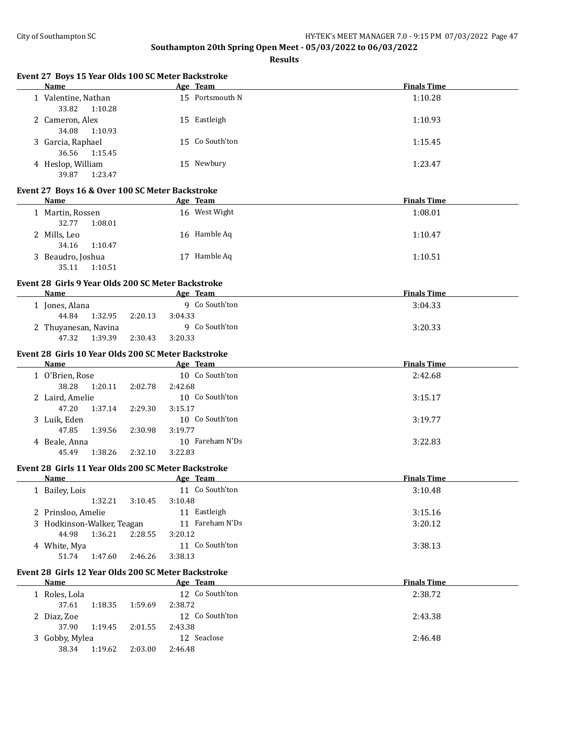## Southampton 20th Spring Open Meet - 05/03/2022 to 06/03/2022

### Results

#### Event 27 Boys 15 Year Olds 100 SC Meter Backstroke

| | Name | Age | Team | Finals Time |
|---|---|---|---|---|
| 1 | Valentine, Nathan | 15 | Portsmouth N | 1:10.28 |
| | 33.82 1:10.28 | | | |
| 2 | Cameron, Alex | 15 | Eastleigh | 1:10.93 |
| | 34.08 1:10.93 | | | |
| 3 | Garcia, Raphael | 15 | Co South'ton | 1:15.45 |
| | 36.56 1:15.45 | | | |
| 4 | Heslop, William | 15 | Newbury | 1:23.47 |
| | 39.87 1:23.47 | | | |

#### Event 27 Boys 16 & Over 100 SC Meter Backstroke

| | Name | Age | Team | Finals Time |
|---|---|---|---|---|
| 1 | Martin, Rossen | 16 | West Wight | 1:08.01 |
| | 32.77 1:08.01 | | | |
| 2 | Mills, Leo | 16 | Hamble Aq | 1:10.47 |
| | 34.16 1:10.47 | | | |
| 3 | Beaudro, Joshua | 17 | Hamble Aq | 1:10.51 |
| | 35.11 1:10.51 | | | |

#### Event 28 Girls 9 Year Olds 200 SC Meter Backstroke

| | Name | Age | Team | Finals Time |
|---|---|---|---|---|
| 1 | Jones, Alana | 9 | Co South'ton | 3:04.33 |
| | 44.84 1:32.95 2:20.13 3:04.33 | | | |
| 2 | Thuyanesan, Navina | 9 | Co South'ton | 3:20.33 |
| | 47.32 1:39.39 2:30.43 3:20.33 | | | |

#### Event 28 Girls 10 Year Olds 200 SC Meter Backstroke

| | Name | Age | Team | Finals Time |
|---|---|---|---|---|
| 1 | O'Brien, Rose | 10 | Co South'ton | 2:42.68 |
| | 38.28 1:20.11 2:02.78 2:42.68 | | | |
| 2 | Laird, Amelie | 10 | Co South'ton | 3:15.17 |
| | 47.20 1:37.14 2:29.30 3:15.17 | | | |
| 3 | Luik, Eden | 10 | Co South'ton | 3:19.77 |
| | 47.85 1:39.56 2:30.98 3:19.77 | | | |
| 4 | Beale, Anna | 10 | Fareham N'Ds | 3:22.83 |
| | 45.49 1:38.26 2:32.10 3:22.83 | | | |

#### Event 28 Girls 11 Year Olds 200 SC Meter Backstroke

| | Name | Age | Team | Finals Time |
|---|---|---|---|---|
| 1 | Bailey, Lois | 11 | Co South'ton | 3:10.48 |
| | 1:32.21 3:10.45 3:10.48 | | | |
| 2 | Prinsloo, Amelie | 11 | Eastleigh | 3:15.16 |
| 3 | Hodkinson-Walker, Teagan | 11 | Fareham N'Ds | 3:20.12 |
| | 44.98 1:36.21 2:28.55 3:20.12 | | | |
| 4 | White, Mya | 11 | Co South'ton | 3:38.13 |
| | 51.74 1:47.60 2:46.26 3:38.13 | | | |

#### Event 28 Girls 12 Year Olds 200 SC Meter Backstroke

| | Name | Age | Team | Finals Time |
|---|---|---|---|---|
| 1 | Roles, Lola | 12 | Co South'ton | 2:38.72 |
| | 37.61 1:18.35 1:59.69 2:38.72 | | | |
| 2 | Diaz, Zoe | 12 | Co South'ton | 2:43.38 |
| | 37.90 1:19.45 2:01.55 2:43.38 | | | |
| 3 | Gobby, Mylea | 12 | Seaclose | 2:46.48 |
| | 38.34 1:19.62 2:03.00 2:46.48 | | | |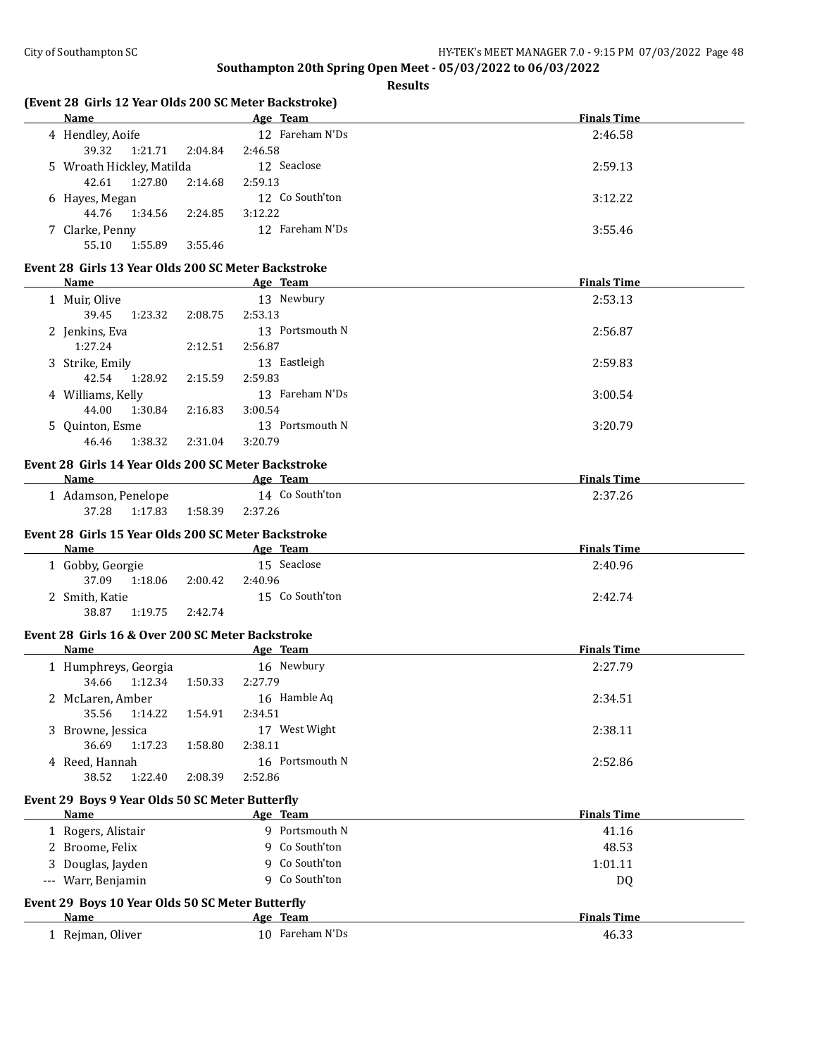**Southampton 20th Spring Open Meet - 05/03/2022 to 06/03/2022**

**Results**

### (Event 28 Girls 12 Year Olds 200 SC Meter Backstroke)

| | Name | Age | Team | Finals Time |
|---|---|---|---|---|
| 4 | Hendley, Aoife | 12 | Fareham N'Ds | 2:46.58 |
| | 39.32 1:21.71 2:04.84 2:46.58 | | | |
| 5 | Wroath Hickley, Matilda | 12 | Seaclose | 2:59.13 |
| | 42.61 1:27.80 2:14.68 2:59.13 | | | |
| 6 | Hayes, Megan | 12 | Co South'ton | 3:12.22 |
| | 44.76 1:34.56 2:24.85 3:12.22 | | | |
| 7 | Clarke, Penny | 12 | Fareham N'Ds | 3:55.46 |
| | 55.10 1:55.89 3:55.46 | | | |

### Event 28 Girls 13 Year Olds 200 SC Meter Backstroke

| | Name | Age | Team | Finals Time |
|---|---|---|---|---|
| 1 | Muir, Olive | 13 | Newbury | 2:53.13 |
| | 39.45 1:23.32 2:08.75 2:53.13 | | | |
| 2 | Jenkins, Eva | 13 | Portsmouth N | 2:56.87 |
| | 1:27.24 2:12.51 2:56.87 | | | |
| 3 | Strike, Emily | 13 | Eastleigh | 2:59.83 |
| | 42.54 1:28.92 2:15.59 2:59.83 | | | |
| 4 | Williams, Kelly | 13 | Fareham N'Ds | 3:00.54 |
| | 44.00 1:30.84 2:16.83 3:00.54 | | | |
| 5 | Quinton, Esme | 13 | Portsmouth N | 3:20.79 |
| | 46.46 1:38.32 2:31.04 3:20.79 | | | |

### Event 28 Girls 14 Year Olds 200 SC Meter Backstroke

| | Name | Age | Team | Finals Time |
|---|---|---|---|---|
| 1 | Adamson, Penelope | 14 | Co South'ton | 2:37.26 |
| | 37.28 1:17.83 1:58.39 2:37.26 | | | |

### Event 28 Girls 15 Year Olds 200 SC Meter Backstroke

| | Name | Age | Team | Finals Time |
|---|---|---|---|---|
| 1 | Gobby, Georgie | 15 | Seaclose | 2:40.96 |
| | 37.09 1:18.06 2:00.42 2:40.96 | | | |
| 2 | Smith, Katie | 15 | Co South'ton | 2:42.74 |
| | 38.87 1:19.75 2:42.74 | | | |

### Event 28 Girls 16 & Over 200 SC Meter Backstroke

| | Name | Age | Team | Finals Time |
|---|---|---|---|---|
| 1 | Humphreys, Georgia | 16 | Newbury | 2:27.79 |
| | 34.66 1:12.34 1:50.33 2:27.79 | | | |
| 2 | McLaren, Amber | 16 | Hamble Aq | 2:34.51 |
| | 35.56 1:14.22 1:54.91 2:34.51 | | | |
| 3 | Browne, Jessica | 17 | West Wight | 2:38.11 |
| | 36.69 1:17.23 1:58.80 2:38.11 | | | |
| 4 | Reed, Hannah | 16 | Portsmouth N | 2:52.86 |
| | 38.52 1:22.40 2:08.39 2:52.86 | | | |

### Event 29 Boys 9 Year Olds 50 SC Meter Butterfly

| | Name | Age | Team | Finals Time |
|---|---|---|---|---|
| 1 | Rogers, Alistair | 9 | Portsmouth N | 41.16 |
| 2 | Broome, Felix | 9 | Co South'ton | 48.53 |
| 3 | Douglas, Jayden | 9 | Co South'ton | 1:01.11 |
| --- | Warr, Benjamin | 9 | Co South'ton | DQ |

### Event 29 Boys 10 Year Olds 50 SC Meter Butterfly

| | Name | Age | Team | Finals Time |
|---|---|---|---|---|
| 1 | Rejman, Oliver | 10 | Fareham N'Ds | 46.33 |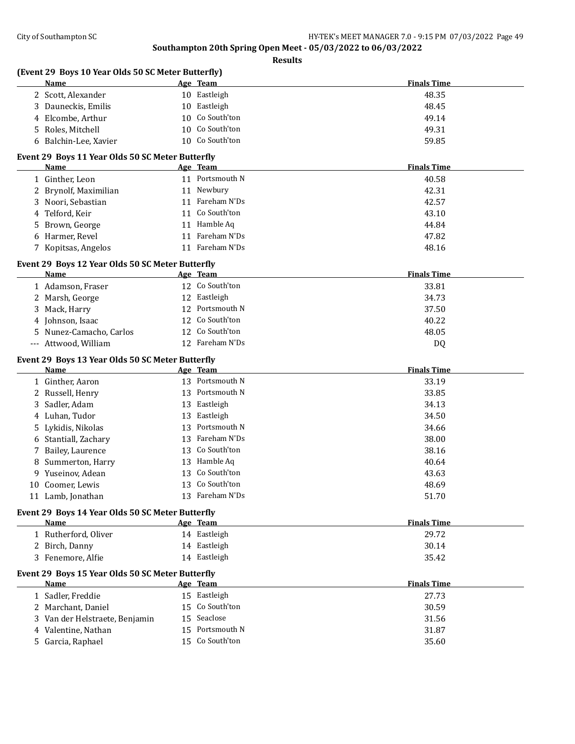## Southampton 20th Spring Open Meet - 05/03/2022 to 06/03/2022

### Results

#### (Event 29 Boys 10 Year Olds 50 SC Meter Butterfly)

| | Name | Age | Team | Finals Time |
|---|---|---|---|---|
| 2 | Scott, Alexander | 10 | Eastleigh | 48.35 |
| 3 | Dauneckis, Emilis | 10 | Eastleigh | 48.45 |
| 4 | Elcombe, Arthur | 10 | Co South'ton | 49.14 |
| 5 | Roles, Mitchell | 10 | Co South'ton | 49.31 |
| 6 | Balchin-Lee, Xavier | 10 | Co South'ton | 59.85 |

#### Event 29 Boys 11 Year Olds 50 SC Meter Butterfly

| | Name | Age | Team | Finals Time |
|---|---|---|---|---|
| 1 | Ginther, Leon | 11 | Portsmouth N | 40.58 |
| 2 | Brynolf, Maximilian | 11 | Newbury | 42.31 |
| 3 | Noori, Sebastian | 11 | Fareham N'Ds | 42.57 |
| 4 | Telford, Keir | 11 | Co South'ton | 43.10 |
| 5 | Brown, George | 11 | Hamble Aq | 44.84 |
| 6 | Harmer, Revel | 11 | Fareham N'Ds | 47.82 |
| 7 | Kopitsas, Angelos | 11 | Fareham N'Ds | 48.16 |

#### Event 29 Boys 12 Year Olds 50 SC Meter Butterfly

| | Name | Age | Team | Finals Time |
|---|---|---|---|---|
| 1 | Adamson, Fraser | 12 | Co South'ton | 33.81 |
| 2 | Marsh, George | 12 | Eastleigh | 34.73 |
| 3 | Mack, Harry | 12 | Portsmouth N | 37.50 |
| 4 | Johnson, Isaac | 12 | Co South'ton | 40.22 |
| 5 | Nunez-Camacho, Carlos | 12 | Co South'ton | 48.05 |
| --- | Attwood, William | 12 | Fareham N'Ds | DQ |

#### Event 29 Boys 13 Year Olds 50 SC Meter Butterfly

| | Name | Age | Team | Finals Time |
|---|---|---|---|---|
| 1 | Ginther, Aaron | 13 | Portsmouth N | 33.19 |
| 2 | Russell, Henry | 13 | Portsmouth N | 33.85 |
| 3 | Sadler, Adam | 13 | Eastleigh | 34.13 |
| 4 | Luhan, Tudor | 13 | Eastleigh | 34.50 |
| 5 | Lykidis, Nikolas | 13 | Portsmouth N | 34.66 |
| 6 | Stantiall, Zachary | 13 | Fareham N'Ds | 38.00 |
| 7 | Bailey, Laurence | 13 | Co South'ton | 38.16 |
| 8 | Summerton, Harry | 13 | Hamble Aq | 40.64 |
| 9 | Yuseinov, Adean | 13 | Co South'ton | 43.63 |
| 10 | Coomer, Lewis | 13 | Co South'ton | 48.69 |
| 11 | Lamb, Jonathan | 13 | Fareham N'Ds | 51.70 |

#### Event 29 Boys 14 Year Olds 50 SC Meter Butterfly

| | Name | Age | Team | Finals Time |
|---|---|---|---|---|
| 1 | Rutherford, Oliver | 14 | Eastleigh | 29.72 |
| 2 | Birch, Danny | 14 | Eastleigh | 30.14 |
| 3 | Fenemore, Alfie | 14 | Eastleigh | 35.42 |

#### Event 29 Boys 15 Year Olds 50 SC Meter Butterfly

| | Name | Age | Team | Finals Time |
|---|---|---|---|---|
| 1 | Sadler, Freddie | 15 | Eastleigh | 27.73 |
| 2 | Marchant, Daniel | 15 | Co South'ton | 30.59 |
| 3 | Van der Helstraete, Benjamin | 15 | Seaclose | 31.56 |
| 4 | Valentine, Nathan | 15 | Portsmouth N | 31.87 |
| 5 | Garcia, Raphael | 15 | Co South'ton | 35.60 |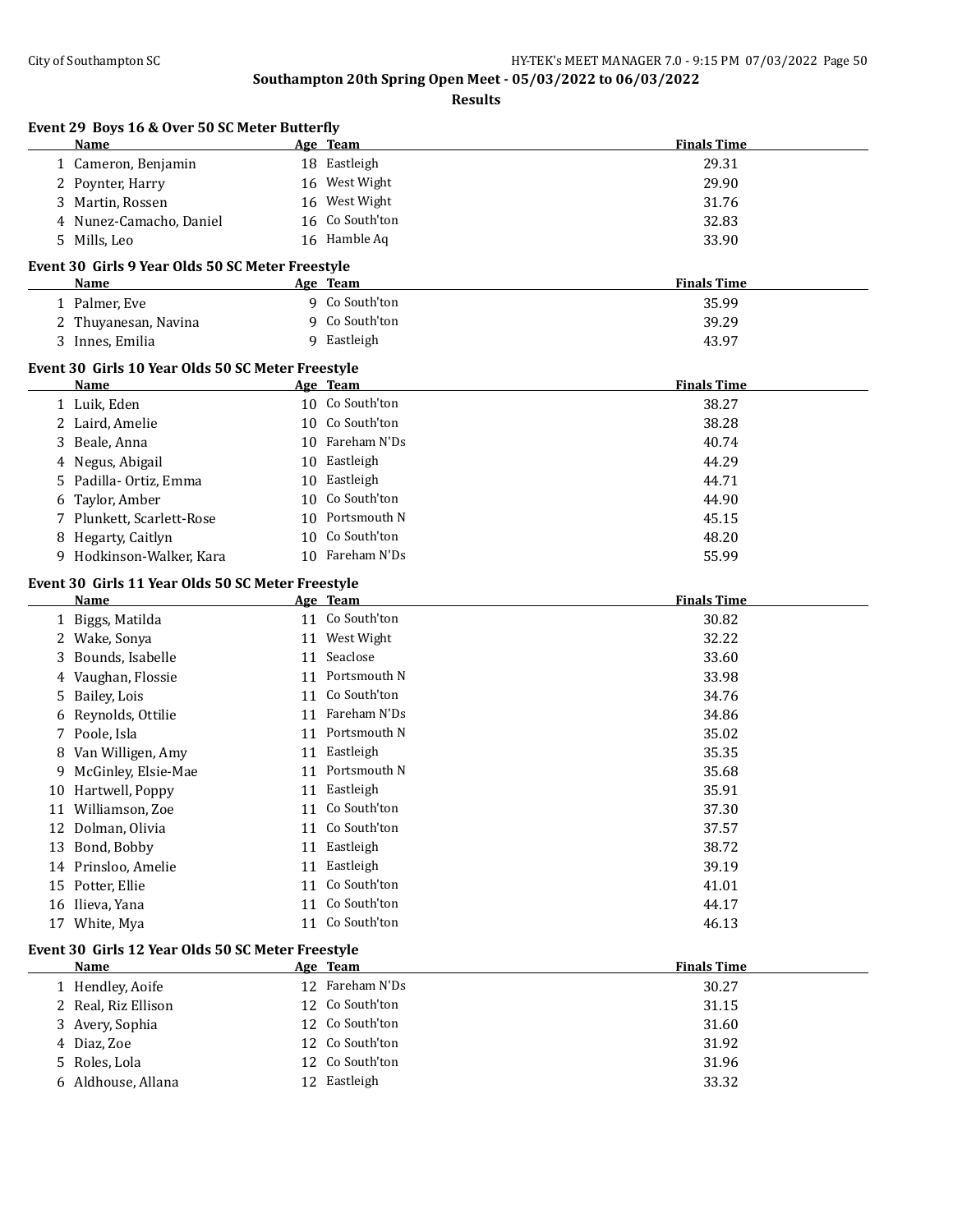**Southampton 20th Spring Open Meet - 05/03/2022 to 06/03/2022**

**Results**

### Event 29 Boys 16 & Over 50 SC Meter Butterfly

| | Name | Age | Team | Finals Time |
|---|---|---|---|---|
| 1 | Cameron, Benjamin | 18 | Eastleigh | 29.31 |
| 2 | Poynter, Harry | 16 | West Wight | 29.90 |
| 3 | Martin, Rossen | 16 | West Wight | 31.76 |
| 4 | Nunez-Camacho, Daniel | 16 | Co South'ton | 32.83 |
| 5 | Mills, Leo | 16 | Hamble Aq | 33.90 |

### Event 30 Girls 9 Year Olds 50 SC Meter Freestyle

| | Name | Age | Team | Finals Time |
|---|---|---|---|---|
| 1 | Palmer, Eve | 9 | Co South'ton | 35.99 |
| 2 | Thuyanesan, Navina | 9 | Co South'ton | 39.29 |
| 3 | Innes, Emilia | 9 | Eastleigh | 43.97 |

### Event 30 Girls 10 Year Olds 50 SC Meter Freestyle

| | Name | Age | Team | Finals Time |
|---|---|---|---|---|
| 1 | Luik, Eden | 10 | Co South'ton | 38.27 |
| 2 | Laird, Amelie | 10 | Co South'ton | 38.28 |
| 3 | Beale, Anna | 10 | Fareham N'Ds | 40.74 |
| 4 | Negus, Abigail | 10 | Eastleigh | 44.29 |
| 5 | Padilla- Ortiz, Emma | 10 | Eastleigh | 44.71 |
| 6 | Taylor, Amber | 10 | Co South'ton | 44.90 |
| 7 | Plunkett, Scarlett-Rose | 10 | Portsmouth N | 45.15 |
| 8 | Hegarty, Caitlyn | 10 | Co South'ton | 48.20 |
| 9 | Hodkinson-Walker, Kara | 10 | Fareham N'Ds | 55.99 |

### Event 30 Girls 11 Year Olds 50 SC Meter Freestyle

| | Name | Age | Team | Finals Time |
|---|---|---|---|---|
| 1 | Biggs, Matilda | 11 | Co South'ton | 30.82 |
| 2 | Wake, Sonya | 11 | West Wight | 32.22 |
| 3 | Bounds, Isabelle | 11 | Seaclose | 33.60 |
| 4 | Vaughan, Flossie | 11 | Portsmouth N | 33.98 |
| 5 | Bailey, Lois | 11 | Co South'ton | 34.76 |
| 6 | Reynolds, Ottilie | 11 | Fareham N'Ds | 34.86 |
| 7 | Poole, Isla | 11 | Portsmouth N | 35.02 |
| 8 | Van Willigen, Amy | 11 | Eastleigh | 35.35 |
| 9 | McGinley, Elsie-Mae | 11 | Portsmouth N | 35.68 |
| 10 | Hartwell, Poppy | 11 | Eastleigh | 35.91 |
| 11 | Williamson, Zoe | 11 | Co South'ton | 37.30 |
| 12 | Dolman, Olivia | 11 | Co South'ton | 37.57 |
| 13 | Bond, Bobby | 11 | Eastleigh | 38.72 |
| 14 | Prinsloo, Amelie | 11 | Eastleigh | 39.19 |
| 15 | Potter, Ellie | 11 | Co South'ton | 41.01 |
| 16 | Ilieva, Yana | 11 | Co South'ton | 44.17 |
| 17 | White, Mya | 11 | Co South'ton | 46.13 |

### Event 30 Girls 12 Year Olds 50 SC Meter Freestyle

| | Name | Age | Team | Finals Time |
|---|---|---|---|---|
| 1 | Hendley, Aoife | 12 | Fareham N'Ds | 30.27 |
| 2 | Real, Riz Ellison | 12 | Co South'ton | 31.15 |
| 3 | Avery, Sophia | 12 | Co South'ton | 31.60 |
| 4 | Diaz, Zoe | 12 | Co South'ton | 31.92 |
| 5 | Roles, Lola | 12 | Co South'ton | 31.96 |
| 6 | Aldhouse, Allana | 12 | Eastleigh | 33.32 |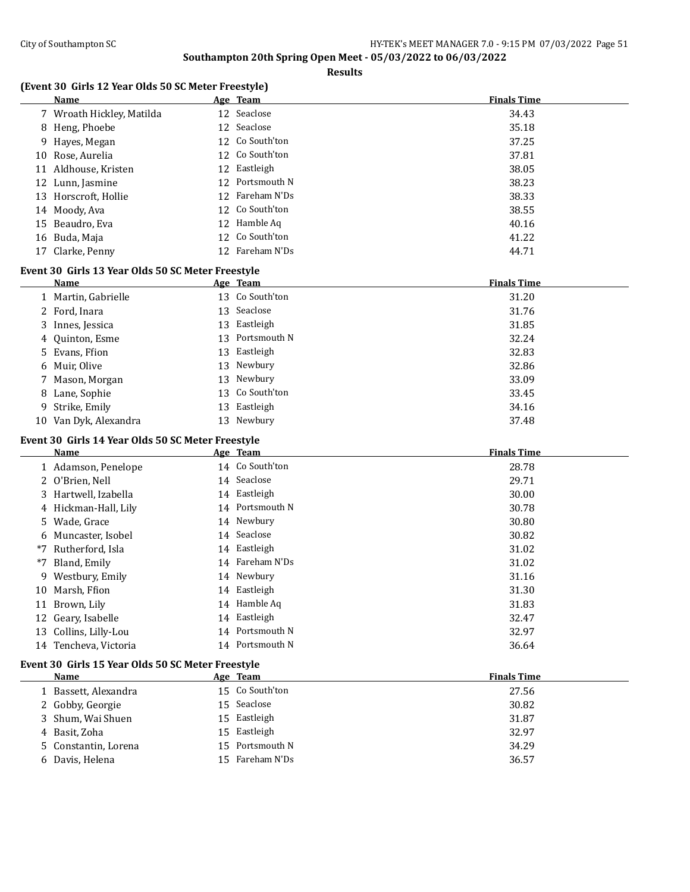## Southampton 20th Spring Open Meet - 05/03/2022 to 06/03/2022

### Results

### (Event 30 Girls 12 Year Olds 50 SC Meter Freestyle)

| | Name | Age | Team | Finals Time |
|---|---|---|---|---|
| 7 | Wroath Hickley, Matilda | 12 | Seaclose | 34.43 |
| 8 | Heng, Phoebe | 12 | Seaclose | 35.18 |
| 9 | Hayes, Megan | 12 | Co South'ton | 37.25 |
| 10 | Rose, Aurelia | 12 | Co South'ton | 37.81 |
| 11 | Aldhouse, Kristen | 12 | Eastleigh | 38.05 |
| 12 | Lunn, Jasmine | 12 | Portsmouth N | 38.23 |
| 13 | Horscroft, Hollie | 12 | Fareham N'Ds | 38.33 |
| 14 | Moody, Ava | 12 | Co South'ton | 38.55 |
| 15 | Beaudro, Eva | 12 | Hamble Aq | 40.16 |
| 16 | Buda, Maja | 12 | Co South'ton | 41.22 |
| 17 | Clarke, Penny | 12 | Fareham N'Ds | 44.71 |

### Event 30 Girls 13 Year Olds 50 SC Meter Freestyle

| | Name | Age | Team | Finals Time |
|---|---|---|---|---|
| 1 | Martin, Gabrielle | 13 | Co South'ton | 31.20 |
| 2 | Ford, Inara | 13 | Seaclose | 31.76 |
| 3 | Innes, Jessica | 13 | Eastleigh | 31.85 |
| 4 | Quinton, Esme | 13 | Portsmouth N | 32.24 |
| 5 | Evans, Ffion | 13 | Eastleigh | 32.83 |
| 6 | Muir, Olive | 13 | Newbury | 32.86 |
| 7 | Mason, Morgan | 13 | Newbury | 33.09 |
| 8 | Lane, Sophie | 13 | Co South'ton | 33.45 |
| 9 | Strike, Emily | 13 | Eastleigh | 34.16 |
| 10 | Van Dyk, Alexandra | 13 | Newbury | 37.48 |

### Event 30 Girls 14 Year Olds 50 SC Meter Freestyle

| | Name | Age | Team | Finals Time |
|---|---|---|---|---|
| 1 | Adamson, Penelope | 14 | Co South'ton | 28.78 |
| 2 | O'Brien, Nell | 14 | Seaclose | 29.71 |
| 3 | Hartwell, Izabella | 14 | Eastleigh | 30.00 |
| 4 | Hickman-Hall, Lily | 14 | Portsmouth N | 30.78 |
| 5 | Wade, Grace | 14 | Newbury | 30.80 |
| 6 | Muncaster, Isobel | 14 | Seaclose | 30.82 |
| *7 | Rutherford, Isla | 14 | Eastleigh | 31.02 |
| *7 | Bland, Emily | 14 | Fareham N'Ds | 31.02 |
| 9 | Westbury, Emily | 14 | Newbury | 31.16 |
| 10 | Marsh, Ffion | 14 | Eastleigh | 31.30 |
| 11 | Brown, Lily | 14 | Hamble Aq | 31.83 |
| 12 | Geary, Isabelle | 14 | Eastleigh | 32.47 |
| 13 | Collins, Lilly-Lou | 14 | Portsmouth N | 32.97 |
| 14 | Tencheva, Victoria | 14 | Portsmouth N | 36.64 |

### Event 30 Girls 15 Year Olds 50 SC Meter Freestyle

| | Name | Age | Team | Finals Time |
|---|---|---|---|---|
| 1 | Bassett, Alexandra | 15 | Co South'ton | 27.56 |
| 2 | Gobby, Georgie | 15 | Seaclose | 30.82 |
| 3 | Shum, Wai Shuen | 15 | Eastleigh | 31.87 |
| 4 | Basit, Zoha | 15 | Eastleigh | 32.97 |
| 5 | Constantin, Lorena | 15 | Portsmouth N | 34.29 |
| 6 | Davis, Helena | 15 | Fareham N'Ds | 36.57 |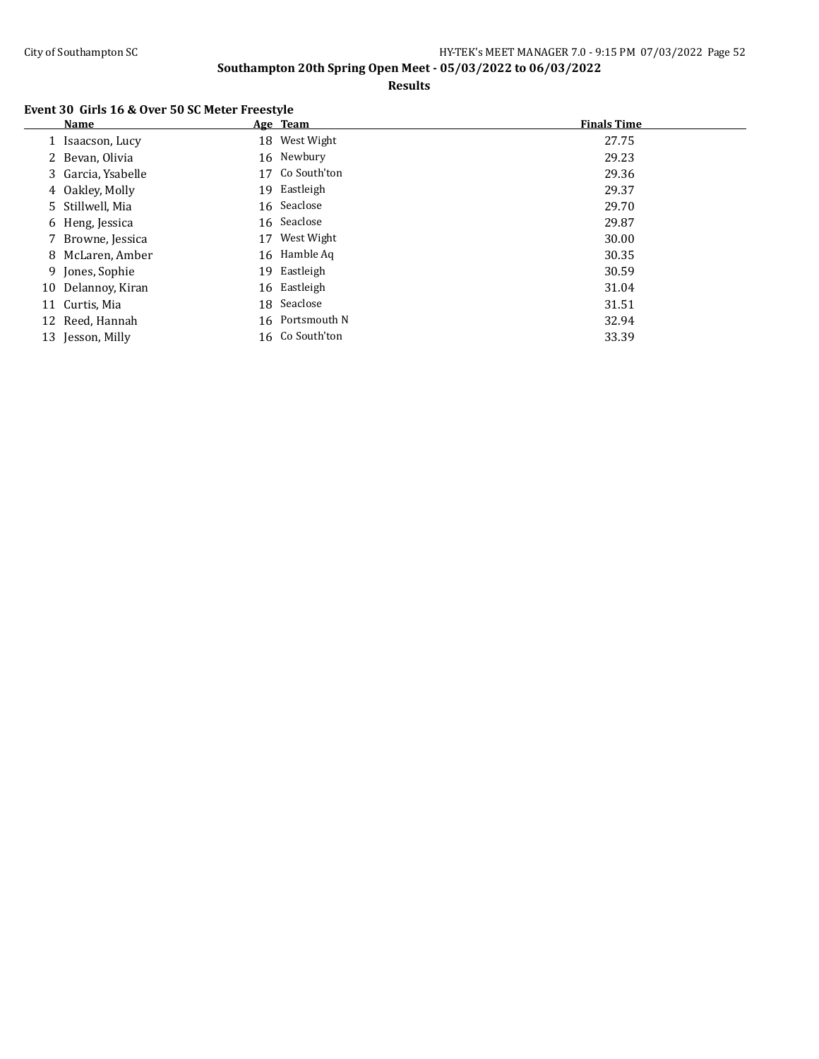**Southampton 20th Spring Open Meet - 05/03/2022 to 06/03/2022**

**Results**

### Event 30 Girls 16 & Over 50 SC Meter Freestyle

| | Name | Age | Team | Finals Time |
|---|---|---|---|---|
| 1 | Isaacson, Lucy | 18 | West Wight | 27.75 |
| 2 | Bevan, Olivia | 16 | Newbury | 29.23 |
| 3 | Garcia, Ysabelle | 17 | Co South'ton | 29.36 |
| 4 | Oakley, Molly | 19 | Eastleigh | 29.37 |
| 5 | Stillwell, Mia | 16 | Seaclose | 29.70 |
| 6 | Heng, Jessica | 16 | Seaclose | 29.87 |
| 7 | Browne, Jessica | 17 | West Wight | 30.00 |
| 8 | McLaren, Amber | 16 | Hamble Aq | 30.35 |
| 9 | Jones, Sophie | 19 | Eastleigh | 30.59 |
| 10 | Delannoy, Kiran | 16 | Eastleigh | 31.04 |
| 11 | Curtis, Mia | 18 | Seaclose | 31.51 |
| 12 | Reed, Hannah | 16 | Portsmouth N | 32.94 |
| 13 | Jesson, Milly | 16 | Co South'ton | 33.39 |